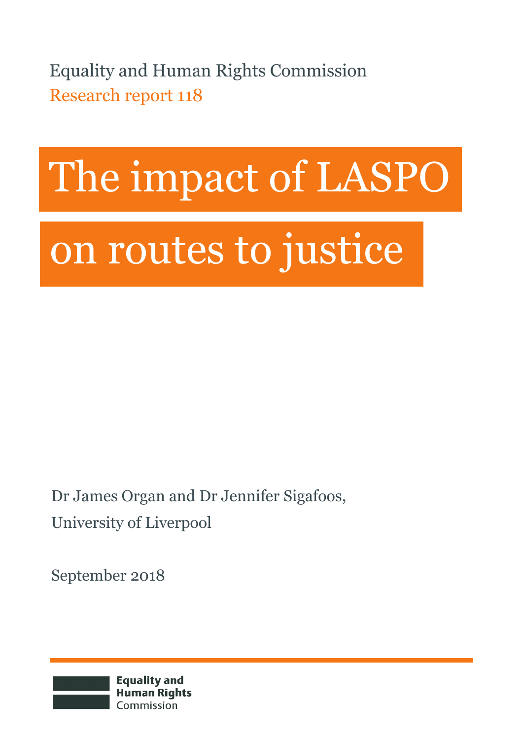Equality and Human Rights Commission

Research report 118

# The impact of LASPO on routes to justice

Dr James Organ and Dr Jennifer Sigafoos,

University of Liverpool

September 2018

Equality and Human Rights Commission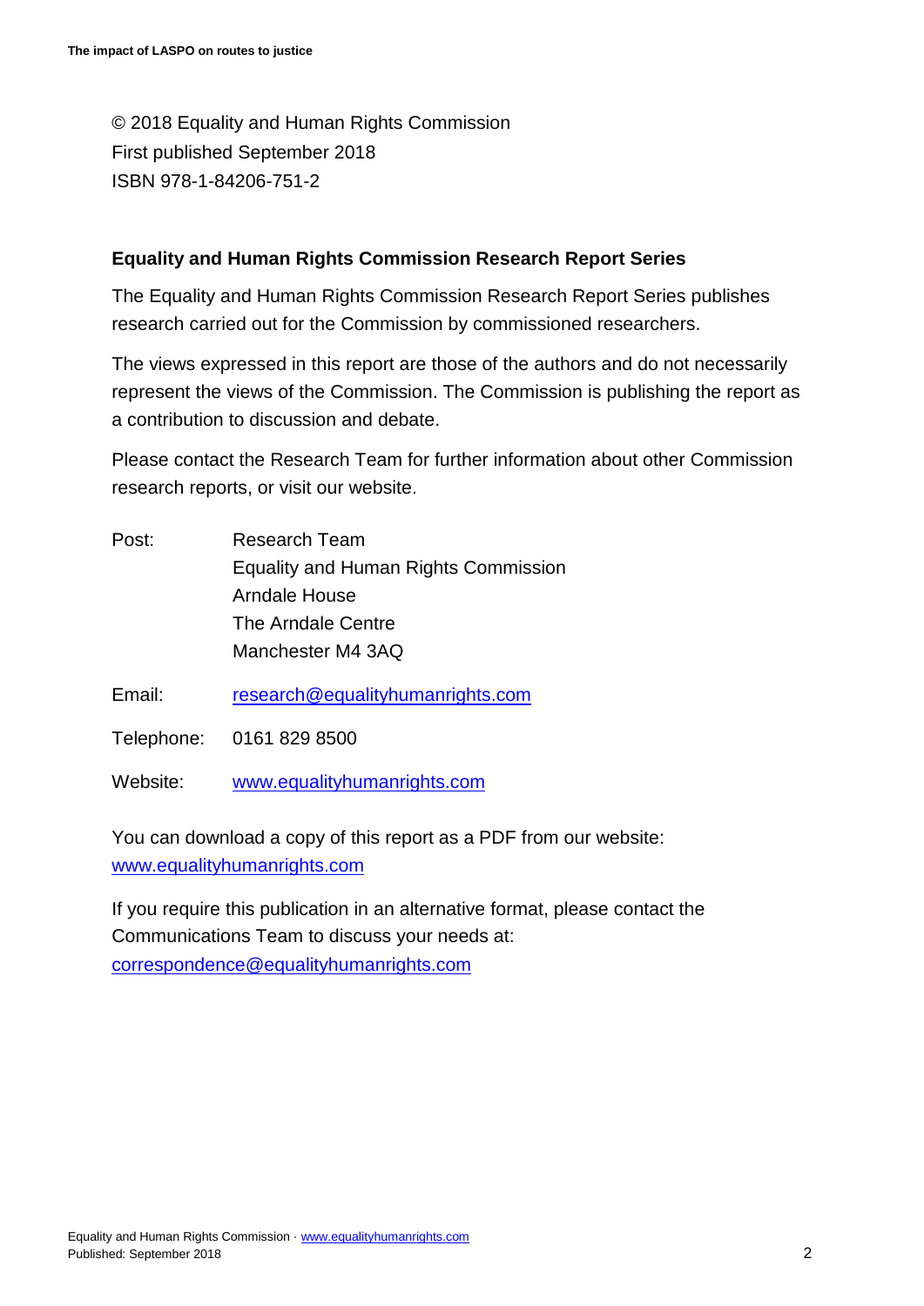© 2018 Equality and Human Rights Commission
First published September 2018
ISBN 978-1-84206-751-2

**Equality and Human Rights Commission Research Report Series**

The Equality and Human Rights Commission Research Report Series publishes research carried out for the Commission by commissioned researchers.

The views expressed in this report are those of the authors and do not necessarily represent the views of the Commission. The Commission is publishing the report as a contribution to discussion and debate.

Please contact the Research Team for further information about other Commission research reports, or visit our website.

Post: Research Team
Equality and Human Rights Commission
Arndale House
The Arndale Centre
Manchester M4 3AQ

Email: research@equalityhumanrights.com

Telephone: 0161 829 8500

Website: www.equalityhumanrights.com

You can download a copy of this report as a PDF from our website: www.equalityhumanrights.com

If you require this publication in an alternative format, please contact the Communications Team to discuss your needs at: correspondence@equalityhumanrights.com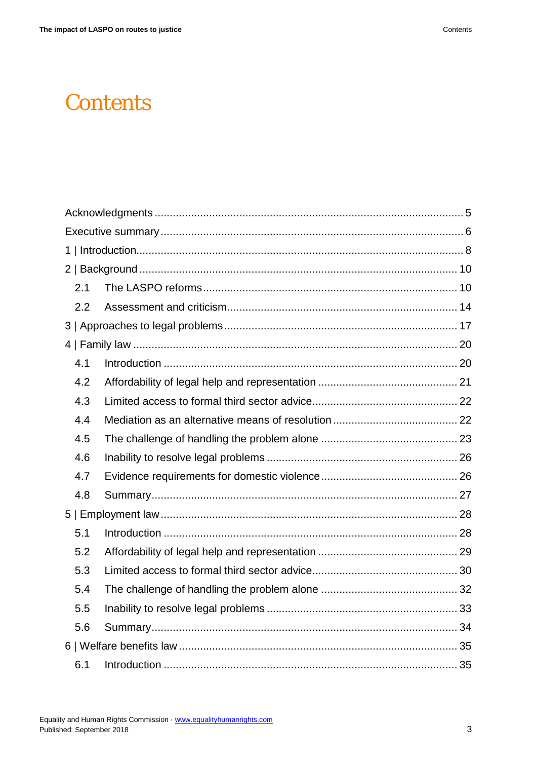# Contents

Acknowledgments ..... 5

Executive summary ..... 6

1 | Introduction ..... 8

2 | Background ..... 10

- 2.1 The LASPO reforms ..... 10
- 2.2 Assessment and criticism ..... 14

3 | Approaches to legal problems ..... 17

4 | Family law ..... 20

- 4.1 Introduction ..... 20
- 4.2 Affordability of legal help and representation ..... 21
- 4.3 Limited access to formal third sector advice ..... 22
- 4.4 Mediation as an alternative means of resolution ..... 22
- 4.5 The challenge of handling the problem alone ..... 23
- 4.6 Inability to resolve legal problems ..... 26
- 4.7 Evidence requirements for domestic violence ..... 26
- 4.8 Summary ..... 27

5 | Employment law ..... 28

- 5.1 Introduction ..... 28
- 5.2 Affordability of legal help and representation ..... 29
- 5.3 Limited access to formal third sector advice ..... 30
- 5.4 The challenge of handling the problem alone ..... 32
- 5.5 Inability to resolve legal problems ..... 33
- 5.6 Summary ..... 34

6 | Welfare benefits law ..... 35

- 6.1 Introduction ..... 35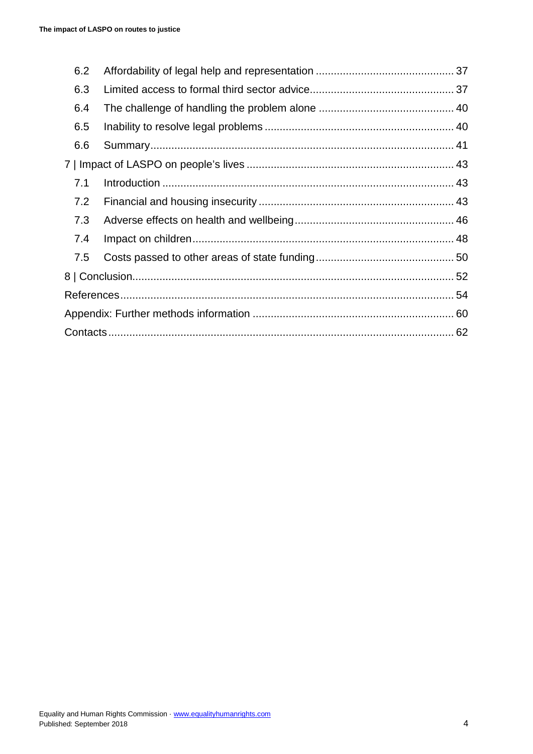| | | |
|---|---|---|
| 6.2 | Affordability of legal help and representation | 37 |
| 6.3 | Limited access to formal third sector advice | 37 |
| 6.4 | The challenge of handling the problem alone | 40 |
| 6.5 | Inability to resolve legal problems | 40 |
| 6.6 | Summary | 41 |
| 7 \| Impact of LASPO on people's lives | | 43 |
| 7.1 | Introduction | 43 |
| 7.2 | Financial and housing insecurity | 43 |
| 7.3 | Adverse effects on health and wellbeing | 46 |
| 7.4 | Impact on children | 48 |
| 7.5 | Costs passed to other areas of state funding | 50 |
| 8 \| Conclusion | | 52 |
| References | | 54 |
| Appendix: Further methods information | | 60 |
| Contacts | | 62 |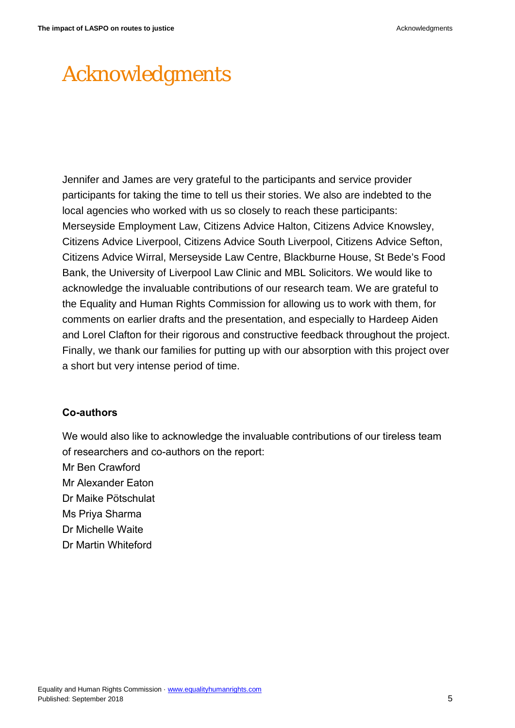# Acknowledgments

Jennifer and James are very grateful to the participants and service provider participants for taking the time to tell us their stories. We also are indebted to the local agencies who worked with us so closely to reach these participants: Merseyside Employment Law, Citizens Advice Halton, Citizens Advice Knowsley, Citizens Advice Liverpool, Citizens Advice South Liverpool, Citizens Advice Sefton, Citizens Advice Wirral, Merseyside Law Centre, Blackburne House, St Bede's Food Bank, the University of Liverpool Law Clinic and MBL Solicitors. We would like to acknowledge the invaluable contributions of our research team. We are grateful to the Equality and Human Rights Commission for allowing us to work with them, for comments on earlier drafts and the presentation, and especially to Hardeep Aiden and Lorel Clafton for their rigorous and constructive feedback throughout the project. Finally, we thank our families for putting up with our absorption with this project over a short but very intense period of time.

**Co-authors**

We would also like to acknowledge the invaluable contributions of our tireless team of researchers and co-authors on the report:
Mr Ben Crawford
Mr Alexander Eaton
Dr Maike Pötschulat
Ms Priya Sharma
Dr Michelle Waite
Dr Martin Whiteford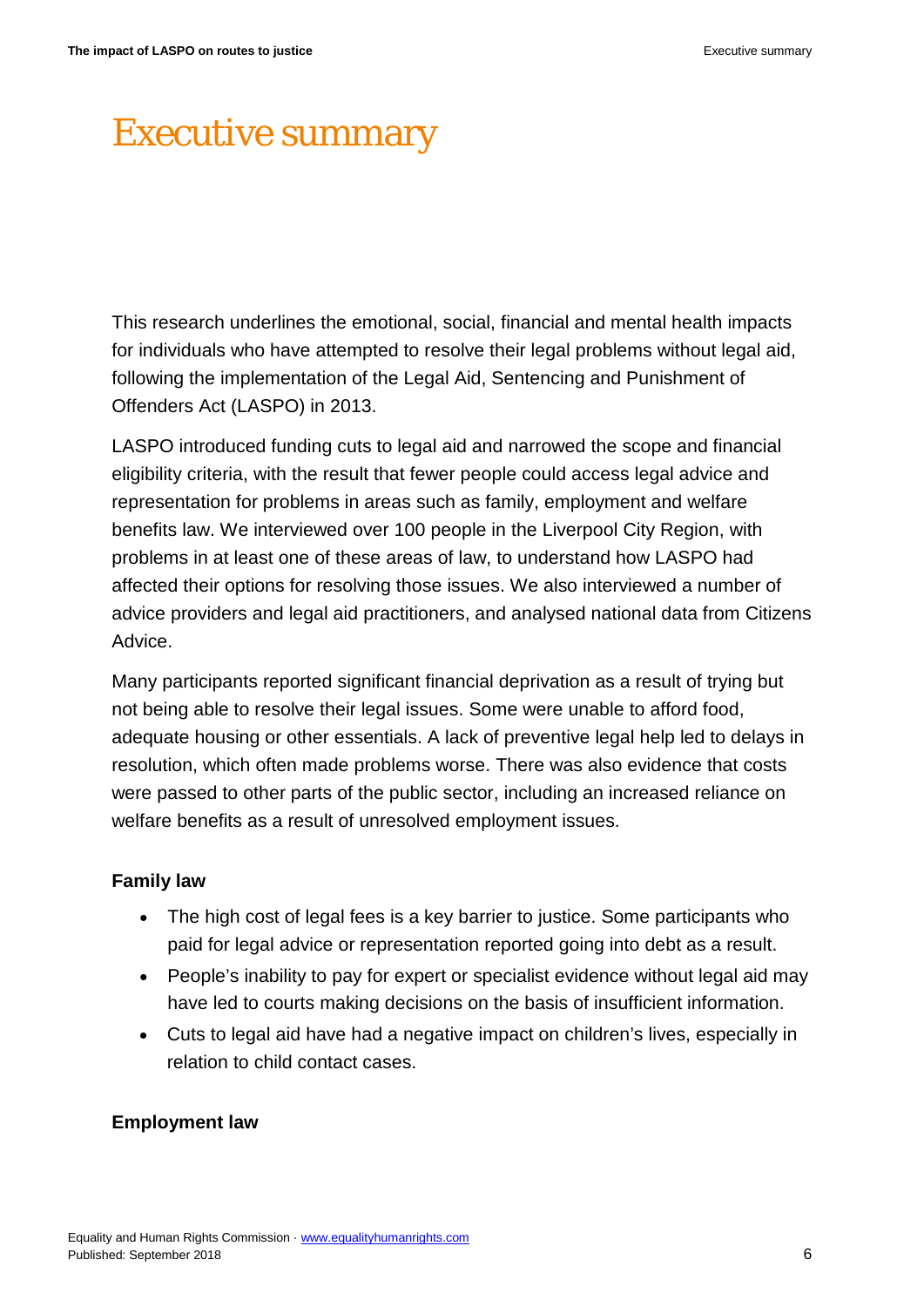# Executive summary

This research underlines the emotional, social, financial and mental health impacts for individuals who have attempted to resolve their legal problems without legal aid, following the implementation of the Legal Aid, Sentencing and Punishment of Offenders Act (LASPO) in 2013.

LASPO introduced funding cuts to legal aid and narrowed the scope and financial eligibility criteria, with the result that fewer people could access legal advice and representation for problems in areas such as family, employment and welfare benefits law. We interviewed over 100 people in the Liverpool City Region, with problems in at least one of these areas of law, to understand how LASPO had affected their options for resolving those issues. We also interviewed a number of advice providers and legal aid practitioners, and analysed national data from Citizens Advice.

Many participants reported significant financial deprivation as a result of trying but not being able to resolve their legal issues. Some were unable to afford food, adequate housing or other essentials. A lack of preventive legal help led to delays in resolution, which often made problems worse. There was also evidence that costs were passed to other parts of the public sector, including an increased reliance on welfare benefits as a result of unresolved employment issues.

**Family law**

- The high cost of legal fees is a key barrier to justice. Some participants who paid for legal advice or representation reported going into debt as a result.
- People's inability to pay for expert or specialist evidence without legal aid may have led to courts making decisions on the basis of insufficient information.
- Cuts to legal aid have had a negative impact on children's lives, especially in relation to child contact cases.

**Employment law**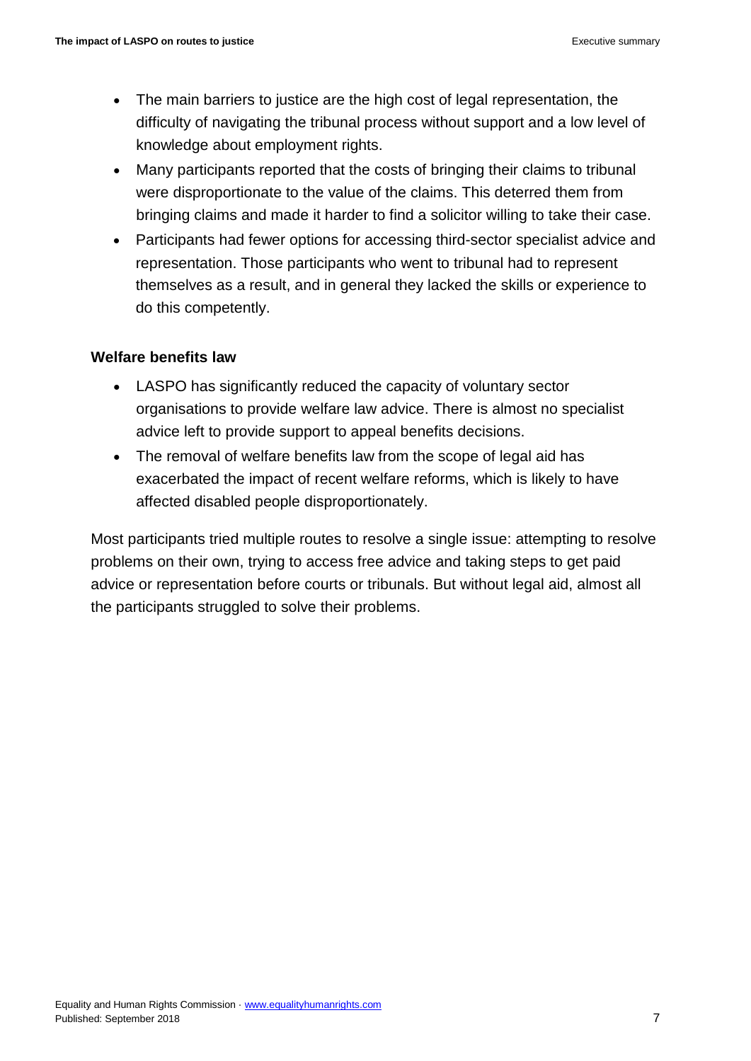- The main barriers to justice are the high cost of legal representation, the difficulty of navigating the tribunal process without support and a low level of knowledge about employment rights.
- Many participants reported that the costs of bringing their claims to tribunal were disproportionate to the value of the claims. This deterred them from bringing claims and made it harder to find a solicitor willing to take their case.
- Participants had fewer options for accessing third-sector specialist advice and representation. Those participants who went to tribunal had to represent themselves as a result, and in general they lacked the skills or experience to do this competently.

**Welfare benefits law**

- LASPO has significantly reduced the capacity of voluntary sector organisations to provide welfare law advice. There is almost no specialist advice left to provide support to appeal benefits decisions.
- The removal of welfare benefits law from the scope of legal aid has exacerbated the impact of recent welfare reforms, which is likely to have affected disabled people disproportionately.

Most participants tried multiple routes to resolve a single issue: attempting to resolve problems on their own, trying to access free advice and taking steps to get paid advice or representation before courts or tribunals. But without legal aid, almost all the participants struggled to solve their problems.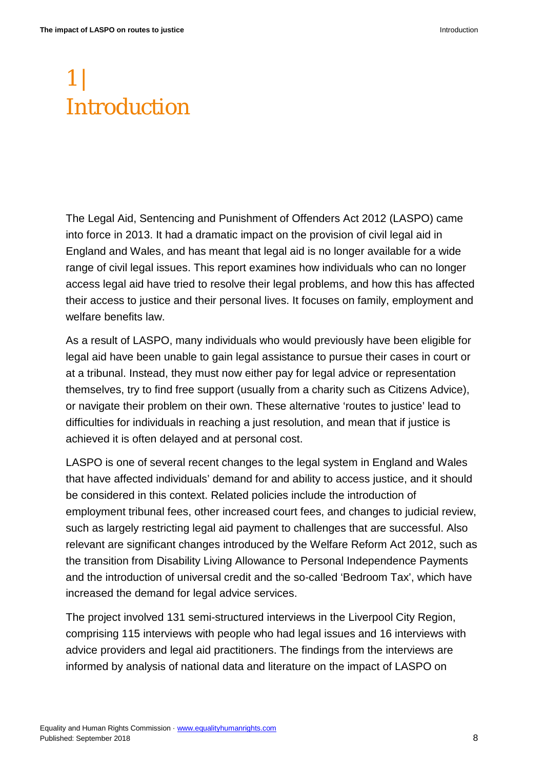# 1 | Introduction

The Legal Aid, Sentencing and Punishment of Offenders Act 2012 (LASPO) came into force in 2013. It had a dramatic impact on the provision of civil legal aid in England and Wales, and has meant that legal aid is no longer available for a wide range of civil legal issues. This report examines how individuals who can no longer access legal aid have tried to resolve their legal problems, and how this has affected their access to justice and their personal lives. It focuses on family, employment and welfare benefits law.

As a result of LASPO, many individuals who would previously have been eligible for legal aid have been unable to gain legal assistance to pursue their cases in court or at a tribunal. Instead, they must now either pay for legal advice or representation themselves, try to find free support (usually from a charity such as Citizens Advice), or navigate their problem on their own. These alternative 'routes to justice' lead to difficulties for individuals in reaching a just resolution, and mean that if justice is achieved it is often delayed and at personal cost.

LASPO is one of several recent changes to the legal system in England and Wales that have affected individuals' demand for and ability to access justice, and it should be considered in this context. Related policies include the introduction of employment tribunal fees, other increased court fees, and changes to judicial review, such as largely restricting legal aid payment to challenges that are successful. Also relevant are significant changes introduced by the Welfare Reform Act 2012, such as the transition from Disability Living Allowance to Personal Independence Payments and the introduction of universal credit and the so-called 'Bedroom Tax', which have increased the demand for legal advice services.

The project involved 131 semi-structured interviews in the Liverpool City Region, comprising 115 interviews with people who had legal issues and 16 interviews with advice providers and legal aid practitioners. The findings from the interviews are informed by analysis of national data and literature on the impact of LASPO on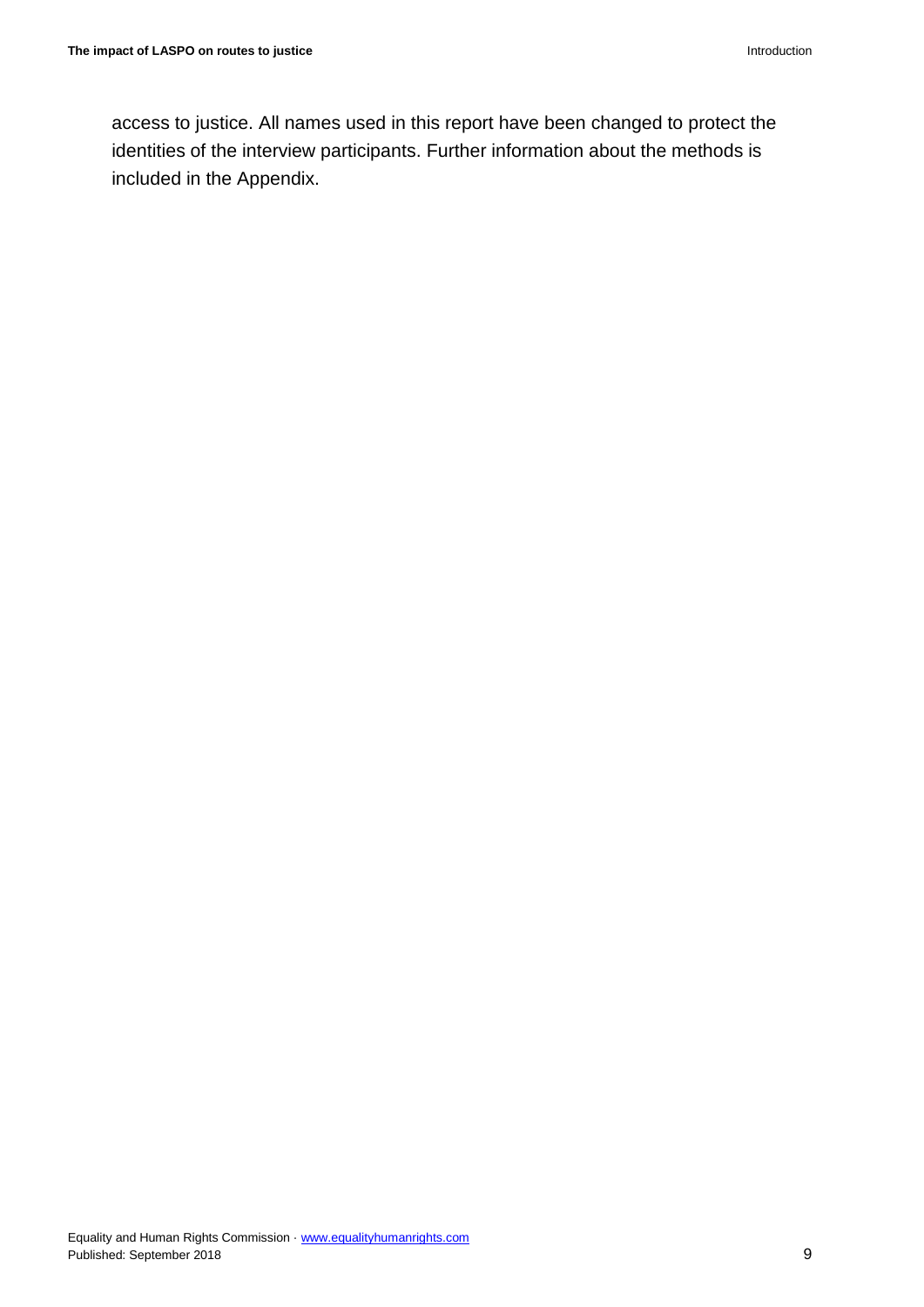access to justice. All names used in this report have been changed to protect the identities of the interview participants. Further information about the methods is included in the Appendix.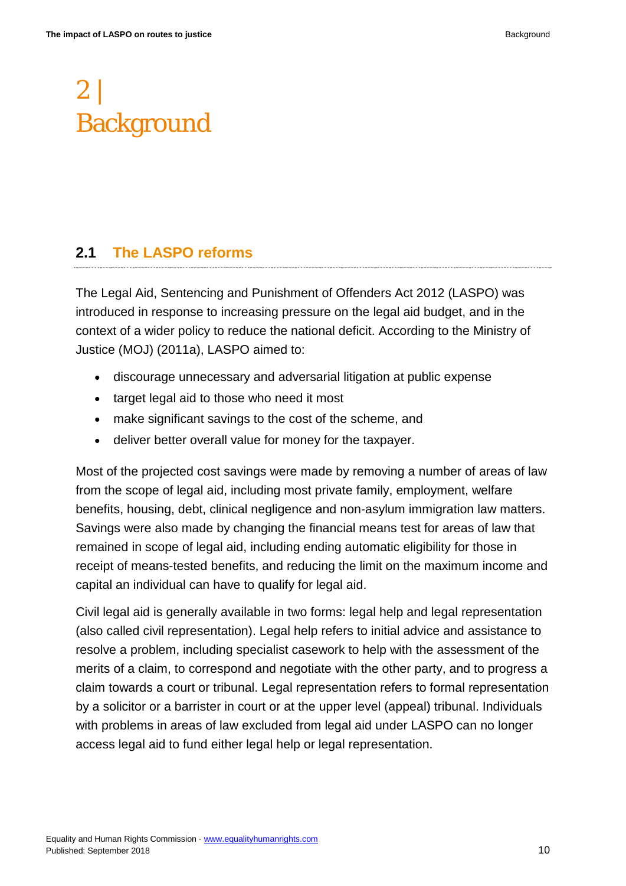# 2 | Background

## 2.1 The LASPO reforms

The Legal Aid, Sentencing and Punishment of Offenders Act 2012 (LASPO) was introduced in response to increasing pressure on the legal aid budget, and in the context of a wider policy to reduce the national deficit. According to the Ministry of Justice (MOJ) (2011a), LASPO aimed to:

- discourage unnecessary and adversarial litigation at public expense
- target legal aid to those who need it most
- make significant savings to the cost of the scheme, and
- deliver better overall value for money for the taxpayer.

Most of the projected cost savings were made by removing a number of areas of law from the scope of legal aid, including most private family, employment, welfare benefits, housing, debt, clinical negligence and non-asylum immigration law matters. Savings were also made by changing the financial means test for areas of law that remained in scope of legal aid, including ending automatic eligibility for those in receipt of means-tested benefits, and reducing the limit on the maximum income and capital an individual can have to qualify for legal aid.

Civil legal aid is generally available in two forms: legal help and legal representation (also called civil representation). Legal help refers to initial advice and assistance to resolve a problem, including specialist casework to help with the assessment of the merits of a claim, to correspond and negotiate with the other party, and to progress a claim towards a court or tribunal. Legal representation refers to formal representation by a solicitor or a barrister in court or at the upper level (appeal) tribunal. Individuals with problems in areas of law excluded from legal aid under LASPO can no longer access legal aid to fund either legal help or legal representation.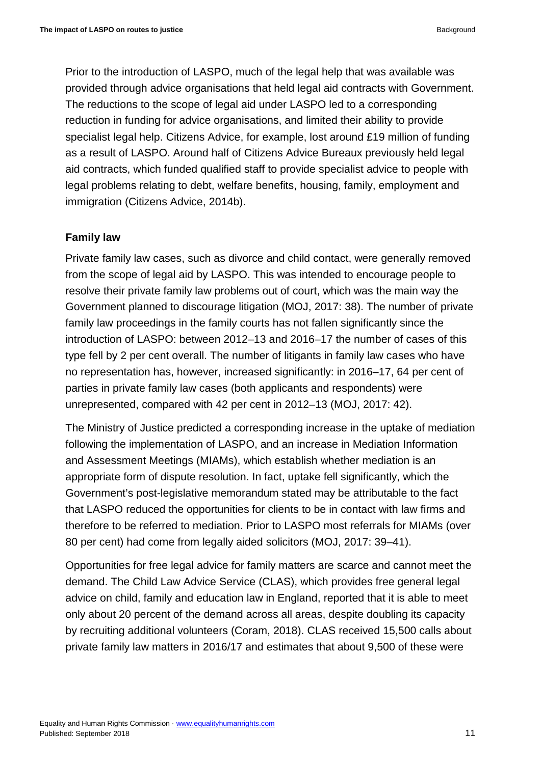Prior to the introduction of LASPO, much of the legal help that was available was provided through advice organisations that held legal aid contracts with Government. The reductions to the scope of legal aid under LASPO led to a corresponding reduction in funding for advice organisations, and limited their ability to provide specialist legal help. Citizens Advice, for example, lost around £19 million of funding as a result of LASPO. Around half of Citizens Advice Bureaux previously held legal aid contracts, which funded qualified staff to provide specialist advice to people with legal problems relating to debt, welfare benefits, housing, family, employment and immigration (Citizens Advice, 2014b).

**Family law**

Private family law cases, such as divorce and child contact, were generally removed from the scope of legal aid by LASPO. This was intended to encourage people to resolve their private family law problems out of court, which was the main way the Government planned to discourage litigation (MOJ, 2017: 38). The number of private family law proceedings in the family courts has not fallen significantly since the introduction of LASPO: between 2012–13 and 2016–17 the number of cases of this type fell by 2 per cent overall. The number of litigants in family law cases who have no representation has, however, increased significantly: in 2016–17, 64 per cent of parties in private family law cases (both applicants and respondents) were unrepresented, compared with 42 per cent in 2012–13 (MOJ, 2017: 42).

The Ministry of Justice predicted a corresponding increase in the uptake of mediation following the implementation of LASPO, and an increase in Mediation Information and Assessment Meetings (MIAMs), which establish whether mediation is an appropriate form of dispute resolution. In fact, uptake fell significantly, which the Government's post-legislative memorandum stated may be attributable to the fact that LASPO reduced the opportunities for clients to be in contact with law firms and therefore to be referred to mediation. Prior to LASPO most referrals for MIAMs (over 80 per cent) had come from legally aided solicitors (MOJ, 2017: 39–41).

Opportunities for free legal advice for family matters are scarce and cannot meet the demand. The Child Law Advice Service (CLAS), which provides free general legal advice on child, family and education law in England, reported that it is able to meet only about 20 percent of the demand across all areas, despite doubling its capacity by recruiting additional volunteers (Coram, 2018). CLAS received 15,500 calls about private family law matters in 2016/17 and estimates that about 9,500 of these were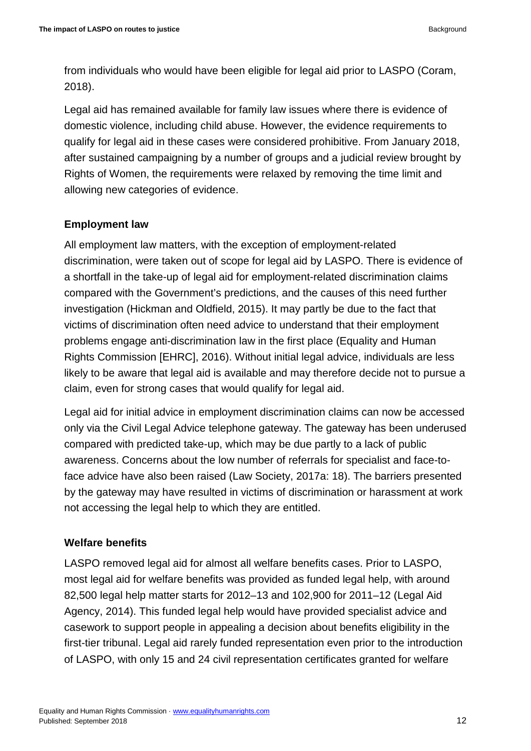from individuals who would have been eligible for legal aid prior to LASPO (Coram, 2018).

Legal aid has remained available for family law issues where there is evidence of domestic violence, including child abuse. However, the evidence requirements to qualify for legal aid in these cases were considered prohibitive. From January 2018, after sustained campaigning by a number of groups and a judicial review brought by Rights of Women, the requirements were relaxed by removing the time limit and allowing new categories of evidence.

### Employment law

All employment law matters, with the exception of employment-related discrimination, were taken out of scope for legal aid by LASPO. There is evidence of a shortfall in the take-up of legal aid for employment-related discrimination claims compared with the Government's predictions, and the causes of this need further investigation (Hickman and Oldfield, 2015). It may partly be due to the fact that victims of discrimination often need advice to understand that their employment problems engage anti-discrimination law in the first place (Equality and Human Rights Commission [EHRC], 2016). Without initial legal advice, individuals are less likely to be aware that legal aid is available and may therefore decide not to pursue a claim, even for strong cases that would qualify for legal aid.

Legal aid for initial advice in employment discrimination claims can now be accessed only via the Civil Legal Advice telephone gateway. The gateway has been underused compared with predicted take-up, which may be due partly to a lack of public awareness. Concerns about the low number of referrals for specialist and face-to-face advice have also been raised (Law Society, 2017a: 18). The barriers presented by the gateway may have resulted in victims of discrimination or harassment at work not accessing the legal help to which they are entitled.

### Welfare benefits

LASPO removed legal aid for almost all welfare benefits cases. Prior to LASPO, most legal aid for welfare benefits was provided as funded legal help, with around 82,500 legal help matter starts for 2012–13 and 102,900 for 2011–12 (Legal Aid Agency, 2014). This funded legal help would have provided specialist advice and casework to support people in appealing a decision about benefits eligibility in the first-tier tribunal. Legal aid rarely funded representation even prior to the introduction of LASPO, with only 15 and 24 civil representation certificates granted for welfare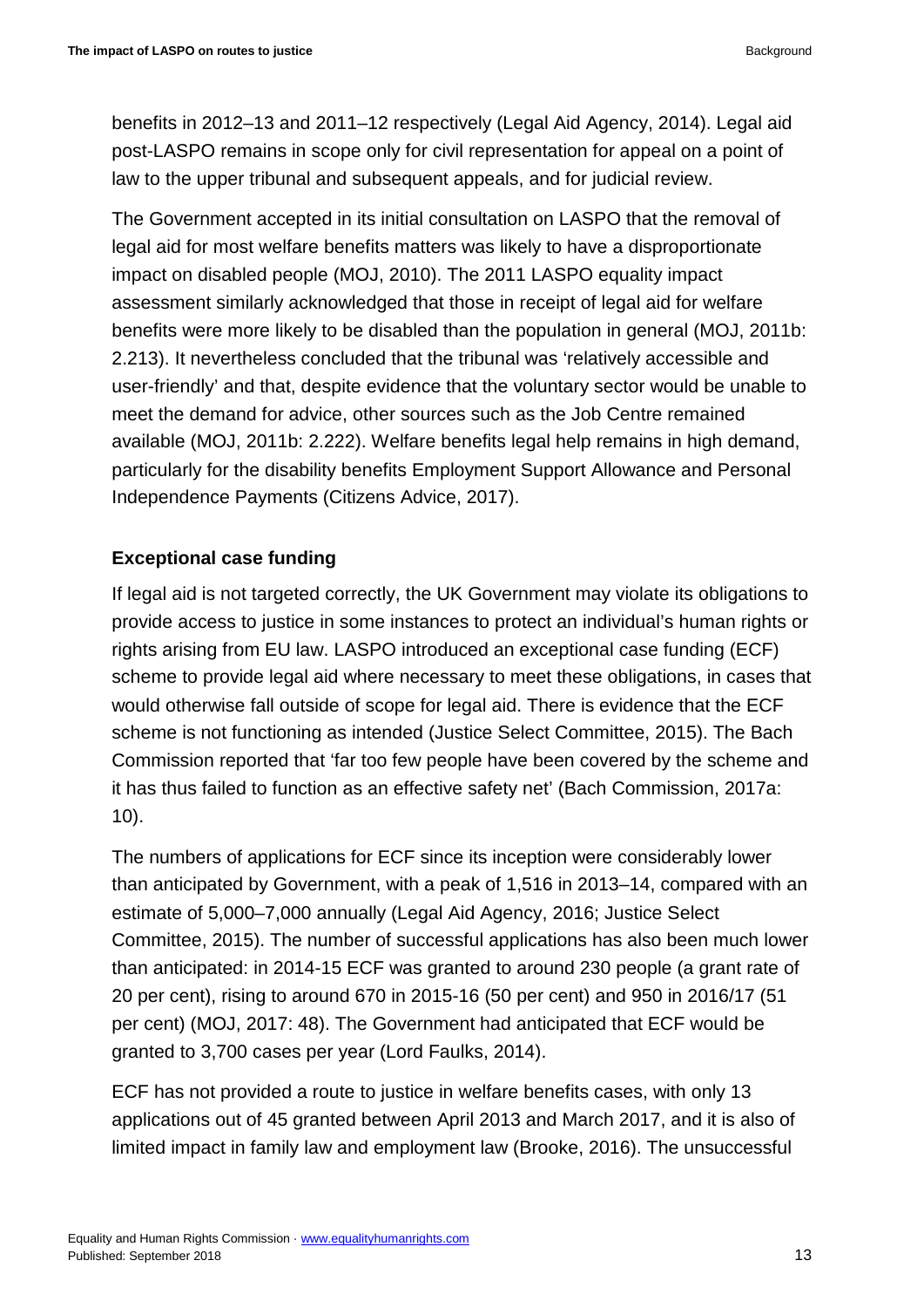benefits in 2012–13 and 2011–12 respectively (Legal Aid Agency, 2014). Legal aid post-LASPO remains in scope only for civil representation for appeal on a point of law to the upper tribunal and subsequent appeals, and for judicial review.

The Government accepted in its initial consultation on LASPO that the removal of legal aid for most welfare benefits matters was likely to have a disproportionate impact on disabled people (MOJ, 2010). The 2011 LASPO equality impact assessment similarly acknowledged that those in receipt of legal aid for welfare benefits were more likely to be disabled than the population in general (MOJ, 2011b: 2.213). It nevertheless concluded that the tribunal was 'relatively accessible and user-friendly' and that, despite evidence that the voluntary sector would be unable to meet the demand for advice, other sources such as the Job Centre remained available (MOJ, 2011b: 2.222). Welfare benefits legal help remains in high demand, particularly for the disability benefits Employment Support Allowance and Personal Independence Payments (Citizens Advice, 2017).

### Exceptional case funding

If legal aid is not targeted correctly, the UK Government may violate its obligations to provide access to justice in some instances to protect an individual's human rights or rights arising from EU law. LASPO introduced an exceptional case funding (ECF) scheme to provide legal aid where necessary to meet these obligations, in cases that would otherwise fall outside of scope for legal aid. There is evidence that the ECF scheme is not functioning as intended (Justice Select Committee, 2015). The Bach Commission reported that 'far too few people have been covered by the scheme and it has thus failed to function as an effective safety net' (Bach Commission, 2017a: 10).

The numbers of applications for ECF since its inception were considerably lower than anticipated by Government, with a peak of 1,516 in 2013–14, compared with an estimate of 5,000–7,000 annually (Legal Aid Agency, 2016; Justice Select Committee, 2015). The number of successful applications has also been much lower than anticipated: in 2014-15 ECF was granted to around 230 people (a grant rate of 20 per cent), rising to around 670 in 2015-16 (50 per cent) and 950 in 2016/17 (51 per cent) (MOJ, 2017: 48). The Government had anticipated that ECF would be granted to 3,700 cases per year (Lord Faulks, 2014).

ECF has not provided a route to justice in welfare benefits cases, with only 13 applications out of 45 granted between April 2013 and March 2017, and it is also of limited impact in family law and employment law (Brooke, 2016). The unsuccessful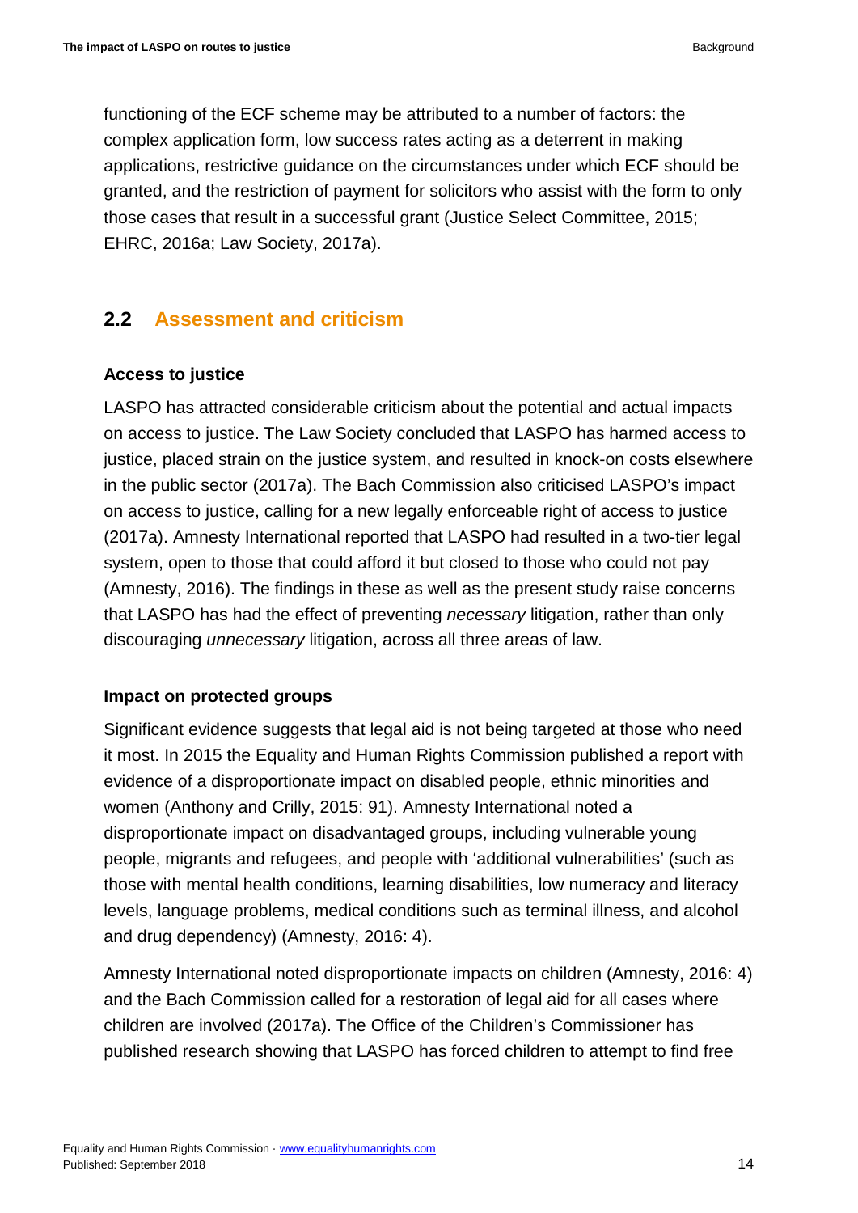functioning of the ECF scheme may be attributed to a number of factors: the complex application form, low success rates acting as a deterrent in making applications, restrictive guidance on the circumstances under which ECF should be granted, and the restriction of payment for solicitors who assist with the form to only those cases that result in a successful grant (Justice Select Committee, 2015; EHRC, 2016a; Law Society, 2017a).

## 2.2 Assessment and criticism

### Access to justice

LASPO has attracted considerable criticism about the potential and actual impacts on access to justice. The Law Society concluded that LASPO has harmed access to justice, placed strain on the justice system, and resulted in knock-on costs elsewhere in the public sector (2017a). The Bach Commission also criticised LASPO's impact on access to justice, calling for a new legally enforceable right of access to justice (2017a). Amnesty International reported that LASPO had resulted in a two-tier legal system, open to those that could afford it but closed to those who could not pay (Amnesty, 2016). The findings in these as well as the present study raise concerns that LASPO has had the effect of preventing *necessary* litigation, rather than only discouraging *unnecessary* litigation, across all three areas of law.

### Impact on protected groups

Significant evidence suggests that legal aid is not being targeted at those who need it most. In 2015 the Equality and Human Rights Commission published a report with evidence of a disproportionate impact on disabled people, ethnic minorities and women (Anthony and Crilly, 2015: 91). Amnesty International noted a disproportionate impact on disadvantaged groups, including vulnerable young people, migrants and refugees, and people with 'additional vulnerabilities' (such as those with mental health conditions, learning disabilities, low numeracy and literacy levels, language problems, medical conditions such as terminal illness, and alcohol and drug dependency) (Amnesty, 2016: 4).

Amnesty International noted disproportionate impacts on children (Amnesty, 2016: 4) and the Bach Commission called for a restoration of legal aid for all cases where children are involved (2017a). The Office of the Children's Commissioner has published research showing that LASPO has forced children to attempt to find free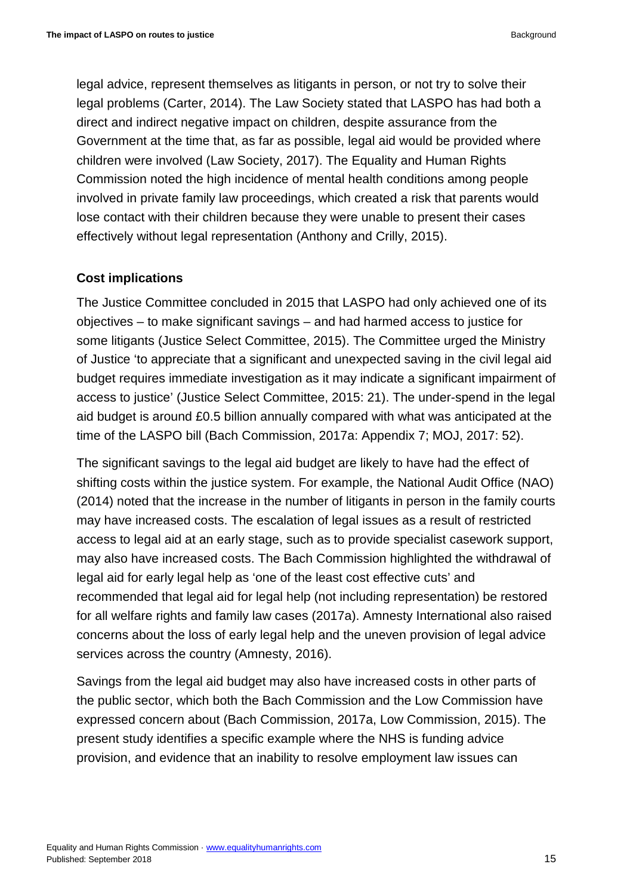legal advice, represent themselves as litigants in person, or not try to solve their legal problems (Carter, 2014). The Law Society stated that LASPO has had both a direct and indirect negative impact on children, despite assurance from the Government at the time that, as far as possible, legal aid would be provided where children were involved (Law Society, 2017). The Equality and Human Rights Commission noted the high incidence of mental health conditions among people involved in private family law proceedings, which created a risk that parents would lose contact with their children because they were unable to present their cases effectively without legal representation (Anthony and Crilly, 2015).

### Cost implications

The Justice Committee concluded in 2015 that LASPO had only achieved one of its objectives – to make significant savings – and had harmed access to justice for some litigants (Justice Select Committee, 2015). The Committee urged the Ministry of Justice 'to appreciate that a significant and unexpected saving in the civil legal aid budget requires immediate investigation as it may indicate a significant impairment of access to justice' (Justice Select Committee, 2015: 21). The under-spend in the legal aid budget is around £0.5 billion annually compared with what was anticipated at the time of the LASPO bill (Bach Commission, 2017a: Appendix 7; MOJ, 2017: 52).

The significant savings to the legal aid budget are likely to have had the effect of shifting costs within the justice system. For example, the National Audit Office (NAO) (2014) noted that the increase in the number of litigants in person in the family courts may have increased costs. The escalation of legal issues as a result of restricted access to legal aid at an early stage, such as to provide specialist casework support, may also have increased costs. The Bach Commission highlighted the withdrawal of legal aid for early legal help as 'one of the least cost effective cuts' and recommended that legal aid for legal help (not including representation) be restored for all welfare rights and family law cases (2017a). Amnesty International also raised concerns about the loss of early legal help and the uneven provision of legal advice services across the country (Amnesty, 2016).

Savings from the legal aid budget may also have increased costs in other parts of the public sector, which both the Bach Commission and the Low Commission have expressed concern about (Bach Commission, 2017a, Low Commission, 2015). The present study identifies a specific example where the NHS is funding advice provision, and evidence that an inability to resolve employment law issues can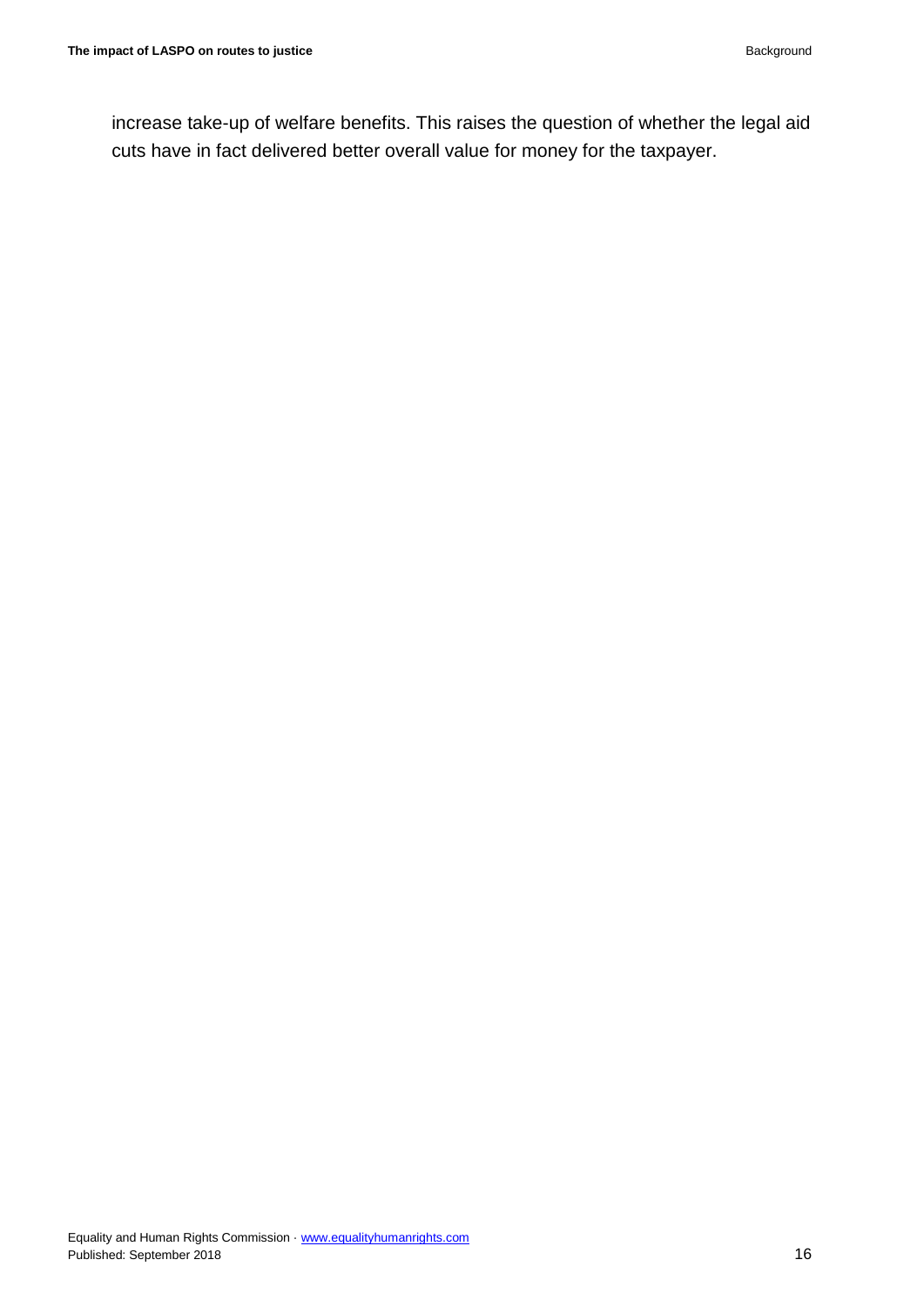increase take-up of welfare benefits. This raises the question of whether the legal aid cuts have in fact delivered better overall value for money for the taxpayer.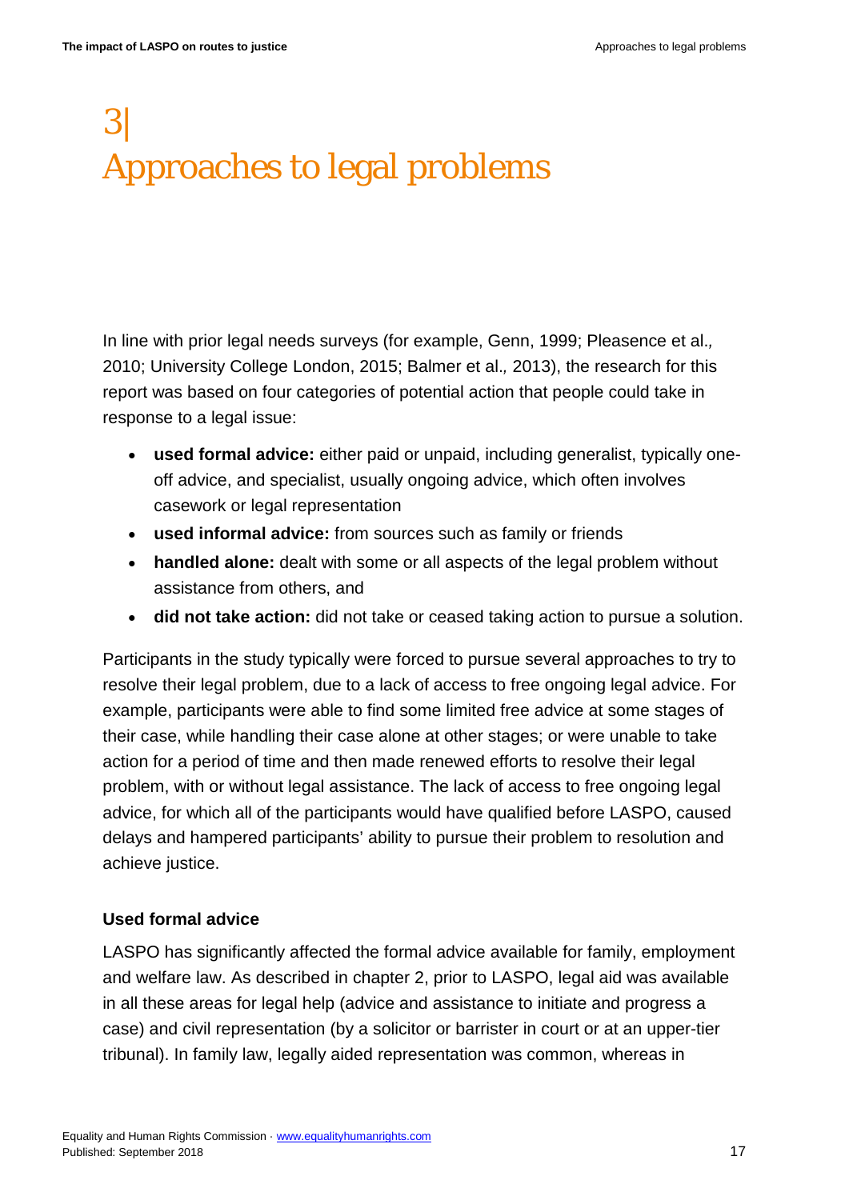# 3| Approaches to legal problems

In line with prior legal needs surveys (for example, Genn, 1999; Pleasence et al*.,* 2010; University College London, 2015; Balmer et al*.,* 2013), the research for this report was based on four categories of potential action that people could take in response to a legal issue:

- **used formal advice:** either paid or unpaid, including generalist, typically one-off advice, and specialist, usually ongoing advice, which often involves casework or legal representation
- **used informal advice:** from sources such as family or friends
- **handled alone:** dealt with some or all aspects of the legal problem without assistance from others, and
- **did not take action:** did not take or ceased taking action to pursue a solution.

Participants in the study typically were forced to pursue several approaches to try to resolve their legal problem, due to a lack of access to free ongoing legal advice. For example, participants were able to find some limited free advice at some stages of their case, while handling their case alone at other stages; or were unable to take action for a period of time and then made renewed efforts to resolve their legal problem, with or without legal assistance. The lack of access to free ongoing legal advice, for which all of the participants would have qualified before LASPO, caused delays and hampered participants' ability to pursue their problem to resolution and achieve justice.

### Used formal advice

LASPO has significantly affected the formal advice available for family, employment and welfare law. As described in chapter 2, prior to LASPO, legal aid was available in all these areas for legal help (advice and assistance to initiate and progress a case) and civil representation (by a solicitor or barrister in court or at an upper-tier tribunal). In family law, legally aided representation was common, whereas in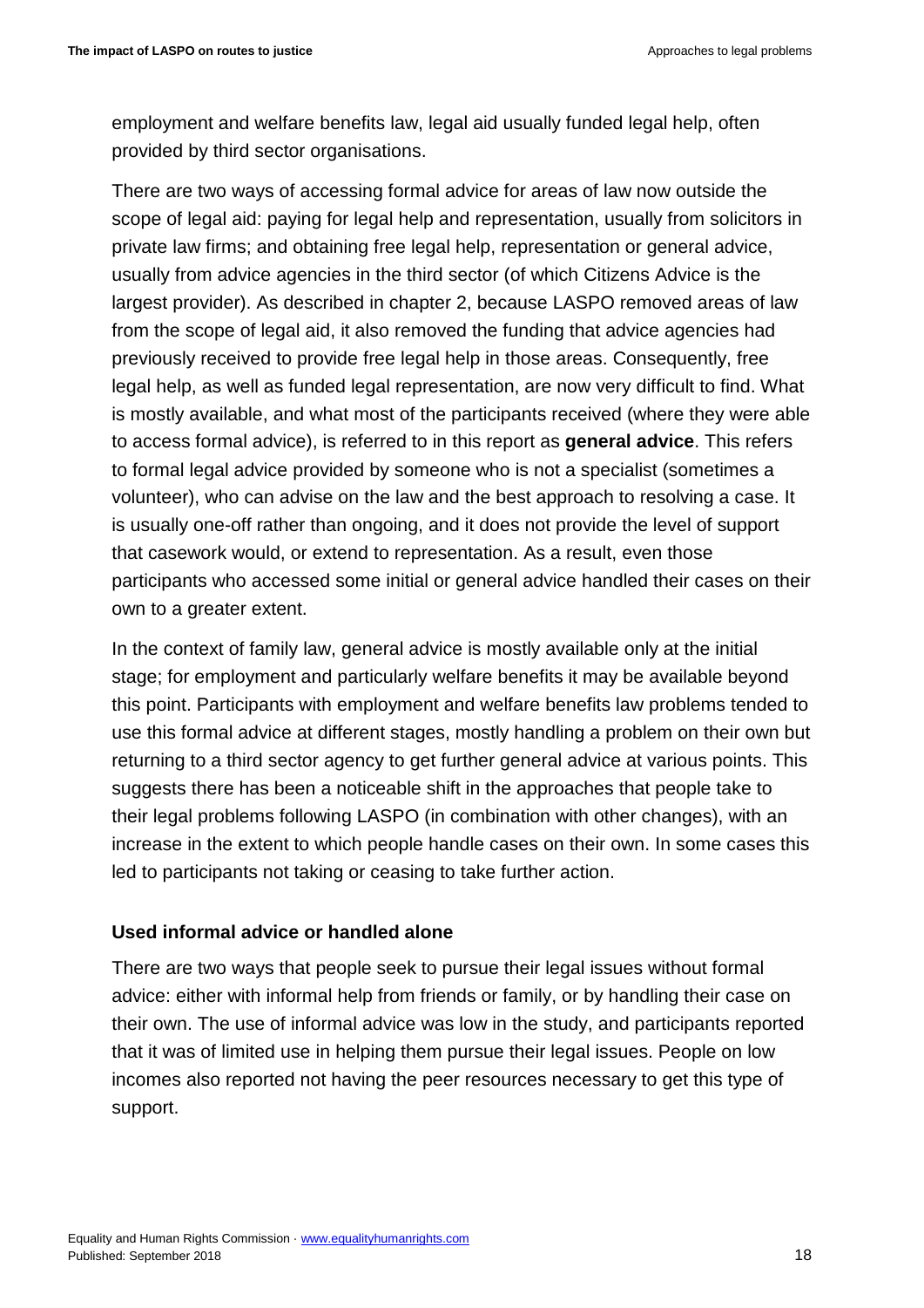employment and welfare benefits law, legal aid usually funded legal help, often provided by third sector organisations.

There are two ways of accessing formal advice for areas of law now outside the scope of legal aid: paying for legal help and representation, usually from solicitors in private law firms; and obtaining free legal help, representation or general advice, usually from advice agencies in the third sector (of which Citizens Advice is the largest provider). As described in chapter 2, because LASPO removed areas of law from the scope of legal aid, it also removed the funding that advice agencies had previously received to provide free legal help in those areas. Consequently, free legal help, as well as funded legal representation, are now very difficult to find. What is mostly available, and what most of the participants received (where they were able to access formal advice), is referred to in this report as **general advice**. This refers to formal legal advice provided by someone who is not a specialist (sometimes a volunteer), who can advise on the law and the best approach to resolving a case. It is usually one-off rather than ongoing, and it does not provide the level of support that casework would, or extend to representation. As a result, even those participants who accessed some initial or general advice handled their cases on their own to a greater extent.

In the context of family law, general advice is mostly available only at the initial stage; for employment and particularly welfare benefits it may be available beyond this point. Participants with employment and welfare benefits law problems tended to use this formal advice at different stages, mostly handling a problem on their own but returning to a third sector agency to get further general advice at various points. This suggests there has been a noticeable shift in the approaches that people take to their legal problems following LASPO (in combination with other changes), with an increase in the extent to which people handle cases on their own. In some cases this led to participants not taking or ceasing to take further action.

### Used informal advice or handled alone

There are two ways that people seek to pursue their legal issues without formal advice: either with informal help from friends or family, or by handling their case on their own. The use of informal advice was low in the study, and participants reported that it was of limited use in helping them pursue their legal issues. People on low incomes also reported not having the peer resources necessary to get this type of support.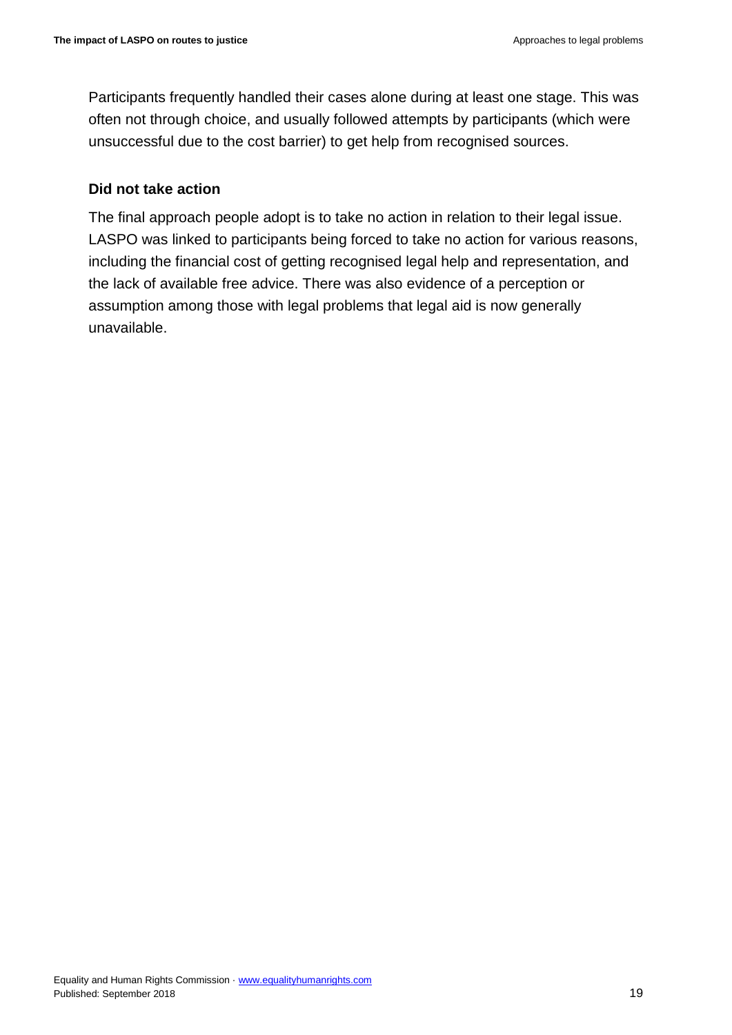Participants frequently handled their cases alone during at least one stage. This was often not through choice, and usually followed attempts by participants (which were unsuccessful due to the cost barrier) to get help from recognised sources.

### Did not take action

The final approach people adopt is to take no action in relation to their legal issue. LASPO was linked to participants being forced to take no action for various reasons, including the financial cost of getting recognised legal help and representation, and the lack of available free advice. There was also evidence of a perception or assumption among those with legal problems that legal aid is now generally unavailable.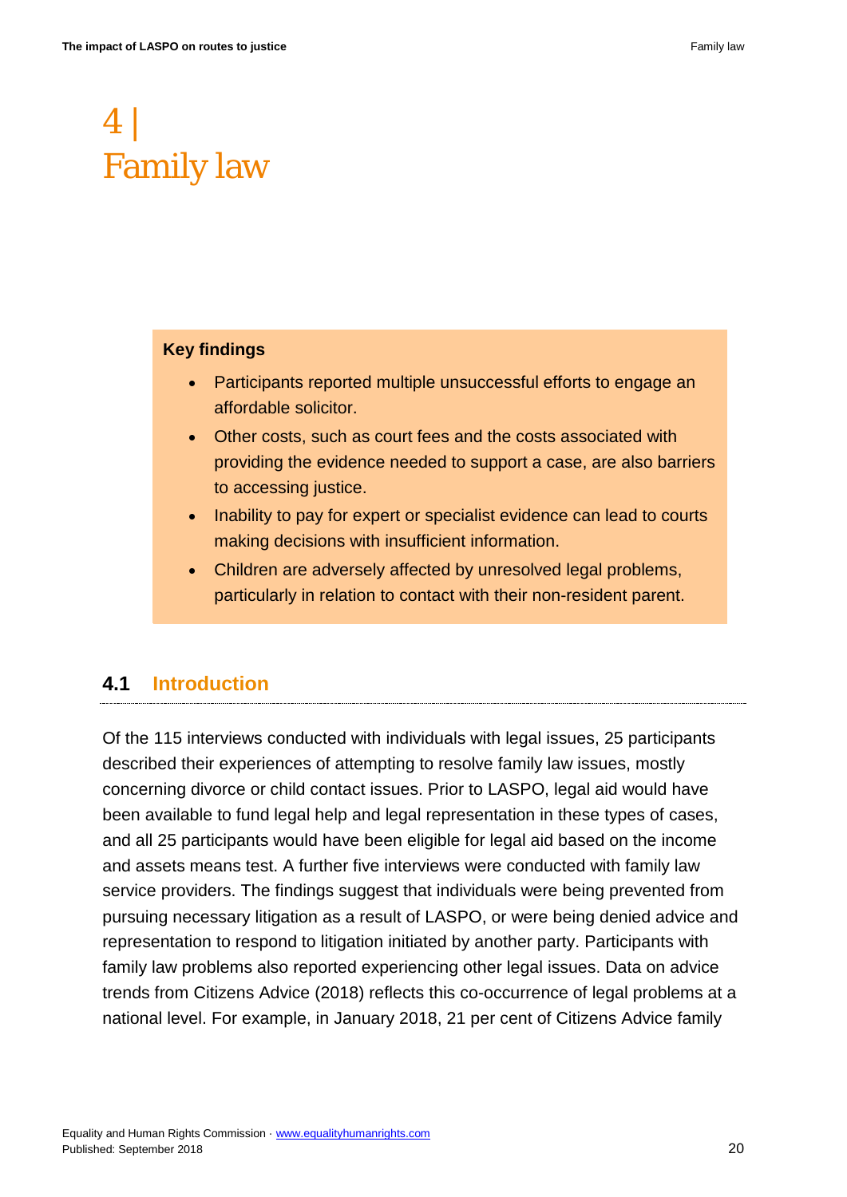# 4 | Family law

**Key findings**

- Participants reported multiple unsuccessful efforts to engage an affordable solicitor.
- Other costs, such as court fees and the costs associated with providing the evidence needed to support a case, are also barriers to accessing justice.
- Inability to pay for expert or specialist evidence can lead to courts making decisions with insufficient information.
- Children are adversely affected by unresolved legal problems, particularly in relation to contact with their non-resident parent.

## 4.1 Introduction

Of the 115 interviews conducted with individuals with legal issues, 25 participants described their experiences of attempting to resolve family law issues, mostly concerning divorce or child contact issues. Prior to LASPO, legal aid would have been available to fund legal help and legal representation in these types of cases, and all 25 participants would have been eligible for legal aid based on the income and assets means test. A further five interviews were conducted with family law service providers. The findings suggest that individuals were being prevented from pursuing necessary litigation as a result of LASPO, or were being denied advice and representation to respond to litigation initiated by another party. Participants with family law problems also reported experiencing other legal issues. Data on advice trends from Citizens Advice (2018) reflects this co-occurrence of legal problems at a national level. For example, in January 2018, 21 per cent of Citizens Advice family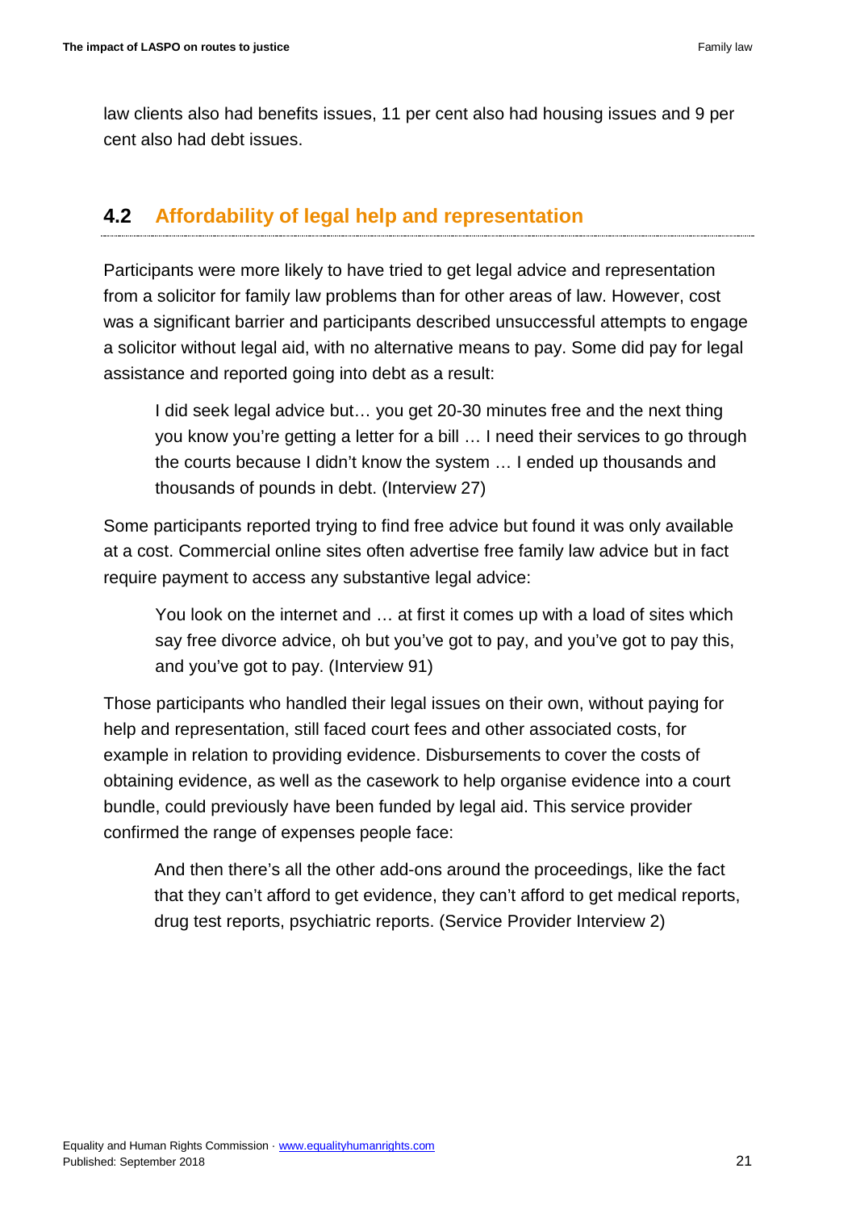law clients also had benefits issues, 11 per cent also had housing issues and 9 per cent also had debt issues.

## 4.2 Affordability of legal help and representation

Participants were more likely to have tried to get legal advice and representation from a solicitor for family law problems than for other areas of law. However, cost was a significant barrier and participants described unsuccessful attempts to engage a solicitor without legal aid, with no alternative means to pay. Some did pay for legal assistance and reported going into debt as a result:

> I did seek legal advice but… you get 20-30 minutes free and the next thing you know you're getting a letter for a bill … I need their services to go through the courts because I didn't know the system … I ended up thousands and thousands of pounds in debt. (Interview 27)

Some participants reported trying to find free advice but found it was only available at a cost. Commercial online sites often advertise free family law advice but in fact require payment to access any substantive legal advice:

> You look on the internet and … at first it comes up with a load of sites which say free divorce advice, oh but you've got to pay, and you've got to pay this, and you've got to pay. (Interview 91)

Those participants who handled their legal issues on their own, without paying for help and representation, still faced court fees and other associated costs, for example in relation to providing evidence. Disbursements to cover the costs of obtaining evidence, as well as the casework to help organise evidence into a court bundle, could previously have been funded by legal aid. This service provider confirmed the range of expenses people face:

> And then there's all the other add-ons around the proceedings, like the fact that they can't afford to get evidence, they can't afford to get medical reports, drug test reports, psychiatric reports. (Service Provider Interview 2)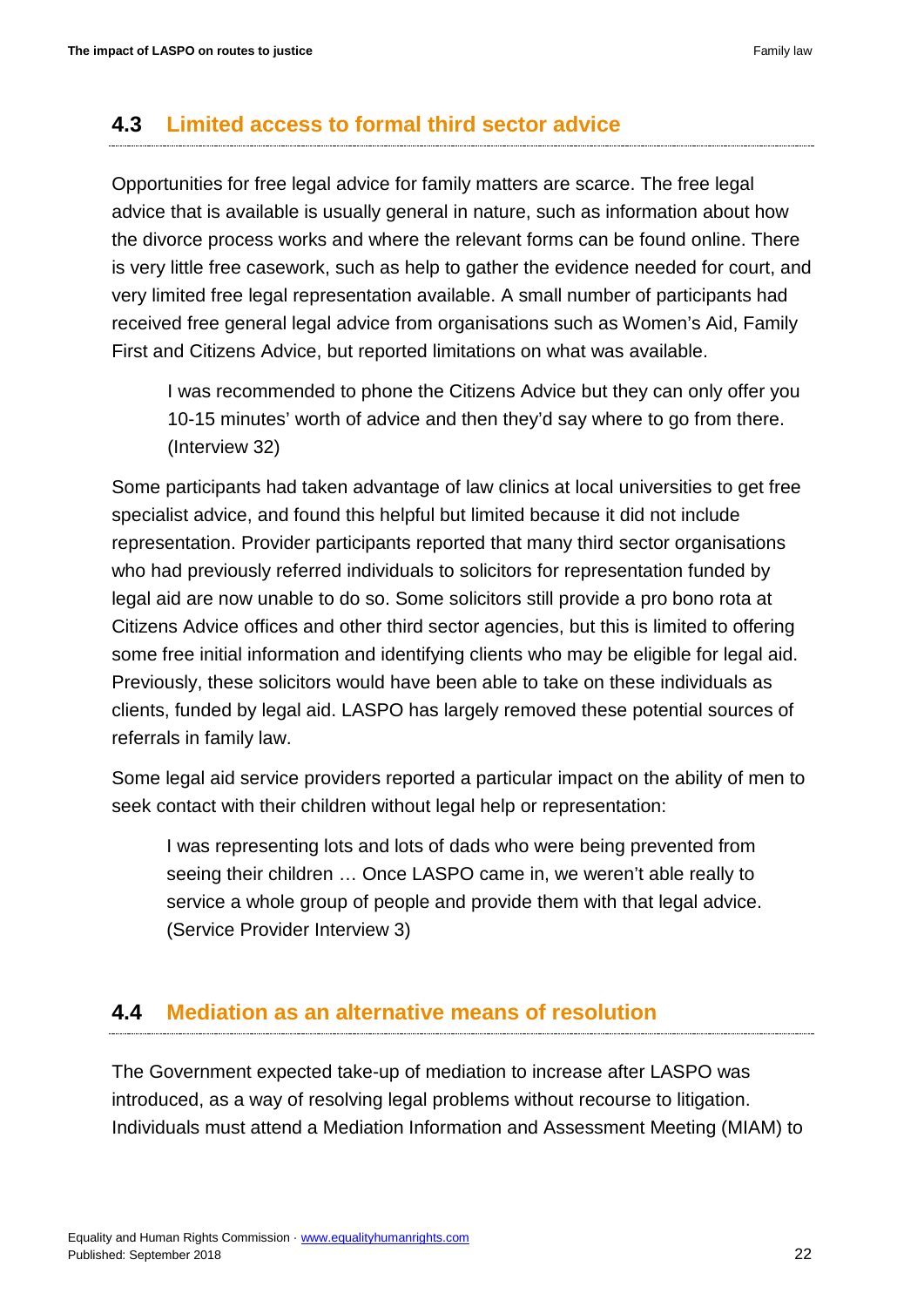## 4.3 Limited access to formal third sector advice

Opportunities for free legal advice for family matters are scarce. The free legal advice that is available is usually general in nature, such as information about how the divorce process works and where the relevant forms can be found online. There is very little free casework, such as help to gather the evidence needed for court, and very limited free legal representation available. A small number of participants had received free general legal advice from organisations such as Women's Aid, Family First and Citizens Advice, but reported limitations on what was available.

> I was recommended to phone the Citizens Advice but they can only offer you 10-15 minutes' worth of advice and then they'd say where to go from there. (Interview 32)

Some participants had taken advantage of law clinics at local universities to get free specialist advice, and found this helpful but limited because it did not include representation. Provider participants reported that many third sector organisations who had previously referred individuals to solicitors for representation funded by legal aid are now unable to do so. Some solicitors still provide a pro bono rota at Citizens Advice offices and other third sector agencies, but this is limited to offering some free initial information and identifying clients who may be eligible for legal aid. Previously, these solicitors would have been able to take on these individuals as clients, funded by legal aid. LASPO has largely removed these potential sources of referrals in family law.

Some legal aid service providers reported a particular impact on the ability of men to seek contact with their children without legal help or representation:

> I was representing lots and lots of dads who were being prevented from seeing their children … Once LASPO came in, we weren't able really to service a whole group of people and provide them with that legal advice. (Service Provider Interview 3)

## 4.4 Mediation as an alternative means of resolution

The Government expected take-up of mediation to increase after LASPO was introduced, as a way of resolving legal problems without recourse to litigation. Individuals must attend a Mediation Information and Assessment Meeting (MIAM) to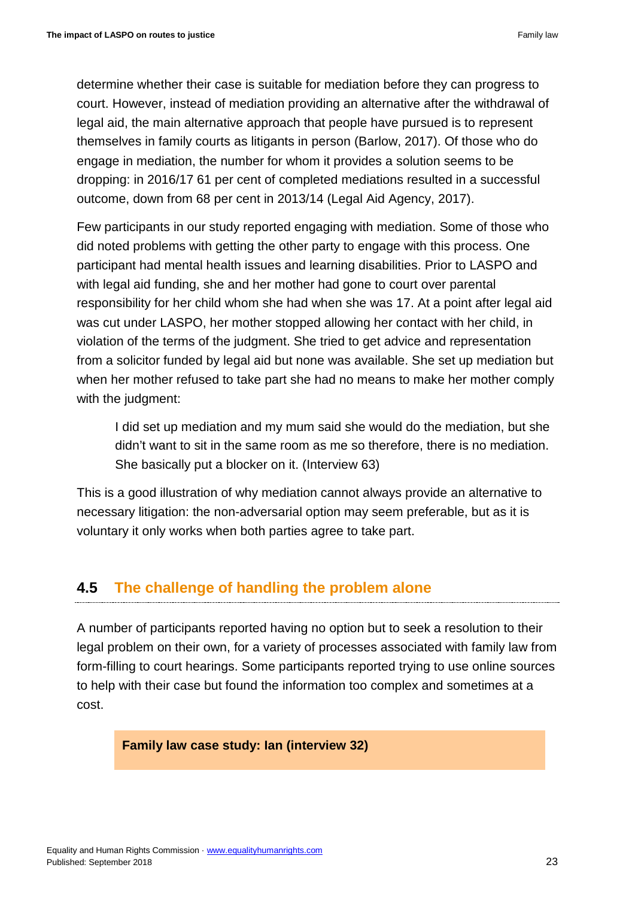determine whether their case is suitable for mediation before they can progress to court. However, instead of mediation providing an alternative after the withdrawal of legal aid, the main alternative approach that people have pursued is to represent themselves in family courts as litigants in person (Barlow, 2017). Of those who do engage in mediation, the number for whom it provides a solution seems to be dropping: in 2016/17 61 per cent of completed mediations resulted in a successful outcome, down from 68 per cent in 2013/14 (Legal Aid Agency, 2017).

Few participants in our study reported engaging with mediation. Some of those who did noted problems with getting the other party to engage with this process. One participant had mental health issues and learning disabilities. Prior to LASPO and with legal aid funding, she and her mother had gone to court over parental responsibility for her child whom she had when she was 17. At a point after legal aid was cut under LASPO, her mother stopped allowing her contact with her child, in violation of the terms of the judgment. She tried to get advice and representation from a solicitor funded by legal aid but none was available. She set up mediation but when her mother refused to take part she had no means to make her mother comply with the judgment:

> I did set up mediation and my mum said she would do the mediation, but she didn't want to sit in the same room as me so therefore, there is no mediation. She basically put a blocker on it. (Interview 63)

This is a good illustration of why mediation cannot always provide an alternative to necessary litigation: the non-adversarial option may seem preferable, but as it is voluntary it only works when both parties agree to take part.

## 4.5 The challenge of handling the problem alone

A number of participants reported having no option but to seek a resolution to their legal problem on their own, for a variety of processes associated with family law from form-filling to court hearings. Some participants reported trying to use online sources to help with their case but found the information too complex and sometimes at a cost.

**Family law case study: Ian (interview 32)**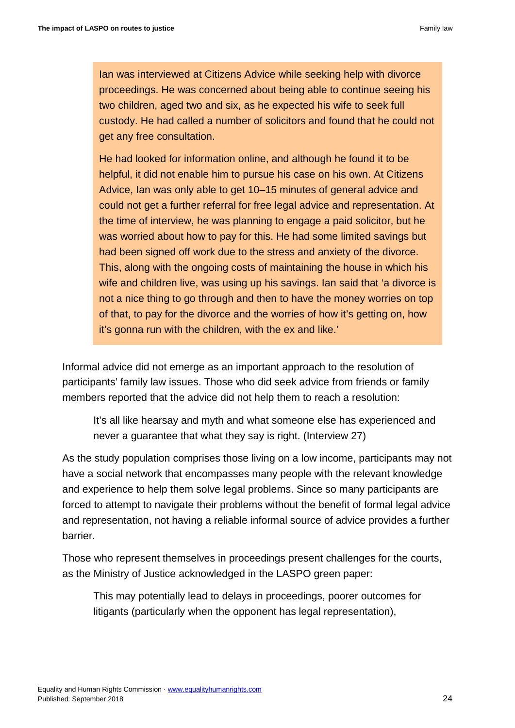> Ian was interviewed at Citizens Advice while seeking help with divorce proceedings. He was concerned about being able to continue seeing his two children, aged two and six, as he expected his wife to seek full custody. He had called a number of solicitors and found that he could not get any free consultation.
>
> He had looked for information online, and although he found it to be helpful, it did not enable him to pursue his case on his own. At Citizens Advice, Ian was only able to get 10–15 minutes of general advice and could not get a further referral for free legal advice and representation. At the time of interview, he was planning to engage a paid solicitor, but he was worried about how to pay for this. He had some limited savings but had been signed off work due to the stress and anxiety of the divorce. This, along with the ongoing costs of maintaining the house in which his wife and children live, was using up his savings. Ian said that 'a divorce is not a nice thing to go through and then to have the money worries on top of that, to pay for the divorce and the worries of how it's getting on, how it's gonna run with the children, with the ex and like.'

Informal advice did not emerge as an important approach to the resolution of participants' family law issues. Those who did seek advice from friends or family members reported that the advice did not help them to reach a resolution:

> It's all like hearsay and myth and what someone else has experienced and never a guarantee that what they say is right. (Interview 27)

As the study population comprises those living on a low income, participants may not have a social network that encompasses many people with the relevant knowledge and experience to help them solve legal problems. Since so many participants are forced to attempt to navigate their problems without the benefit of formal legal advice and representation, not having a reliable informal source of advice provides a further barrier.

Those who represent themselves in proceedings present challenges for the courts, as the Ministry of Justice acknowledged in the LASPO green paper:

> This may potentially lead to delays in proceedings, poorer outcomes for litigants (particularly when the opponent has legal representation),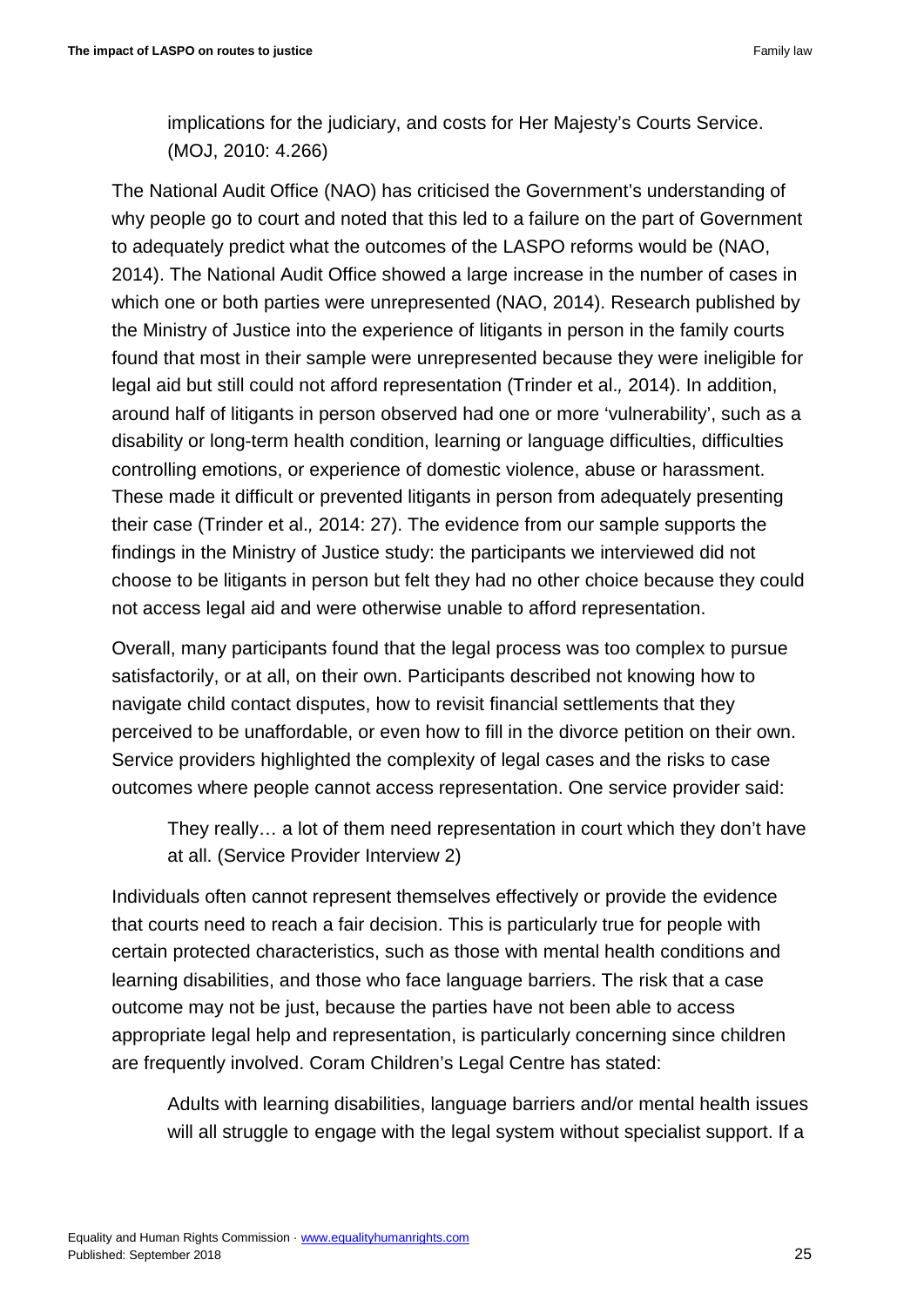> implications for the judiciary, and costs for Her Majesty's Courts Service. (MOJ, 2010: 4.266)

The National Audit Office (NAO) has criticised the Government's understanding of why people go to court and noted that this led to a failure on the part of Government to adequately predict what the outcomes of the LASPO reforms would be (NAO, 2014). The National Audit Office showed a large increase in the number of cases in which one or both parties were unrepresented (NAO, 2014). Research published by the Ministry of Justice into the experience of litigants in person in the family courts found that most in their sample were unrepresented because they were ineligible for legal aid but still could not afford representation (Trinder et al*.,* 2014). In addition, around half of litigants in person observed had one or more 'vulnerability', such as a disability or long-term health condition, learning or language difficulties, difficulties controlling emotions, or experience of domestic violence, abuse or harassment. These made it difficult or prevented litigants in person from adequately presenting their case (Trinder et al*.,* 2014: 27). The evidence from our sample supports the findings in the Ministry of Justice study: the participants we interviewed did not choose to be litigants in person but felt they had no other choice because they could not access legal aid and were otherwise unable to afford representation.

Overall, many participants found that the legal process was too complex to pursue satisfactorily, or at all, on their own. Participants described not knowing how to navigate child contact disputes, how to revisit financial settlements that they perceived to be unaffordable, or even how to fill in the divorce petition on their own. Service providers highlighted the complexity of legal cases and the risks to case outcomes where people cannot access representation. One service provider said:

> They really… a lot of them need representation in court which they don't have at all. (Service Provider Interview 2)

Individuals often cannot represent themselves effectively or provide the evidence that courts need to reach a fair decision. This is particularly true for people with certain protected characteristics, such as those with mental health conditions and learning disabilities, and those who face language barriers. The risk that a case outcome may not be just, because the parties have not been able to access appropriate legal help and representation, is particularly concerning since children are frequently involved. Coram Children's Legal Centre has stated:

> Adults with learning disabilities, language barriers and/or mental health issues will all struggle to engage with the legal system without specialist support. If a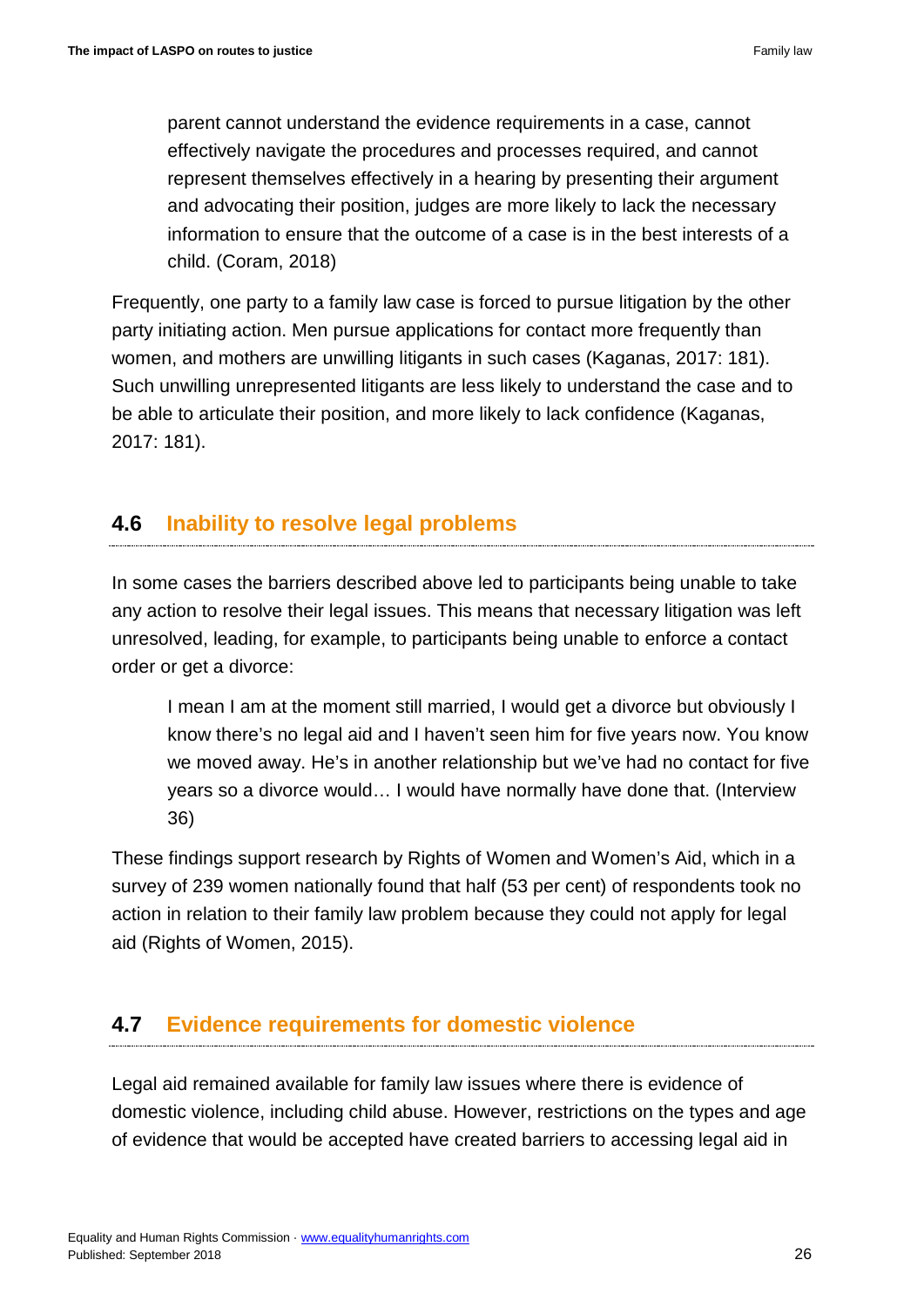> parent cannot understand the evidence requirements in a case, cannot effectively navigate the procedures and processes required, and cannot represent themselves effectively in a hearing by presenting their argument and advocating their position, judges are more likely to lack the necessary information to ensure that the outcome of a case is in the best interests of a child. (Coram, 2018)

Frequently, one party to a family law case is forced to pursue litigation by the other party initiating action. Men pursue applications for contact more frequently than women, and mothers are unwilling litigants in such cases (Kaganas, 2017: 181). Such unwilling unrepresented litigants are less likely to understand the case and to be able to articulate their position, and more likely to lack confidence (Kaganas, 2017: 181).

## 4.6 Inability to resolve legal problems

In some cases the barriers described above led to participants being unable to take any action to resolve their legal issues. This means that necessary litigation was left unresolved, leading, for example, to participants being unable to enforce a contact order or get a divorce:

> I mean I am at the moment still married, I would get a divorce but obviously I know there's no legal aid and I haven't seen him for five years now. You know we moved away. He's in another relationship but we've had no contact for five years so a divorce would… I would have normally have done that. (Interview 36)

These findings support research by Rights of Women and Women's Aid, which in a survey of 239 women nationally found that half (53 per cent) of respondents took no action in relation to their family law problem because they could not apply for legal aid (Rights of Women, 2015).

## 4.7 Evidence requirements for domestic violence

Legal aid remained available for family law issues where there is evidence of domestic violence, including child abuse. However, restrictions on the types and age of evidence that would be accepted have created barriers to accessing legal aid in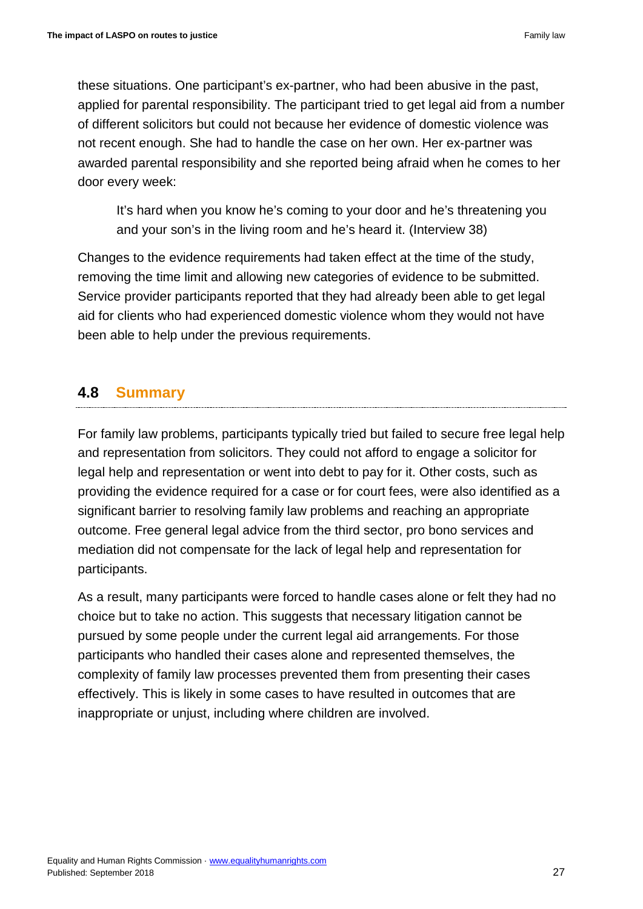these situations. One participant's ex-partner, who had been abusive in the past, applied for parental responsibility. The participant tried to get legal aid from a number of different solicitors but could not because her evidence of domestic violence was not recent enough. She had to handle the case on her own. Her ex-partner was awarded parental responsibility and she reported being afraid when he comes to her door every week:

> It's hard when you know he's coming to your door and he's threatening you and your son's in the living room and he's heard it. (Interview 38)

Changes to the evidence requirements had taken effect at the time of the study, removing the time limit and allowing new categories of evidence to be submitted. Service provider participants reported that they had already been able to get legal aid for clients who had experienced domestic violence whom they would not have been able to help under the previous requirements.

## 4.8 Summary

For family law problems, participants typically tried but failed to secure free legal help and representation from solicitors. They could not afford to engage a solicitor for legal help and representation or went into debt to pay for it. Other costs, such as providing the evidence required for a case or for court fees, were also identified as a significant barrier to resolving family law problems and reaching an appropriate outcome. Free general legal advice from the third sector, pro bono services and mediation did not compensate for the lack of legal help and representation for participants.

As a result, many participants were forced to handle cases alone or felt they had no choice but to take no action. This suggests that necessary litigation cannot be pursued by some people under the current legal aid arrangements. For those participants who handled their cases alone and represented themselves, the complexity of family law processes prevented them from presenting their cases effectively. This is likely in some cases to have resulted in outcomes that are inappropriate or unjust, including where children are involved.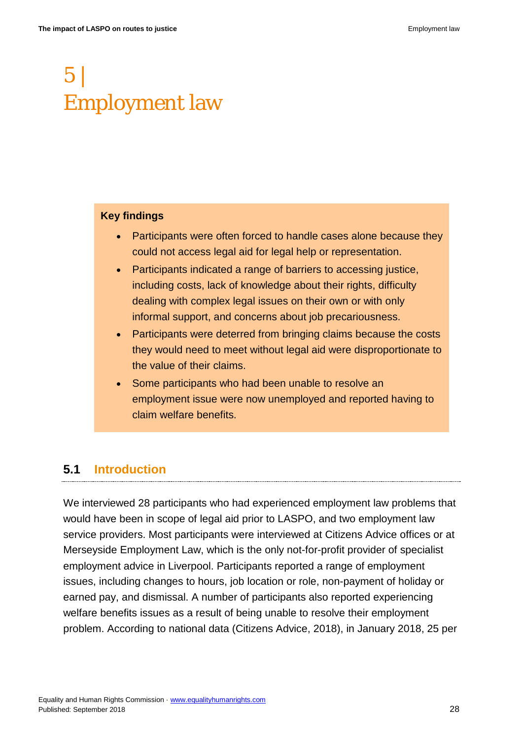# 5 | Employment law

**Key findings**

- Participants were often forced to handle cases alone because they could not access legal aid for legal help or representation.
- Participants indicated a range of barriers to accessing justice, including costs, lack of knowledge about their rights, difficulty dealing with complex legal issues on their own or with only informal support, and concerns about job precariousness.
- Participants were deterred from bringing claims because the costs they would need to meet without legal aid were disproportionate to the value of their claims.
- Some participants who had been unable to resolve an employment issue were now unemployed and reported having to claim welfare benefits.

## 5.1 Introduction

We interviewed 28 participants who had experienced employment law problems that would have been in scope of legal aid prior to LASPO, and two employment law service providers. Most participants were interviewed at Citizens Advice offices or at Merseyside Employment Law, which is the only not-for-profit provider of specialist employment advice in Liverpool. Participants reported a range of employment issues, including changes to hours, job location or role, non-payment of holiday or earned pay, and dismissal. A number of participants also reported experiencing welfare benefits issues as a result of being unable to resolve their employment problem. According to national data (Citizens Advice, 2018), in January 2018, 25 per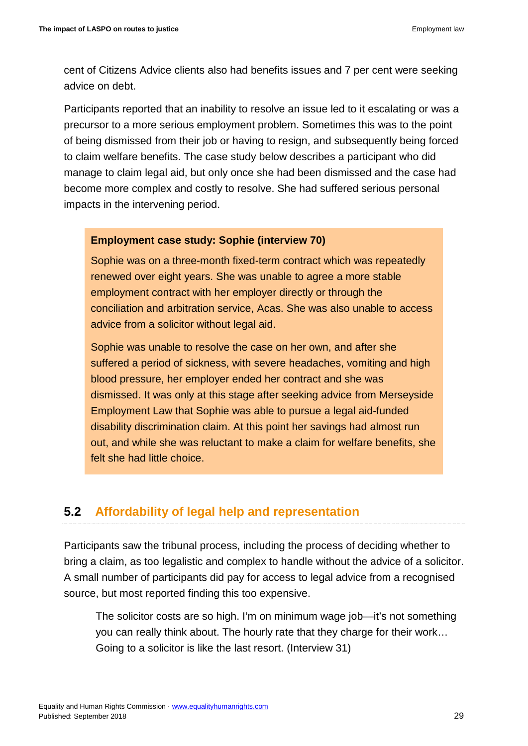cent of Citizens Advice clients also had benefits issues and 7 per cent were seeking advice on debt.

Participants reported that an inability to resolve an issue led to it escalating or was a precursor to a more serious employment problem. Sometimes this was to the point of being dismissed from their job or having to resign, and subsequently being forced to claim welfare benefits. The case study below describes a participant who did manage to claim legal aid, but only once she had been dismissed and the case had become more complex and costly to resolve. She had suffered serious personal impacts in the intervening period.

> **Employment case study: Sophie (interview 70)**
>
> Sophie was on a three-month fixed-term contract which was repeatedly renewed over eight years. She was unable to agree a more stable employment contract with her employer directly or through the conciliation and arbitration service, Acas. She was also unable to access advice from a solicitor without legal aid.
>
> Sophie was unable to resolve the case on her own, and after she suffered a period of sickness, with severe headaches, vomiting and high blood pressure, her employer ended her contract and she was dismissed. It was only at this stage after seeking advice from Merseyside Employment Law that Sophie was able to pursue a legal aid-funded disability discrimination claim. At this point her savings had almost run out, and while she was reluctant to make a claim for welfare benefits, she felt she had little choice.

## 5.2 Affordability of legal help and representation

Participants saw the tribunal process, including the process of deciding whether to bring a claim, as too legalistic and complex to handle without the advice of a solicitor. A small number of participants did pay for access to legal advice from a recognised source, but most reported finding this too expensive.

> The solicitor costs are so high. I'm on minimum wage job—it's not something you can really think about. The hourly rate that they charge for their work… Going to a solicitor is like the last resort. (Interview 31)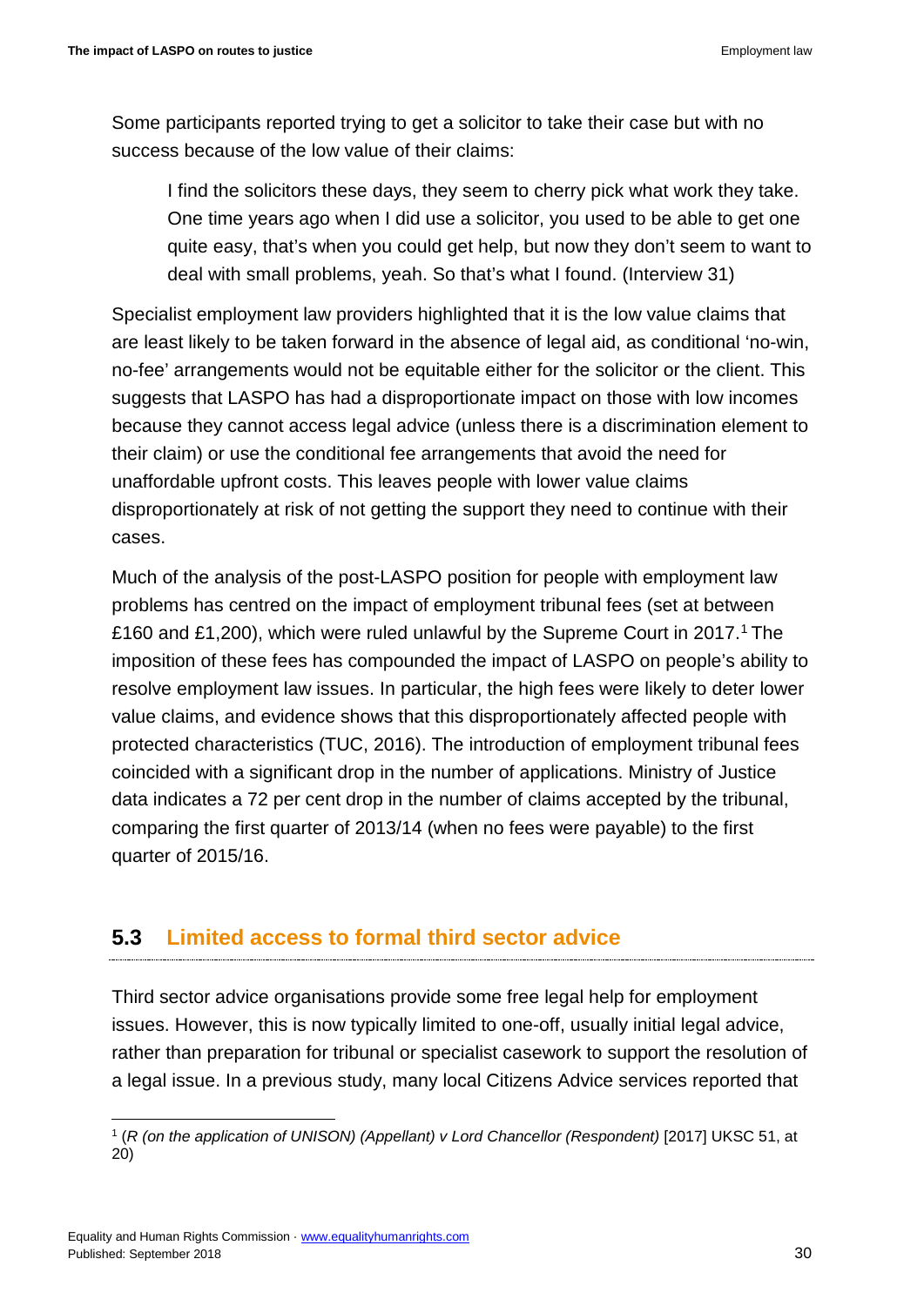Some participants reported trying to get a solicitor to take their case but with no success because of the low value of their claims:

> I find the solicitors these days, they seem to cherry pick what work they take. One time years ago when I did use a solicitor, you used to be able to get one quite easy, that's when you could get help, but now they don't seem to want to deal with small problems, yeah. So that's what I found. (Interview 31)

Specialist employment law providers highlighted that it is the low value claims that are least likely to be taken forward in the absence of legal aid, as conditional 'no-win, no-fee' arrangements would not be equitable either for the solicitor or the client. This suggests that LASPO has had a disproportionate impact on those with low incomes because they cannot access legal advice (unless there is a discrimination element to their claim) or use the conditional fee arrangements that avoid the need for unaffordable upfront costs. This leaves people with lower value claims disproportionately at risk of not getting the support they need to continue with their cases.

Much of the analysis of the post-LASPO position for people with employment law problems has centred on the impact of employment tribunal fees (set at between £160 and £1,200), which were ruled unlawful by the Supreme Court in 2017.[1] The imposition of these fees has compounded the impact of LASPO on people's ability to resolve employment law issues. In particular, the high fees were likely to deter lower value claims, and evidence shows that this disproportionately affected people with protected characteristics (TUC, 2016). The introduction of employment tribunal fees coincided with a significant drop in the number of applications. Ministry of Justice data indicates a 72 per cent drop in the number of claims accepted by the tribunal, comparing the first quarter of 2013/14 (when no fees were payable) to the first quarter of 2015/16.

## 5.3 Limited access to formal third sector advice

Third sector advice organisations provide some free legal help for employment issues. However, this is now typically limited to one-off, usually initial legal advice, rather than preparation for tribunal or specialist casework to support the resolution of a legal issue. In a previous study, many local Citizens Advice services reported that

---

[1] (*R (on the application of UNISON) (Appellant) v Lord Chancellor (Respondent)* [2017] UKSC 51, at 20)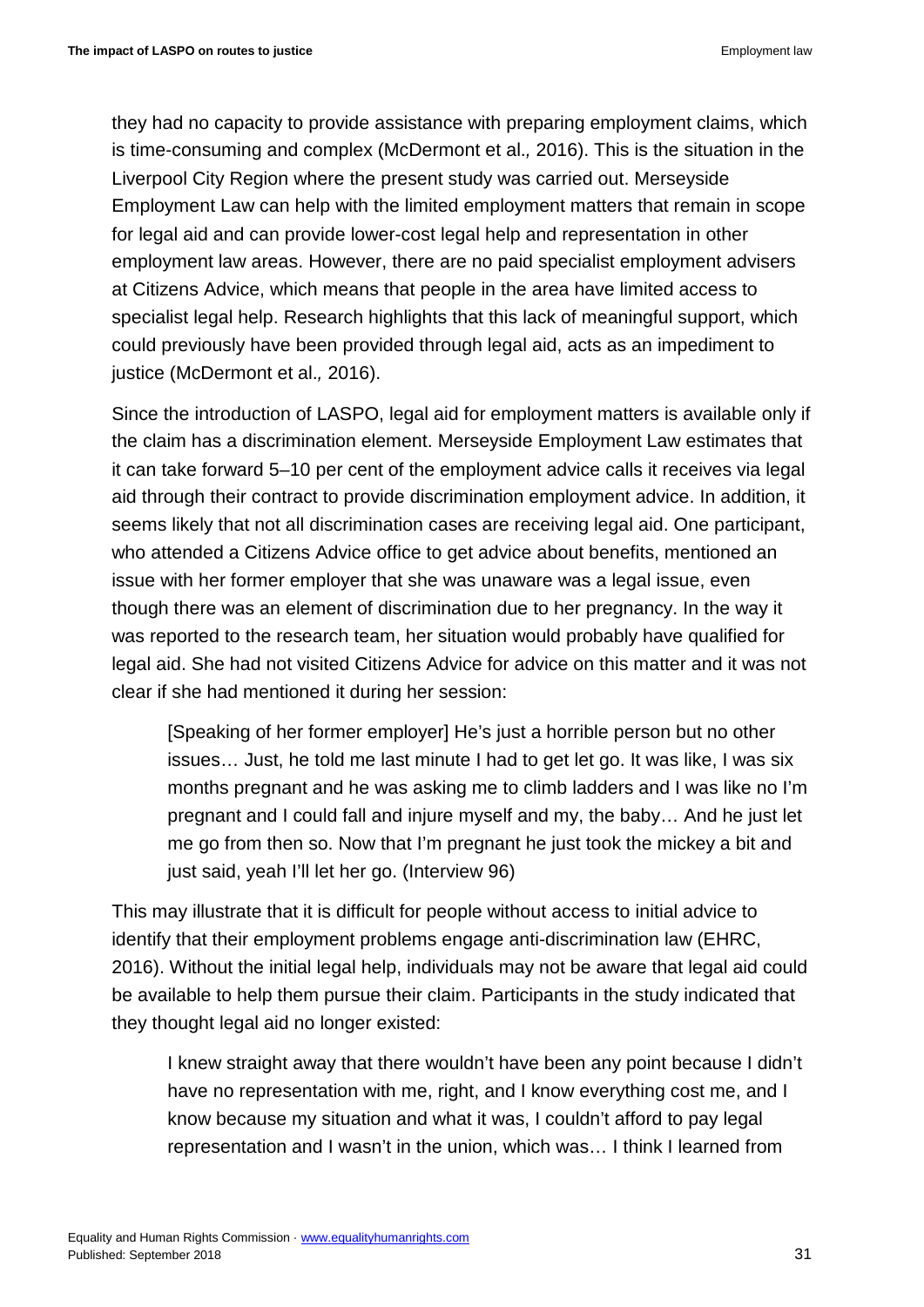they had no capacity to provide assistance with preparing employment claims, which is time-consuming and complex (McDermont et al., 2016). This is the situation in the Liverpool City Region where the present study was carried out. Merseyside Employment Law can help with the limited employment matters that remain in scope for legal aid and can provide lower-cost legal help and representation in other employment law areas. However, there are no paid specialist employment advisers at Citizens Advice, which means that people in the area have limited access to specialist legal help. Research highlights that this lack of meaningful support, which could previously have been provided through legal aid, acts as an impediment to justice (McDermont et al., 2016).

Since the introduction of LASPO, legal aid for employment matters is available only if the claim has a discrimination element. Merseyside Employment Law estimates that it can take forward 5–10 per cent of the employment advice calls it receives via legal aid through their contract to provide discrimination employment advice. In addition, it seems likely that not all discrimination cases are receiving legal aid. One participant, who attended a Citizens Advice office to get advice about benefits, mentioned an issue with her former employer that she was unaware was a legal issue, even though there was an element of discrimination due to her pregnancy. In the way it was reported to the research team, her situation would probably have qualified for legal aid. She had not visited Citizens Advice for advice on this matter and it was not clear if she had mentioned it during her session:

> [Speaking of her former employer] He's just a horrible person but no other issues… Just, he told me last minute I had to get let go. It was like, I was six months pregnant and he was asking me to climb ladders and I was like no I'm pregnant and I could fall and injure myself and my, the baby… And he just let me go from then so. Now that I'm pregnant he just took the mickey a bit and just said, yeah I'll let her go. (Interview 96)

This may illustrate that it is difficult for people without access to initial advice to identify that their employment problems engage anti-discrimination law (EHRC, 2016). Without the initial legal help, individuals may not be aware that legal aid could be available to help them pursue their claim. Participants in the study indicated that they thought legal aid no longer existed:

> I knew straight away that there wouldn't have been any point because I didn't have no representation with me, right, and I know everything cost me, and I know because my situation and what it was, I couldn't afford to pay legal representation and I wasn't in the union, which was… I think I learned from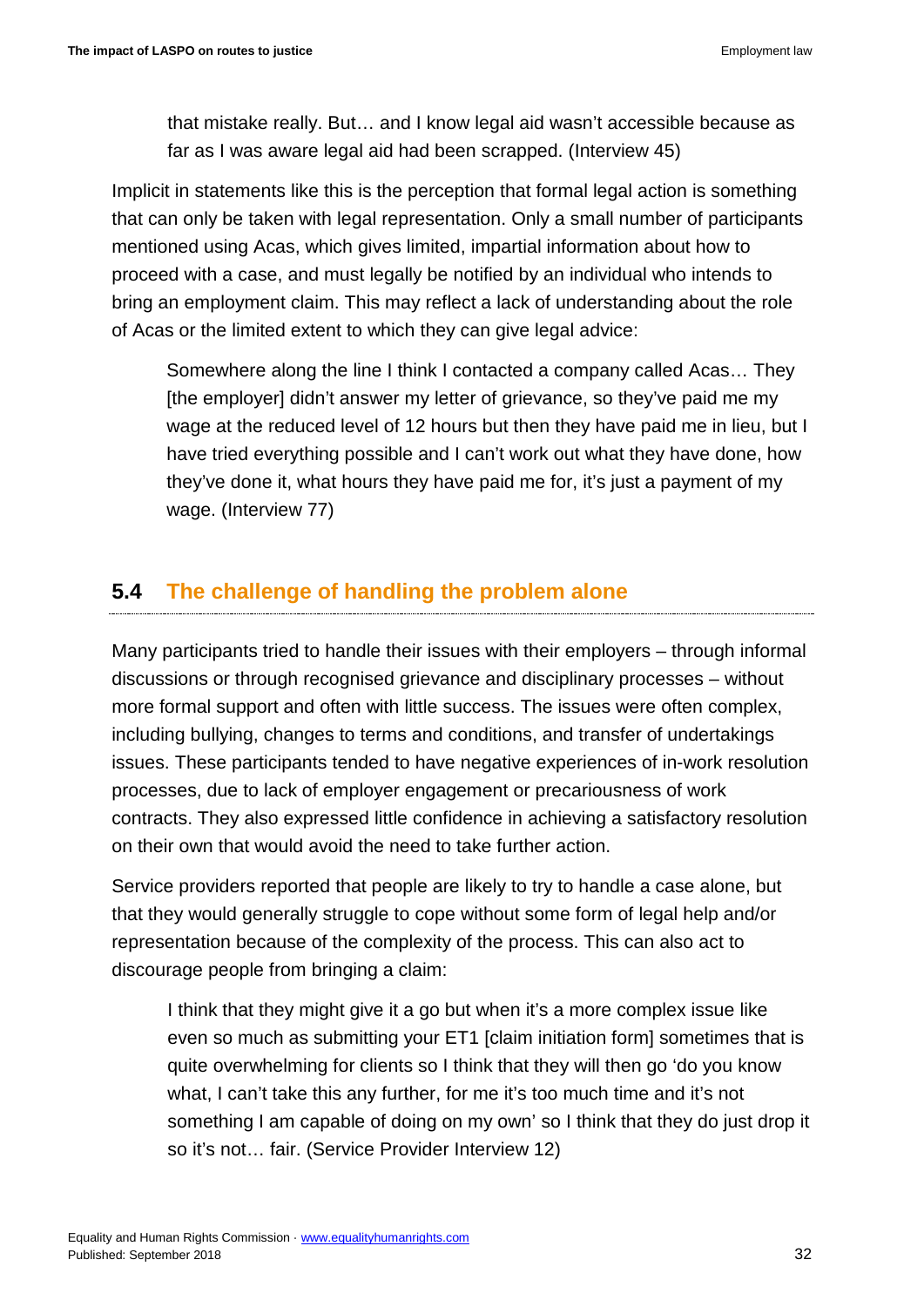> that mistake really. But… and I know legal aid wasn't accessible because as far as I was aware legal aid had been scrapped. (Interview 45)

Implicit in statements like this is the perception that formal legal action is something that can only be taken with legal representation. Only a small number of participants mentioned using Acas, which gives limited, impartial information about how to proceed with a case, and must legally be notified by an individual who intends to bring an employment claim. This may reflect a lack of understanding about the role of Acas or the limited extent to which they can give legal advice:

> Somewhere along the line I think I contacted a company called Acas… They [the employer] didn't answer my letter of grievance, so they've paid me my wage at the reduced level of 12 hours but then they have paid me in lieu, but I have tried everything possible and I can't work out what they have done, how they've done it, what hours they have paid me for, it's just a payment of my wage. (Interview 77)

## 5.4 The challenge of handling the problem alone

Many participants tried to handle their issues with their employers – through informal discussions or through recognised grievance and disciplinary processes – without more formal support and often with little success. The issues were often complex, including bullying, changes to terms and conditions, and transfer of undertakings issues. These participants tended to have negative experiences of in-work resolution processes, due to lack of employer engagement or precariousness of work contracts. They also expressed little confidence in achieving a satisfactory resolution on their own that would avoid the need to take further action.

Service providers reported that people are likely to try to handle a case alone, but that they would generally struggle to cope without some form of legal help and/or representation because of the complexity of the process. This can also act to discourage people from bringing a claim:

> I think that they might give it a go but when it's a more complex issue like even so much as submitting your ET1 [claim initiation form] sometimes that is quite overwhelming for clients so I think that they will then go 'do you know what, I can't take this any further, for me it's too much time and it's not something I am capable of doing on my own' so I think that they do just drop it so it's not… fair. (Service Provider Interview 12)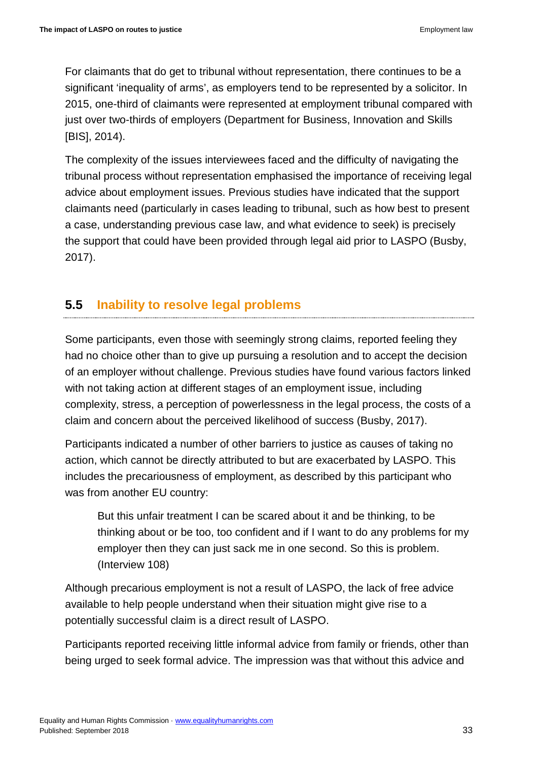For claimants that do get to tribunal without representation, there continues to be a significant 'inequality of arms', as employers tend to be represented by a solicitor. In 2015, one-third of claimants were represented at employment tribunal compared with just over two-thirds of employers (Department for Business, Innovation and Skills [BIS], 2014).

The complexity of the issues interviewees faced and the difficulty of navigating the tribunal process without representation emphasised the importance of receiving legal advice about employment issues. Previous studies have indicated that the support claimants need (particularly in cases leading to tribunal, such as how best to present a case, understanding previous case law, and what evidence to seek) is precisely the support that could have been provided through legal aid prior to LASPO (Busby, 2017).

## 5.5 Inability to resolve legal problems

Some participants, even those with seemingly strong claims, reported feeling they had no choice other than to give up pursuing a resolution and to accept the decision of an employer without challenge. Previous studies have found various factors linked with not taking action at different stages of an employment issue, including complexity, stress, a perception of powerlessness in the legal process, the costs of a claim and concern about the perceived likelihood of success (Busby, 2017).

Participants indicated a number of other barriers to justice as causes of taking no action, which cannot be directly attributed to but are exacerbated by LASPO. This includes the precariousness of employment, as described by this participant who was from another EU country:

> But this unfair treatment I can be scared about it and be thinking, to be thinking about or be too, too confident and if I want to do any problems for my employer then they can just sack me in one second. So this is problem. (Interview 108)

Although precarious employment is not a result of LASPO, the lack of free advice available to help people understand when their situation might give rise to a potentially successful claim is a direct result of LASPO.

Participants reported receiving little informal advice from family or friends, other than being urged to seek formal advice. The impression was that without this advice and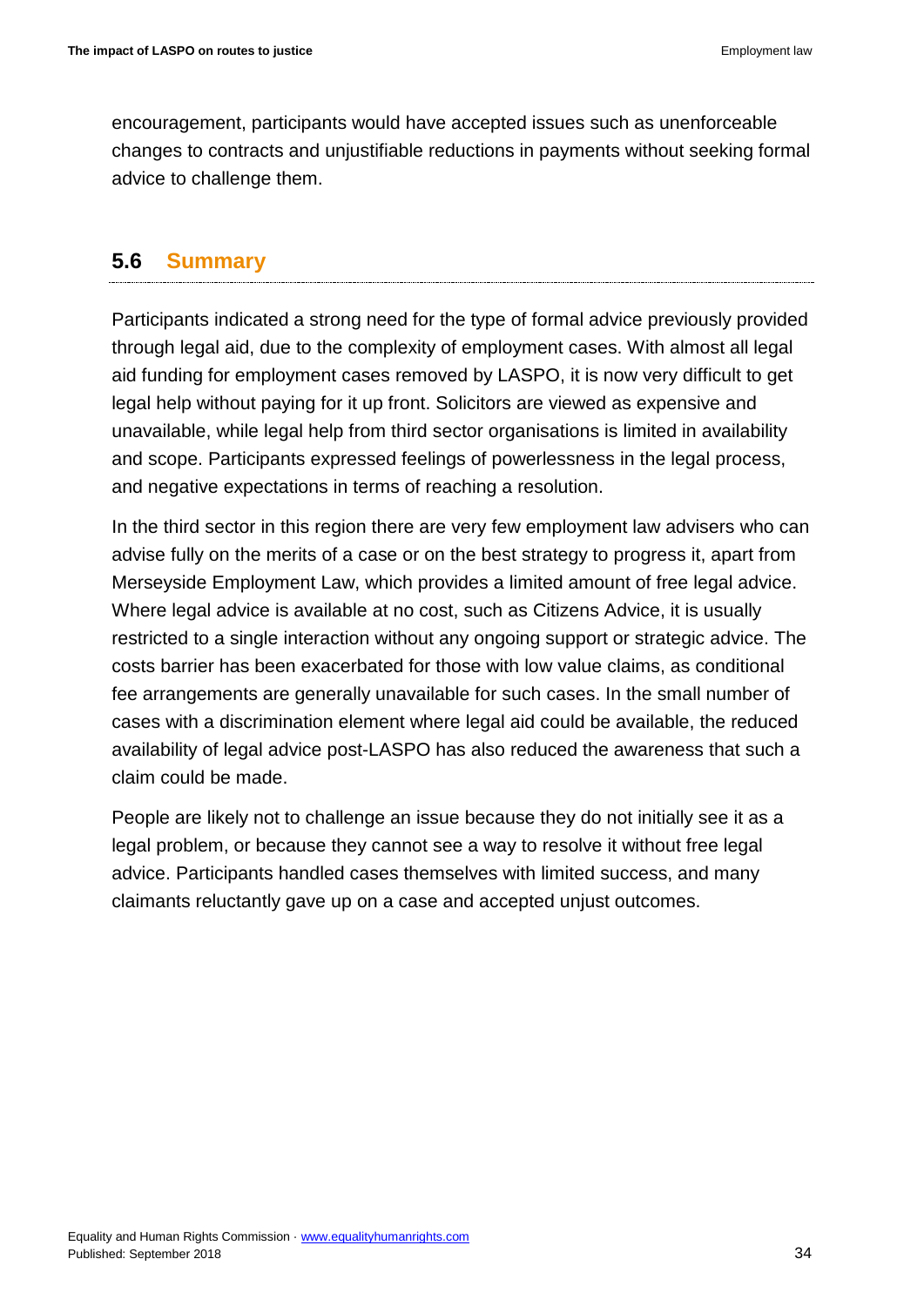encouragement, participants would have accepted issues such as unenforceable changes to contracts and unjustifiable reductions in payments without seeking formal advice to challenge them.

## 5.6 Summary

Participants indicated a strong need for the type of formal advice previously provided through legal aid, due to the complexity of employment cases. With almost all legal aid funding for employment cases removed by LASPO, it is now very difficult to get legal help without paying for it up front. Solicitors are viewed as expensive and unavailable, while legal help from third sector organisations is limited in availability and scope. Participants expressed feelings of powerlessness in the legal process, and negative expectations in terms of reaching a resolution.

In the third sector in this region there are very few employment law advisers who can advise fully on the merits of a case or on the best strategy to progress it, apart from Merseyside Employment Law, which provides a limited amount of free legal advice. Where legal advice is available at no cost, such as Citizens Advice, it is usually restricted to a single interaction without any ongoing support or strategic advice. The costs barrier has been exacerbated for those with low value claims, as conditional fee arrangements are generally unavailable for such cases. In the small number of cases with a discrimination element where legal aid could be available, the reduced availability of legal advice post-LASPO has also reduced the awareness that such a claim could be made.

People are likely not to challenge an issue because they do not initially see it as a legal problem, or because they cannot see a way to resolve it without free legal advice. Participants handled cases themselves with limited success, and many claimants reluctantly gave up on a case and accepted unjust outcomes.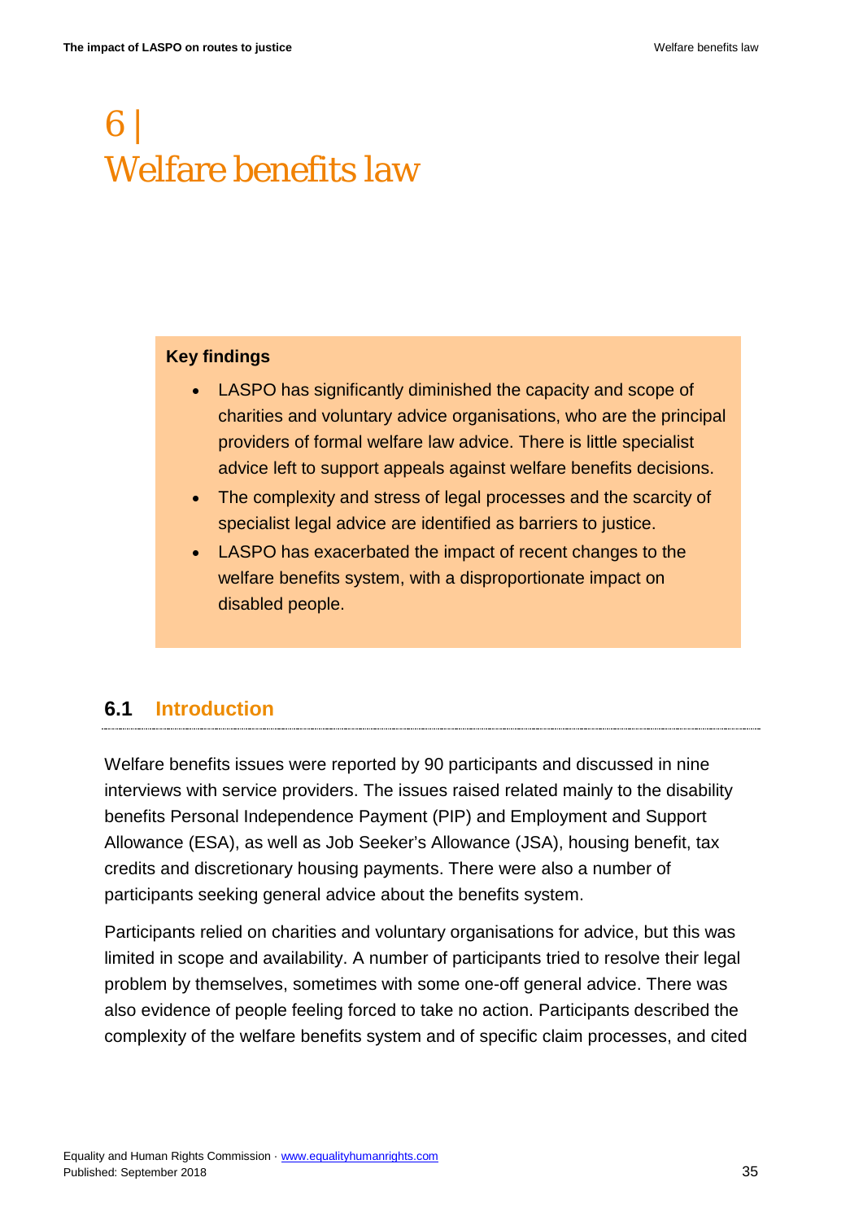# 6 | Welfare benefits law

**Key findings**

- LASPO has significantly diminished the capacity and scope of charities and voluntary advice organisations, who are the principal providers of formal welfare law advice. There is little specialist advice left to support appeals against welfare benefits decisions.
- The complexity and stress of legal processes and the scarcity of specialist legal advice are identified as barriers to justice.
- LASPO has exacerbated the impact of recent changes to the welfare benefits system, with a disproportionate impact on disabled people.

## 6.1 Introduction

Welfare benefits issues were reported by 90 participants and discussed in nine interviews with service providers. The issues raised related mainly to the disability benefits Personal Independence Payment (PIP) and Employment and Support Allowance (ESA), as well as Job Seeker's Allowance (JSA), housing benefit, tax credits and discretionary housing payments. There were also a number of participants seeking general advice about the benefits system.

Participants relied on charities and voluntary organisations for advice, but this was limited in scope and availability. A number of participants tried to resolve their legal problem by themselves, sometimes with some one-off general advice. There was also evidence of people feeling forced to take no action. Participants described the complexity of the welfare benefits system and of specific claim processes, and cited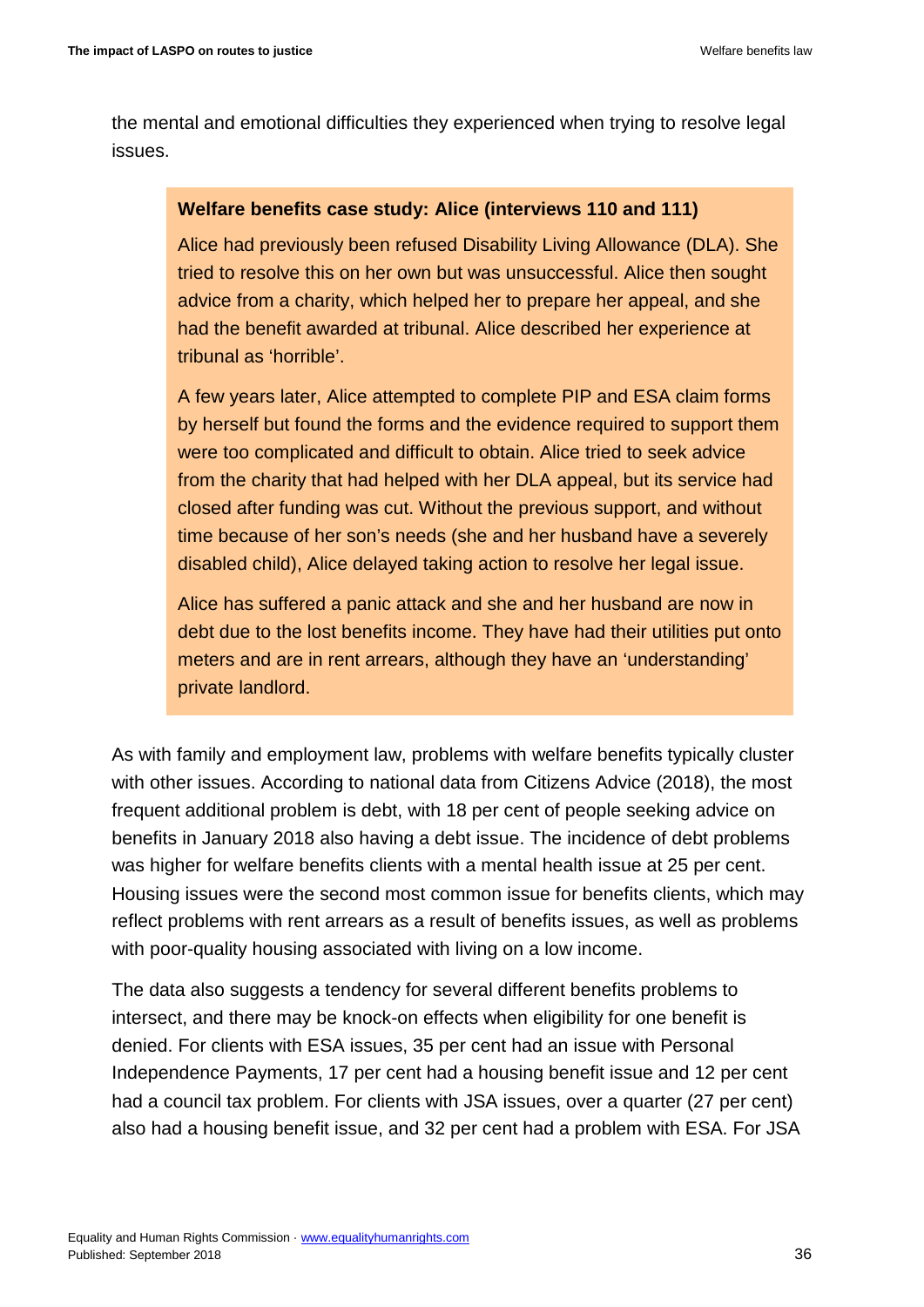the mental and emotional difficulties they experienced when trying to resolve legal issues.

> **Welfare benefits case study: Alice (interviews 110 and 111)**
>
> Alice had previously been refused Disability Living Allowance (DLA). She tried to resolve this on her own but was unsuccessful. Alice then sought advice from a charity, which helped her to prepare her appeal, and she had the benefit awarded at tribunal. Alice described her experience at tribunal as 'horrible'.
>
> A few years later, Alice attempted to complete PIP and ESA claim forms by herself but found the forms and the evidence required to support them were too complicated and difficult to obtain. Alice tried to seek advice from the charity that had helped with her DLA appeal, but its service had closed after funding was cut. Without the previous support, and without time because of her son's needs (she and her husband have a severely disabled child), Alice delayed taking action to resolve her legal issue.
>
> Alice has suffered a panic attack and she and her husband are now in debt due to the lost benefits income. They have had their utilities put onto meters and are in rent arrears, although they have an 'understanding' private landlord.

As with family and employment law, problems with welfare benefits typically cluster with other issues. According to national data from Citizens Advice (2018), the most frequent additional problem is debt, with 18 per cent of people seeking advice on benefits in January 2018 also having a debt issue. The incidence of debt problems was higher for welfare benefits clients with a mental health issue at 25 per cent. Housing issues were the second most common issue for benefits clients, which may reflect problems with rent arrears as a result of benefits issues, as well as problems with poor-quality housing associated with living on a low income.

The data also suggests a tendency for several different benefits problems to intersect, and there may be knock-on effects when eligibility for one benefit is denied. For clients with ESA issues, 35 per cent had an issue with Personal Independence Payments, 17 per cent had a housing benefit issue and 12 per cent had a council tax problem. For clients with JSA issues, over a quarter (27 per cent) also had a housing benefit issue, and 32 per cent had a problem with ESA. For JSA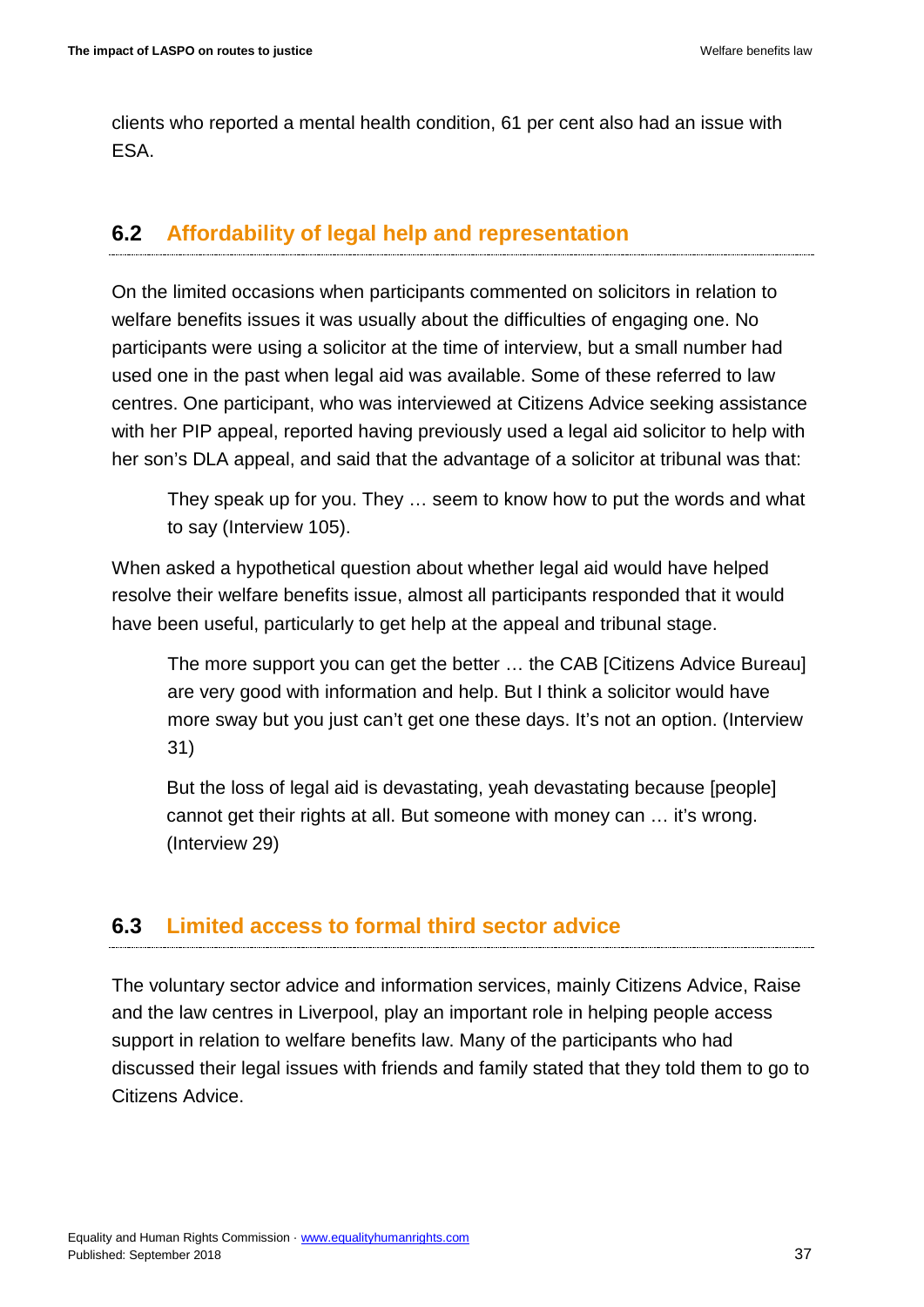clients who reported a mental health condition, 61 per cent also had an issue with ESA.

## 6.2 Affordability of legal help and representation

On the limited occasions when participants commented on solicitors in relation to welfare benefits issues it was usually about the difficulties of engaging one. No participants were using a solicitor at the time of interview, but a small number had used one in the past when legal aid was available. Some of these referred to law centres. One participant, who was interviewed at Citizens Advice seeking assistance with her PIP appeal, reported having previously used a legal aid solicitor to help with her son's DLA appeal, and said that the advantage of a solicitor at tribunal was that:

> They speak up for you. They … seem to know how to put the words and what to say (Interview 105).

When asked a hypothetical question about whether legal aid would have helped resolve their welfare benefits issue, almost all participants responded that it would have been useful, particularly to get help at the appeal and tribunal stage.

> The more support you can get the better … the CAB [Citizens Advice Bureau] are very good with information and help. But I think a solicitor would have more sway but you just can't get one these days. It's not an option. (Interview 31)

> But the loss of legal aid is devastating, yeah devastating because [people] cannot get their rights at all. But someone with money can … it's wrong. (Interview 29)

## 6.3 Limited access to formal third sector advice

The voluntary sector advice and information services, mainly Citizens Advice, Raise and the law centres in Liverpool, play an important role in helping people access support in relation to welfare benefits law. Many of the participants who had discussed their legal issues with friends and family stated that they told them to go to Citizens Advice.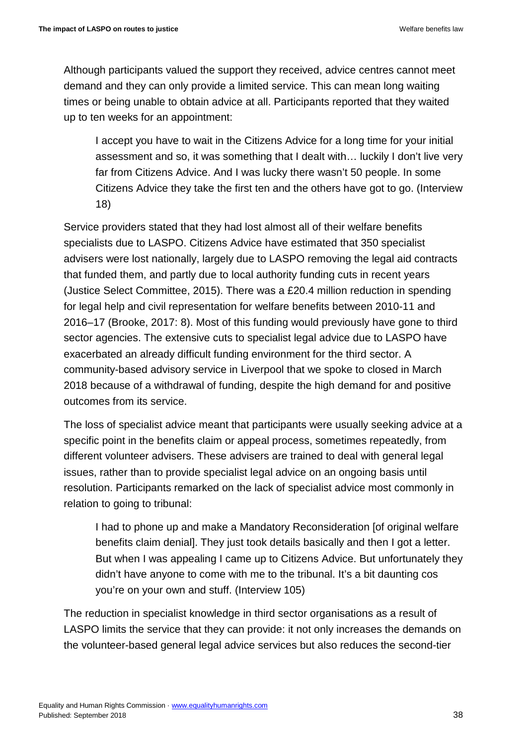Although participants valued the support they received, advice centres cannot meet demand and they can only provide a limited service. This can mean long waiting times or being unable to obtain advice at all. Participants reported that they waited up to ten weeks for an appointment:

> I accept you have to wait in the Citizens Advice for a long time for your initial assessment and so, it was something that I dealt with… luckily I don't live very far from Citizens Advice. And I was lucky there wasn't 50 people. In some Citizens Advice they take the first ten and the others have got to go. (Interview 18)

Service providers stated that they had lost almost all of their welfare benefits specialists due to LASPO. Citizens Advice have estimated that 350 specialist advisers were lost nationally, largely due to LASPO removing the legal aid contracts that funded them, and partly due to local authority funding cuts in recent years (Justice Select Committee, 2015). There was a £20.4 million reduction in spending for legal help and civil representation for welfare benefits between 2010-11 and 2016–17 (Brooke, 2017: 8). Most of this funding would previously have gone to third sector agencies. The extensive cuts to specialist legal advice due to LASPO have exacerbated an already difficult funding environment for the third sector. A community-based advisory service in Liverpool that we spoke to closed in March 2018 because of a withdrawal of funding, despite the high demand for and positive outcomes from its service.

The loss of specialist advice meant that participants were usually seeking advice at a specific point in the benefits claim or appeal process, sometimes repeatedly, from different volunteer advisers. These advisers are trained to deal with general legal issues, rather than to provide specialist legal advice on an ongoing basis until resolution. Participants remarked on the lack of specialist advice most commonly in relation to going to tribunal:

> I had to phone up and make a Mandatory Reconsideration [of original welfare benefits claim denial]. They just took details basically and then I got a letter. But when I was appealing I came up to Citizens Advice. But unfortunately they didn't have anyone to come with me to the tribunal. It's a bit daunting cos you're on your own and stuff. (Interview 105)

The reduction in specialist knowledge in third sector organisations as a result of LASPO limits the service that they can provide: it not only increases the demands on the volunteer-based general legal advice services but also reduces the second-tier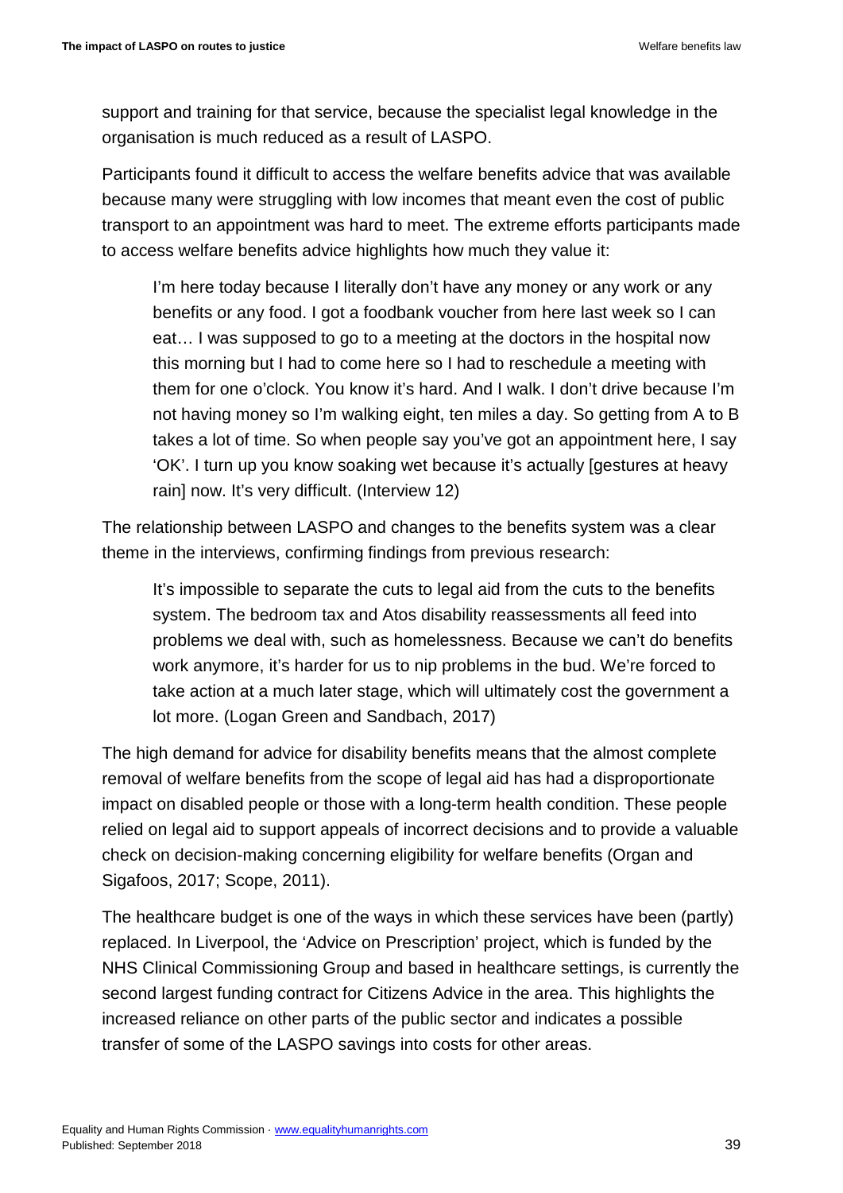support and training for that service, because the specialist legal knowledge in the organisation is much reduced as a result of LASPO.

Participants found it difficult to access the welfare benefits advice that was available because many were struggling with low incomes that meant even the cost of public transport to an appointment was hard to meet. The extreme efforts participants made to access welfare benefits advice highlights how much they value it:

> I'm here today because I literally don't have any money or any work or any benefits or any food. I got a foodbank voucher from here last week so I can eat… I was supposed to go to a meeting at the doctors in the hospital now this morning but I had to come here so I had to reschedule a meeting with them for one o'clock. You know it's hard. And I walk. I don't drive because I'm not having money so I'm walking eight, ten miles a day. So getting from A to B takes a lot of time. So when people say you've got an appointment here, I say 'OK'. I turn up you know soaking wet because it's actually [gestures at heavy rain] now. It's very difficult. (Interview 12)

The relationship between LASPO and changes to the benefits system was a clear theme in the interviews, confirming findings from previous research:

> It's impossible to separate the cuts to legal aid from the cuts to the benefits system. The bedroom tax and Atos disability reassessments all feed into problems we deal with, such as homelessness. Because we can't do benefits work anymore, it's harder for us to nip problems in the bud. We're forced to take action at a much later stage, which will ultimately cost the government a lot more. (Logan Green and Sandbach, 2017)

The high demand for advice for disability benefits means that the almost complete removal of welfare benefits from the scope of legal aid has had a disproportionate impact on disabled people or those with a long-term health condition. These people relied on legal aid to support appeals of incorrect decisions and to provide a valuable check on decision-making concerning eligibility for welfare benefits (Organ and Sigafoos, 2017; Scope, 2011).

The healthcare budget is one of the ways in which these services have been (partly) replaced. In Liverpool, the 'Advice on Prescription' project, which is funded by the NHS Clinical Commissioning Group and based in healthcare settings, is currently the second largest funding contract for Citizens Advice in the area. This highlights the increased reliance on other parts of the public sector and indicates a possible transfer of some of the LASPO savings into costs for other areas.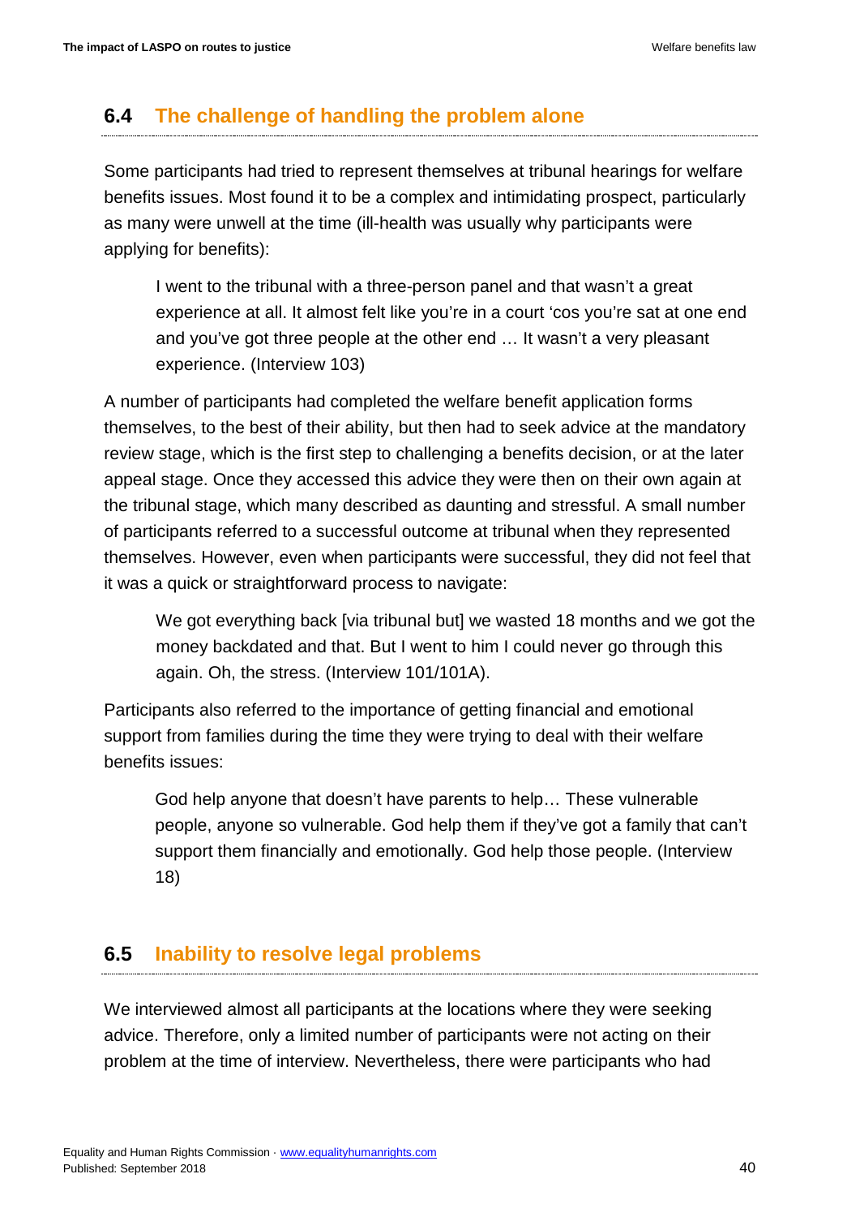## 6.4 The challenge of handling the problem alone

Some participants had tried to represent themselves at tribunal hearings for welfare benefits issues. Most found it to be a complex and intimidating prospect, particularly as many were unwell at the time (ill-health was usually why participants were applying for benefits):

> I went to the tribunal with a three-person panel and that wasn't a great experience at all. It almost felt like you're in a court 'cos you're sat at one end and you've got three people at the other end … It wasn't a very pleasant experience. (Interview 103)

A number of participants had completed the welfare benefit application forms themselves, to the best of their ability, but then had to seek advice at the mandatory review stage, which is the first step to challenging a benefits decision, or at the later appeal stage. Once they accessed this advice they were then on their own again at the tribunal stage, which many described as daunting and stressful. A small number of participants referred to a successful outcome at tribunal when they represented themselves. However, even when participants were successful, they did not feel that it was a quick or straightforward process to navigate:

> We got everything back [via tribunal but] we wasted 18 months and we got the money backdated and that. But I went to him I could never go through this again. Oh, the stress. (Interview 101/101A).

Participants also referred to the importance of getting financial and emotional support from families during the time they were trying to deal with their welfare benefits issues:

> God help anyone that doesn't have parents to help… These vulnerable people, anyone so vulnerable. God help them if they've got a family that can't support them financially and emotionally. God help those people. (Interview 18)

## 6.5 Inability to resolve legal problems

We interviewed almost all participants at the locations where they were seeking advice. Therefore, only a limited number of participants were not acting on their problem at the time of interview. Nevertheless, there were participants who had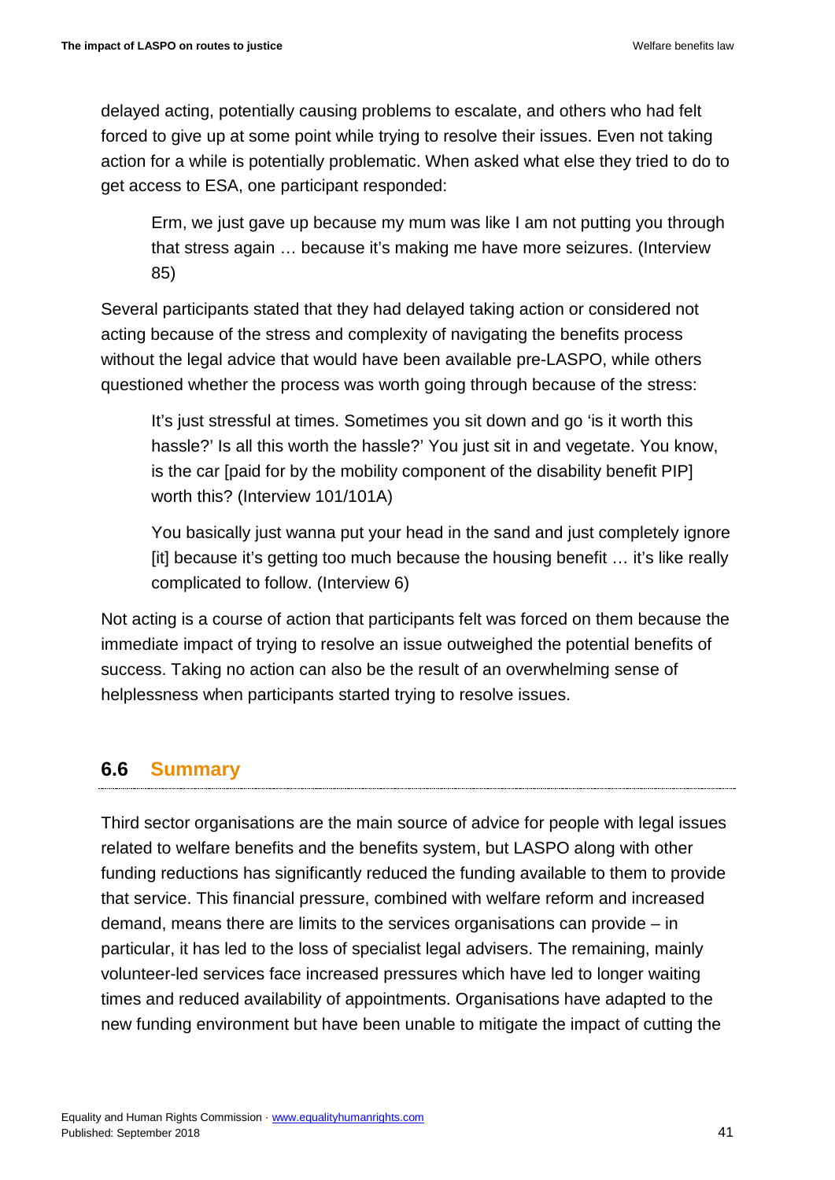delayed acting, potentially causing problems to escalate, and others who had felt forced to give up at some point while trying to resolve their issues. Even not taking action for a while is potentially problematic. When asked what else they tried to do to get access to ESA, one participant responded:

> Erm, we just gave up because my mum was like I am not putting you through that stress again … because it's making me have more seizures. (Interview 85)

Several participants stated that they had delayed taking action or considered not acting because of the stress and complexity of navigating the benefits process without the legal advice that would have been available pre-LASPO, while others questioned whether the process was worth going through because of the stress:

> It's just stressful at times. Sometimes you sit down and go 'is it worth this hassle?' Is all this worth the hassle?' You just sit in and vegetate. You know, is the car [paid for by the mobility component of the disability benefit PIP] worth this? (Interview 101/101A)

> You basically just wanna put your head in the sand and just completely ignore [it] because it's getting too much because the housing benefit … it's like really complicated to follow. (Interview 6)

Not acting is a course of action that participants felt was forced on them because the immediate impact of trying to resolve an issue outweighed the potential benefits of success. Taking no action can also be the result of an overwhelming sense of helplessness when participants started trying to resolve issues.

## 6.6 Summary

Third sector organisations are the main source of advice for people with legal issues related to welfare benefits and the benefits system, but LASPO along with other funding reductions has significantly reduced the funding available to them to provide that service. This financial pressure, combined with welfare reform and increased demand, means there are limits to the services organisations can provide – in particular, it has led to the loss of specialist legal advisers. The remaining, mainly volunteer-led services face increased pressures which have led to longer waiting times and reduced availability of appointments. Organisations have adapted to the new funding environment but have been unable to mitigate the impact of cutting the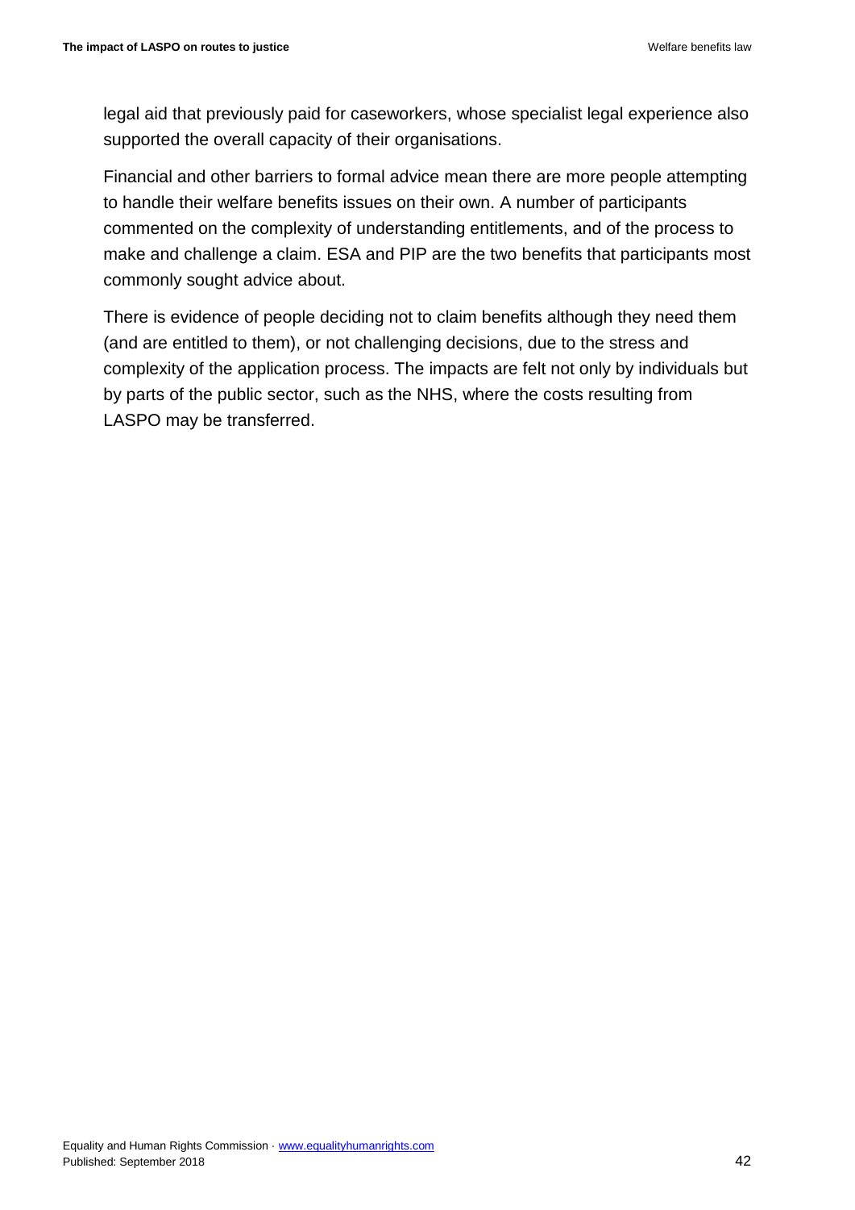legal aid that previously paid for caseworkers, whose specialist legal experience also supported the overall capacity of their organisations.

Financial and other barriers to formal advice mean there are more people attempting to handle their welfare benefits issues on their own. A number of participants commented on the complexity of understanding entitlements, and of the process to make and challenge a claim. ESA and PIP are the two benefits that participants most commonly sought advice about.

There is evidence of people deciding not to claim benefits although they need them (and are entitled to them), or not challenging decisions, due to the stress and complexity of the application process. The impacts are felt not only by individuals but by parts of the public sector, such as the NHS, where the costs resulting from LASPO may be transferred.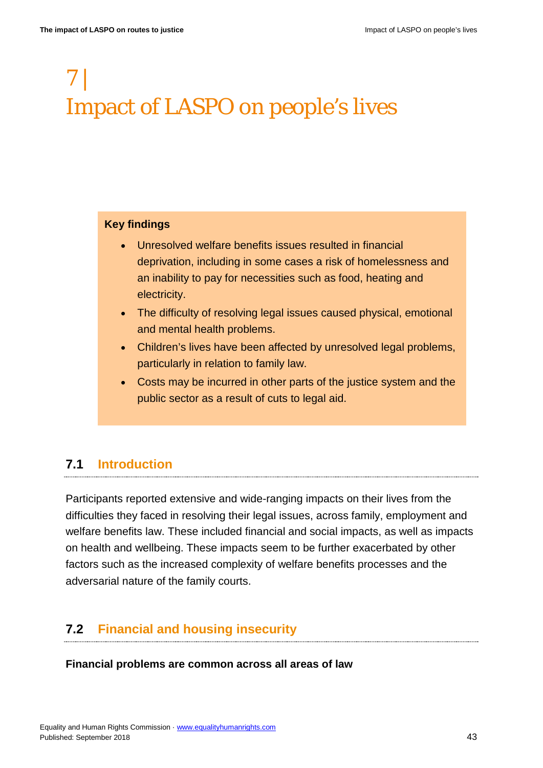# 7 | Impact of LASPO on people's lives

**Key findings**

- Unresolved welfare benefits issues resulted in financial deprivation, including in some cases a risk of homelessness and an inability to pay for necessities such as food, heating and electricity.
- The difficulty of resolving legal issues caused physical, emotional and mental health problems.
- Children's lives have been affected by unresolved legal problems, particularly in relation to family law.
- Costs may be incurred in other parts of the justice system and the public sector as a result of cuts to legal aid.

## 7.1 Introduction

Participants reported extensive and wide-ranging impacts on their lives from the difficulties they faced in resolving their legal issues, across family, employment and welfare benefits law. These included financial and social impacts, as well as impacts on health and wellbeing. These impacts seem to be further exacerbated by other factors such as the increased complexity of welfare benefits processes and the adversarial nature of the family courts.

## 7.2 Financial and housing insecurity

**Financial problems are common across all areas of law**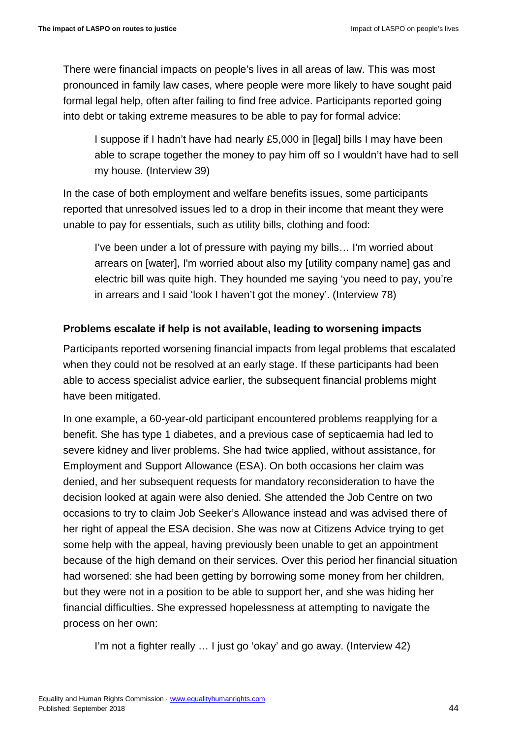There were financial impacts on people's lives in all areas of law. This was most pronounced in family law cases, where people were more likely to have sought paid formal legal help, often after failing to find free advice. Participants reported going into debt or taking extreme measures to be able to pay for formal advice:

> I suppose if I hadn't have had nearly £5,000 in [legal] bills I may have been able to scrape together the money to pay him off so I wouldn't have had to sell my house. (Interview 39)

In the case of both employment and welfare benefits issues, some participants reported that unresolved issues led to a drop in their income that meant they were unable to pay for essentials, such as utility bills, clothing and food:

> I've been under a lot of pressure with paying my bills… I'm worried about arrears on [water], I'm worried about also my [utility company name] gas and electric bill was quite high. They hounded me saying 'you need to pay, you're in arrears and I said 'look I haven't got the money'. (Interview 78)

**Problems escalate if help is not available, leading to worsening impacts**

Participants reported worsening financial impacts from legal problems that escalated when they could not be resolved at an early stage. If these participants had been able to access specialist advice earlier, the subsequent financial problems might have been mitigated.

In one example, a 60-year-old participant encountered problems reapplying for a benefit. She has type 1 diabetes, and a previous case of septicaemia had led to severe kidney and liver problems. She had twice applied, without assistance, for Employment and Support Allowance (ESA). On both occasions her claim was denied, and her subsequent requests for mandatory reconsideration to have the decision looked at again were also denied. She attended the Job Centre on two occasions to try to claim Job Seeker's Allowance instead and was advised there of her right of appeal the ESA decision. She was now at Citizens Advice trying to get some help with the appeal, having previously been unable to get an appointment because of the high demand on their services. Over this period her financial situation had worsened: she had been getting by borrowing some money from her children, but they were not in a position to be able to support her, and she was hiding her financial difficulties. She expressed hopelessness at attempting to navigate the process on her own:

> I'm not a fighter really … I just go 'okay' and go away. (Interview 42)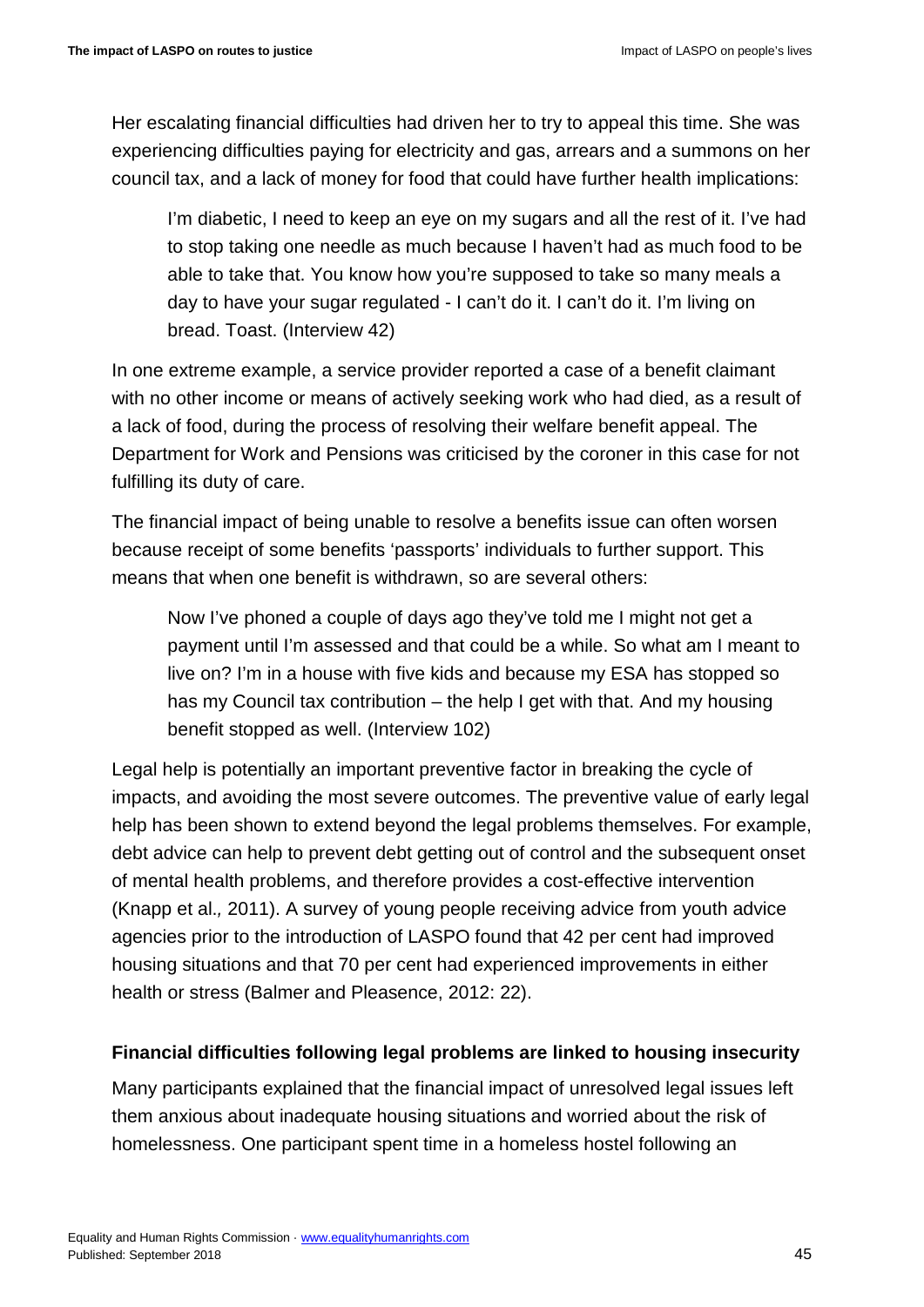Her escalating financial difficulties had driven her to try to appeal this time. She was experiencing difficulties paying for electricity and gas, arrears and a summons on her council tax, and a lack of money for food that could have further health implications:

> I'm diabetic, I need to keep an eye on my sugars and all the rest of it. I've had to stop taking one needle as much because I haven't had as much food to be able to take that. You know how you're supposed to take so many meals a day to have your sugar regulated - I can't do it. I can't do it. I'm living on bread. Toast. (Interview 42)

In one extreme example, a service provider reported a case of a benefit claimant with no other income or means of actively seeking work who had died, as a result of a lack of food, during the process of resolving their welfare benefit appeal. The Department for Work and Pensions was criticised by the coroner in this case for not fulfilling its duty of care.

The financial impact of being unable to resolve a benefits issue can often worsen because receipt of some benefits 'passports' individuals to further support. This means that when one benefit is withdrawn, so are several others:

> Now I've phoned a couple of days ago they've told me I might not get a payment until I'm assessed and that could be a while. So what am I meant to live on? I'm in a house with five kids and because my ESA has stopped so has my Council tax contribution – the help I get with that. And my housing benefit stopped as well. (Interview 102)

Legal help is potentially an important preventive factor in breaking the cycle of impacts, and avoiding the most severe outcomes. The preventive value of early legal help has been shown to extend beyond the legal problems themselves. For example, debt advice can help to prevent debt getting out of control and the subsequent onset of mental health problems, and therefore provides a cost-effective intervention (Knapp et al*.,* 2011). A survey of young people receiving advice from youth advice agencies prior to the introduction of LASPO found that 42 per cent had improved housing situations and that 70 per cent had experienced improvements in either health or stress (Balmer and Pleasence, 2012: 22).

### Financial difficulties following legal problems are linked to housing insecurity

Many participants explained that the financial impact of unresolved legal issues left them anxious about inadequate housing situations and worried about the risk of homelessness. One participant spent time in a homeless hostel following an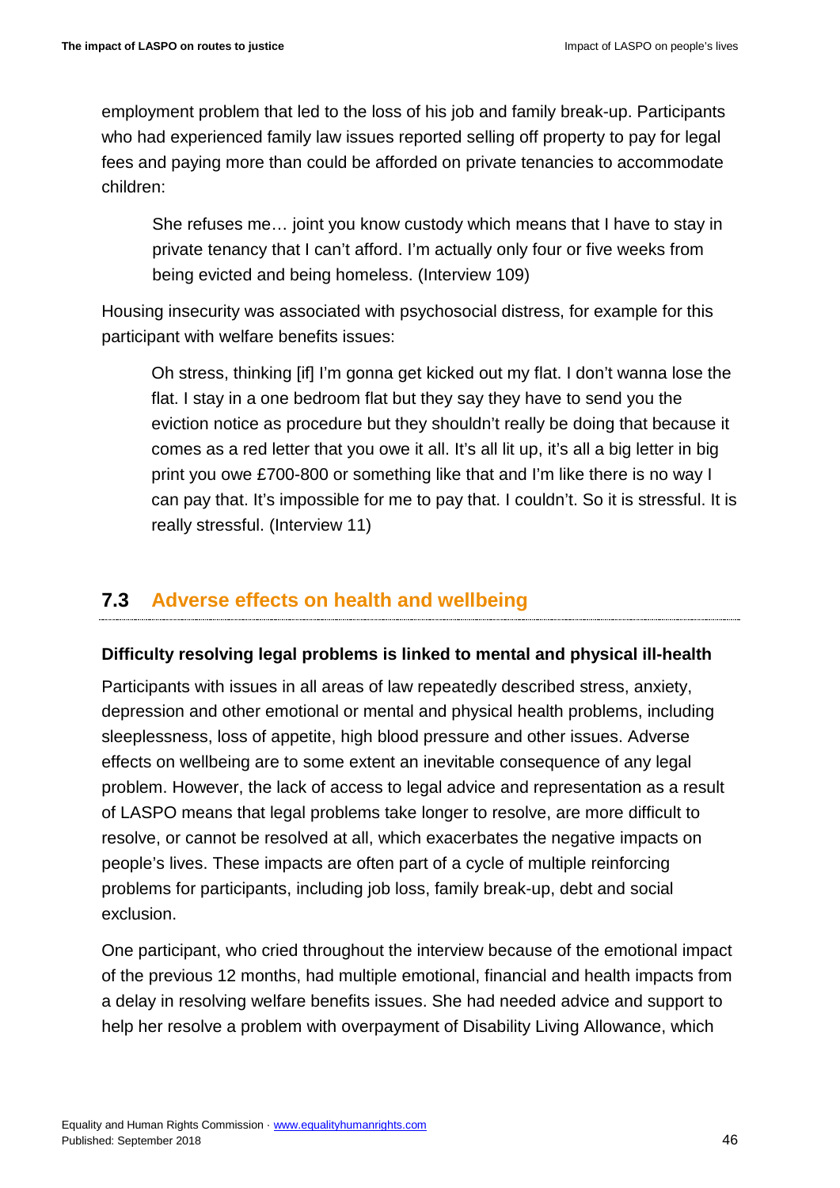employment problem that led to the loss of his job and family break-up. Participants who had experienced family law issues reported selling off property to pay for legal fees and paying more than could be afforded on private tenancies to accommodate children:

> She refuses me… joint you know custody which means that I have to stay in private tenancy that I can't afford. I'm actually only four or five weeks from being evicted and being homeless. (Interview 109)

Housing insecurity was associated with psychosocial distress, for example for this participant with welfare benefits issues:

> Oh stress, thinking [if] I'm gonna get kicked out my flat. I don't wanna lose the flat. I stay in a one bedroom flat but they say they have to send you the eviction notice as procedure but they shouldn't really be doing that because it comes as a red letter that you owe it all. It's all lit up, it's all a big letter in big print you owe £700-800 or something like that and I'm like there is no way I can pay that. It's impossible for me to pay that. I couldn't. So it is stressful. It is really stressful. (Interview 11)

## 7.3 Adverse effects on health and wellbeing

**Difficulty resolving legal problems is linked to mental and physical ill-health**

Participants with issues in all areas of law repeatedly described stress, anxiety, depression and other emotional or mental and physical health problems, including sleeplessness, loss of appetite, high blood pressure and other issues. Adverse effects on wellbeing are to some extent an inevitable consequence of any legal problem. However, the lack of access to legal advice and representation as a result of LASPO means that legal problems take longer to resolve, are more difficult to resolve, or cannot be resolved at all, which exacerbates the negative impacts on people's lives. These impacts are often part of a cycle of multiple reinforcing problems for participants, including job loss, family break-up, debt and social exclusion.

One participant, who cried throughout the interview because of the emotional impact of the previous 12 months, had multiple emotional, financial and health impacts from a delay in resolving welfare benefits issues. She had needed advice and support to help her resolve a problem with overpayment of Disability Living Allowance, which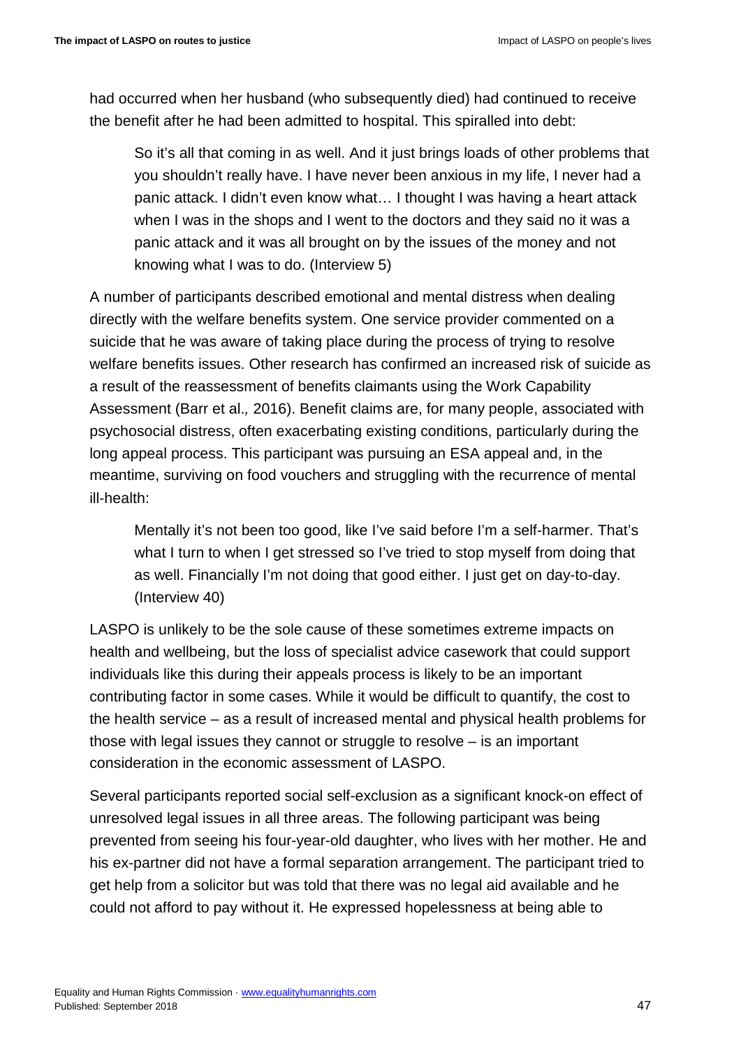had occurred when her husband (who subsequently died) had continued to receive the benefit after he had been admitted to hospital. This spiralled into debt:

> So it's all that coming in as well. And it just brings loads of other problems that you shouldn't really have. I have never been anxious in my life, I never had a panic attack. I didn't even know what… I thought I was having a heart attack when I was in the shops and I went to the doctors and they said no it was a panic attack and it was all brought on by the issues of the money and not knowing what I was to do. (Interview 5)

A number of participants described emotional and mental distress when dealing directly with the welfare benefits system. One service provider commented on a suicide that he was aware of taking place during the process of trying to resolve welfare benefits issues. Other research has confirmed an increased risk of suicide as a result of the reassessment of benefits claimants using the Work Capability Assessment (Barr et al.*,* 2016). Benefit claims are, for many people, associated with psychosocial distress, often exacerbating existing conditions, particularly during the long appeal process. This participant was pursuing an ESA appeal and, in the meantime, surviving on food vouchers and struggling with the recurrence of mental ill-health:

> Mentally it's not been too good, like I've said before I'm a self-harmer. That's what I turn to when I get stressed so I've tried to stop myself from doing that as well. Financially I'm not doing that good either. I just get on day-to-day. (Interview 40)

LASPO is unlikely to be the sole cause of these sometimes extreme impacts on health and wellbeing, but the loss of specialist advice casework that could support individuals like this during their appeals process is likely to be an important contributing factor in some cases. While it would be difficult to quantify, the cost to the health service – as a result of increased mental and physical health problems for those with legal issues they cannot or struggle to resolve – is an important consideration in the economic assessment of LASPO.

Several participants reported social self-exclusion as a significant knock-on effect of unresolved legal issues in all three areas. The following participant was being prevented from seeing his four-year-old daughter, who lives with her mother. He and his ex-partner did not have a formal separation arrangement. The participant tried to get help from a solicitor but was told that there was no legal aid available and he could not afford to pay without it. He expressed hopelessness at being able to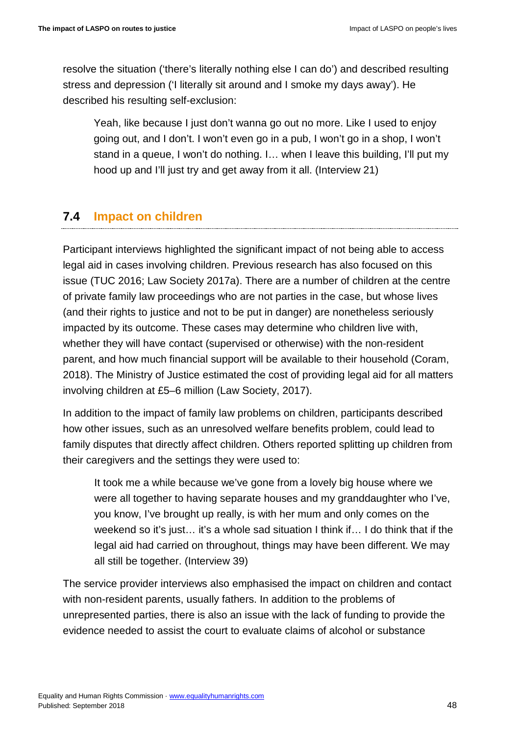resolve the situation ('there's literally nothing else I can do') and described resulting stress and depression ('I literally sit around and I smoke my days away'). He described his resulting self-exclusion:

> Yeah, like because I just don't wanna go out no more. Like I used to enjoy going out, and I don't. I won't even go in a pub, I won't go in a shop, I won't stand in a queue, I won't do nothing. I… when I leave this building, I'll put my hood up and I'll just try and get away from it all. (Interview 21)

## 7.4 Impact on children

Participant interviews highlighted the significant impact of not being able to access legal aid in cases involving children. Previous research has also focused on this issue (TUC 2016; Law Society 2017a). There are a number of children at the centre of private family law proceedings who are not parties in the case, but whose lives (and their rights to justice and not to be put in danger) are nonetheless seriously impacted by its outcome. These cases may determine who children live with, whether they will have contact (supervised or otherwise) with the non-resident parent, and how much financial support will be available to their household (Coram, 2018). The Ministry of Justice estimated the cost of providing legal aid for all matters involving children at £5–6 million (Law Society, 2017).

In addition to the impact of family law problems on children, participants described how other issues, such as an unresolved welfare benefits problem, could lead to family disputes that directly affect children. Others reported splitting up children from their caregivers and the settings they were used to:

> It took me a while because we've gone from a lovely big house where we were all together to having separate houses and my granddaughter who I've, you know, I've brought up really, is with her mum and only comes on the weekend so it's just… it's a whole sad situation I think if… I do think that if the legal aid had carried on throughout, things may have been different. We may all still be together. (Interview 39)

The service provider interviews also emphasised the impact on children and contact with non-resident parents, usually fathers. In addition to the problems of unrepresented parties, there is also an issue with the lack of funding to provide the evidence needed to assist the court to evaluate claims of alcohol or substance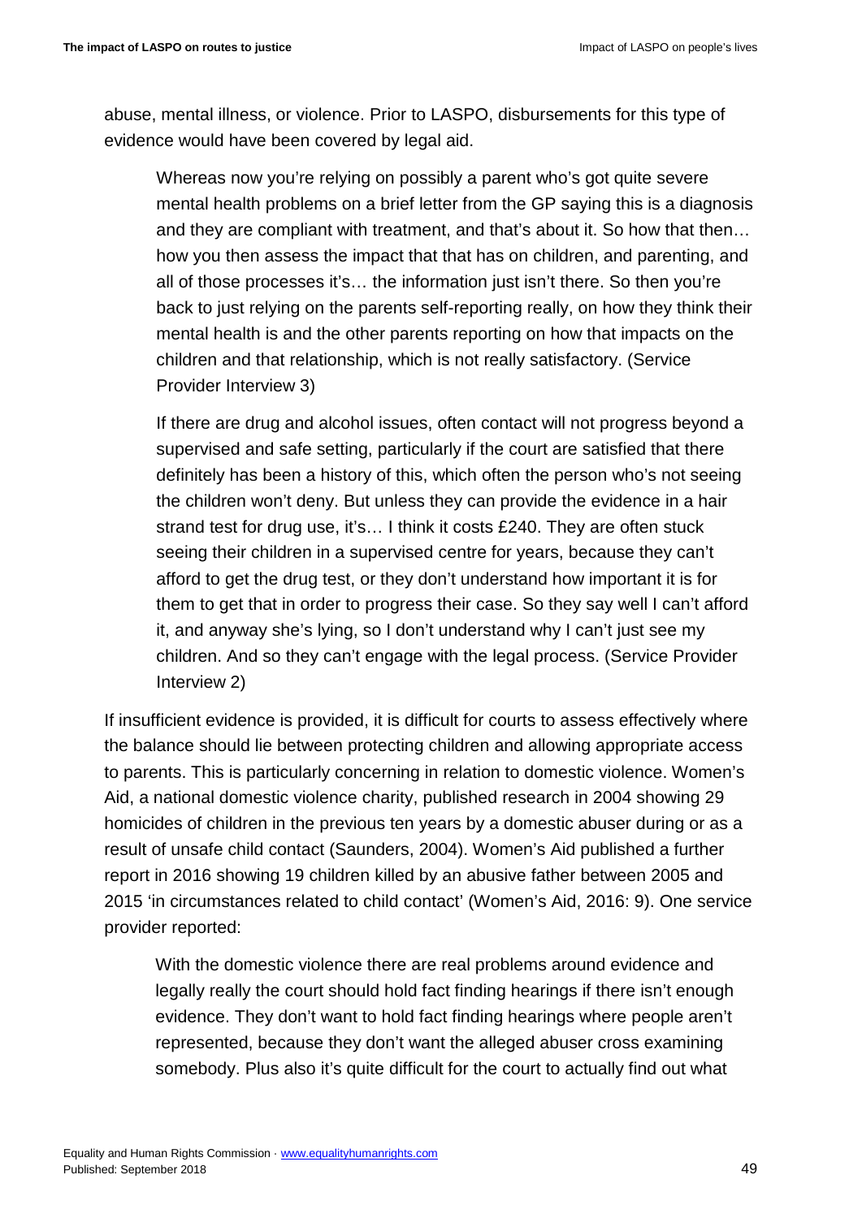abuse, mental illness, or violence. Prior to LASPO, disbursements for this type of evidence would have been covered by legal aid.

> Whereas now you're relying on possibly a parent who's got quite severe mental health problems on a brief letter from the GP saying this is a diagnosis and they are compliant with treatment, and that's about it. So how that then… how you then assess the impact that that has on children, and parenting, and all of those processes it's… the information just isn't there. So then you're back to just relying on the parents self-reporting really, on how they think their mental health is and the other parents reporting on how that impacts on the children and that relationship, which is not really satisfactory. (Service Provider Interview 3)

> If there are drug and alcohol issues, often contact will not progress beyond a supervised and safe setting, particularly if the court are satisfied that there definitely has been a history of this, which often the person who's not seeing the children won't deny. But unless they can provide the evidence in a hair strand test for drug use, it's… I think it costs £240. They are often stuck seeing their children in a supervised centre for years, because they can't afford to get the drug test, or they don't understand how important it is for them to get that in order to progress their case. So they say well I can't afford it, and anyway she's lying, so I don't understand why I can't just see my children. And so they can't engage with the legal process. (Service Provider Interview 2)

If insufficient evidence is provided, it is difficult for courts to assess effectively where the balance should lie between protecting children and allowing appropriate access to parents. This is particularly concerning in relation to domestic violence. Women's Aid, a national domestic violence charity, published research in 2004 showing 29 homicides of children in the previous ten years by a domestic abuser during or as a result of unsafe child contact (Saunders, 2004). Women's Aid published a further report in 2016 showing 19 children killed by an abusive father between 2005 and 2015 'in circumstances related to child contact' (Women's Aid, 2016: 9). One service provider reported:

> With the domestic violence there are real problems around evidence and legally really the court should hold fact finding hearings if there isn't enough evidence. They don't want to hold fact finding hearings where people aren't represented, because they don't want the alleged abuser cross examining somebody. Plus also it's quite difficult for the court to actually find out what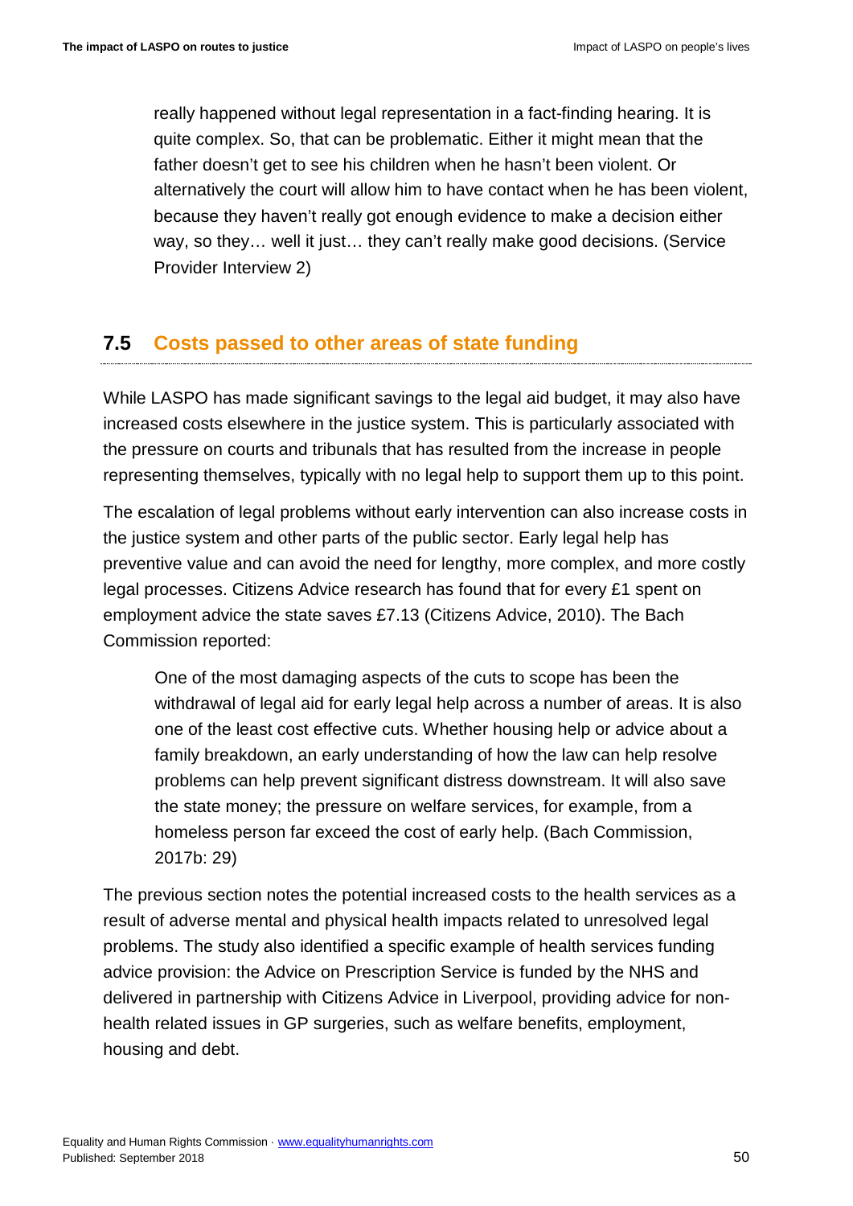> really happened without legal representation in a fact-finding hearing. It is quite complex. So, that can be problematic. Either it might mean that the father doesn't get to see his children when he hasn't been violent. Or alternatively the court will allow him to have contact when he has been violent, because they haven't really got enough evidence to make a decision either way, so they… well it just… they can't really make good decisions. (Service Provider Interview 2)

## 7.5 Costs passed to other areas of state funding

While LASPO has made significant savings to the legal aid budget, it may also have increased costs elsewhere in the justice system. This is particularly associated with the pressure on courts and tribunals that has resulted from the increase in people representing themselves, typically with no legal help to support them up to this point.

The escalation of legal problems without early intervention can also increase costs in the justice system and other parts of the public sector. Early legal help has preventive value and can avoid the need for lengthy, more complex, and more costly legal processes. Citizens Advice research has found that for every £1 spent on employment advice the state saves £7.13 (Citizens Advice, 2010). The Bach Commission reported:

> One of the most damaging aspects of the cuts to scope has been the withdrawal of legal aid for early legal help across a number of areas. It is also one of the least cost effective cuts. Whether housing help or advice about a family breakdown, an early understanding of how the law can help resolve problems can help prevent significant distress downstream. It will also save the state money; the pressure on welfare services, for example, from a homeless person far exceed the cost of early help. (Bach Commission, 2017b: 29)

The previous section notes the potential increased costs to the health services as a result of adverse mental and physical health impacts related to unresolved legal problems. The study also identified a specific example of health services funding advice provision: the Advice on Prescription Service is funded by the NHS and delivered in partnership with Citizens Advice in Liverpool, providing advice for non-health related issues in GP surgeries, such as welfare benefits, employment, housing and debt.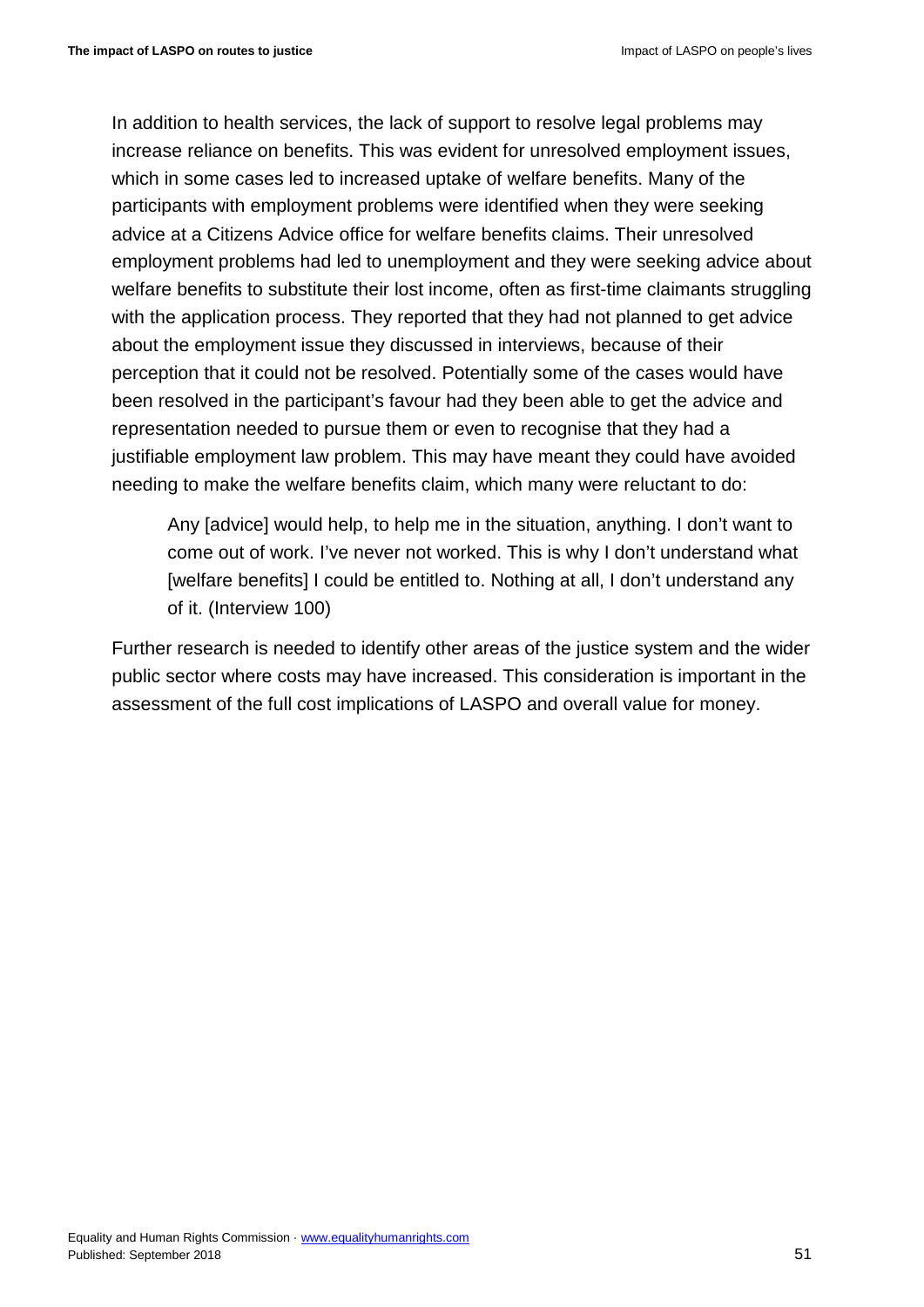In addition to health services, the lack of support to resolve legal problems may increase reliance on benefits. This was evident for unresolved employment issues, which in some cases led to increased uptake of welfare benefits. Many of the participants with employment problems were identified when they were seeking advice at a Citizens Advice office for welfare benefits claims. Their unresolved employment problems had led to unemployment and they were seeking advice about welfare benefits to substitute their lost income, often as first-time claimants struggling with the application process. They reported that they had not planned to get advice about the employment issue they discussed in interviews, because of their perception that it could not be resolved. Potentially some of the cases would have been resolved in the participant's favour had they been able to get the advice and representation needed to pursue them or even to recognise that they had a justifiable employment law problem. This may have meant they could have avoided needing to make the welfare benefits claim, which many were reluctant to do:

> Any [advice] would help, to help me in the situation, anything. I don't want to come out of work. I've never not worked. This is why I don't understand what [welfare benefits] I could be entitled to. Nothing at all, I don't understand any of it. (Interview 100)

Further research is needed to identify other areas of the justice system and the wider public sector where costs may have increased. This consideration is important in the assessment of the full cost implications of LASPO and overall value for money.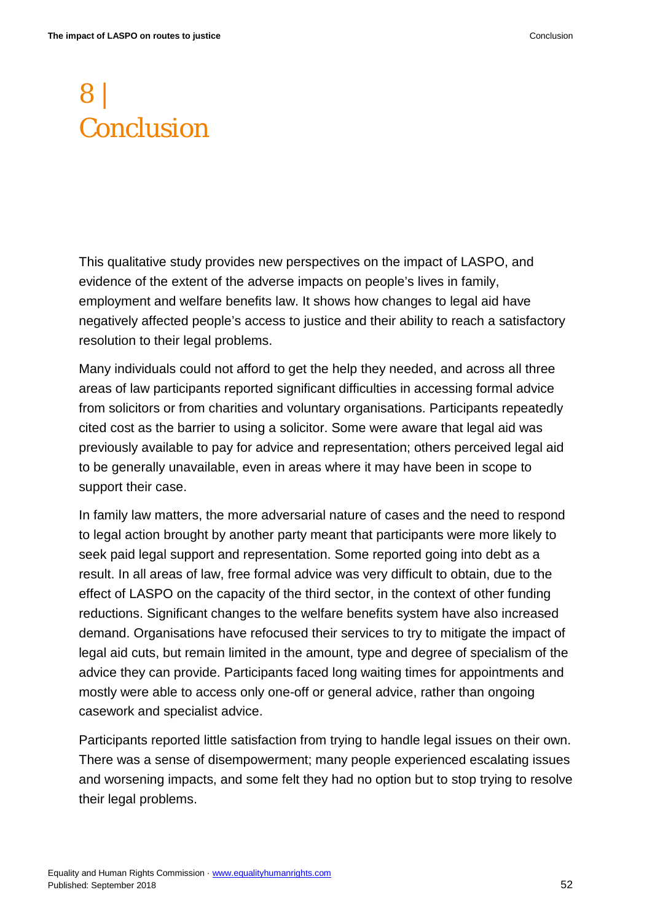# 8 | Conclusion

This qualitative study provides new perspectives on the impact of LASPO, and evidence of the extent of the adverse impacts on people's lives in family, employment and welfare benefits law. It shows how changes to legal aid have negatively affected people's access to justice and their ability to reach a satisfactory resolution to their legal problems.

Many individuals could not afford to get the help they needed, and across all three areas of law participants reported significant difficulties in accessing formal advice from solicitors or from charities and voluntary organisations. Participants repeatedly cited cost as the barrier to using a solicitor. Some were aware that legal aid was previously available to pay for advice and representation; others perceived legal aid to be generally unavailable, even in areas where it may have been in scope to support their case.

In family law matters, the more adversarial nature of cases and the need to respond to legal action brought by another party meant that participants were more likely to seek paid legal support and representation. Some reported going into debt as a result. In all areas of law, free formal advice was very difficult to obtain, due to the effect of LASPO on the capacity of the third sector, in the context of other funding reductions. Significant changes to the welfare benefits system have also increased demand. Organisations have refocused their services to try to mitigate the impact of legal aid cuts, but remain limited in the amount, type and degree of specialism of the advice they can provide. Participants faced long waiting times for appointments and mostly were able to access only one-off or general advice, rather than ongoing casework and specialist advice.

Participants reported little satisfaction from trying to handle legal issues on their own. There was a sense of disempowerment; many people experienced escalating issues and worsening impacts, and some felt they had no option but to stop trying to resolve their legal problems.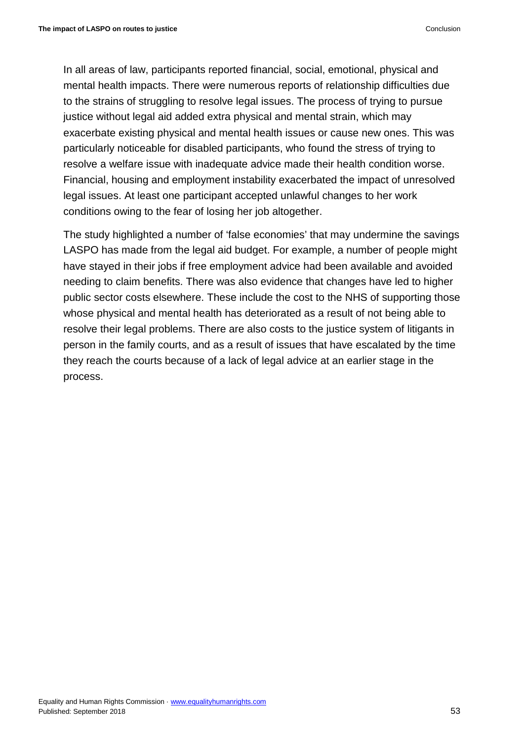In all areas of law, participants reported financial, social, emotional, physical and mental health impacts. There were numerous reports of relationship difficulties due to the strains of struggling to resolve legal issues. The process of trying to pursue justice without legal aid added extra physical and mental strain, which may exacerbate existing physical and mental health issues or cause new ones. This was particularly noticeable for disabled participants, who found the stress of trying to resolve a welfare issue with inadequate advice made their health condition worse. Financial, housing and employment instability exacerbated the impact of unresolved legal issues. At least one participant accepted unlawful changes to her work conditions owing to the fear of losing her job altogether.

The study highlighted a number of 'false economies' that may undermine the savings LASPO has made from the legal aid budget. For example, a number of people might have stayed in their jobs if free employment advice had been available and avoided needing to claim benefits. There was also evidence that changes have led to higher public sector costs elsewhere. These include the cost to the NHS of supporting those whose physical and mental health has deteriorated as a result of not being able to resolve their legal problems. There are also costs to the justice system of litigants in person in the family courts, and as a result of issues that have escalated by the time they reach the courts because of a lack of legal advice at an earlier stage in the process.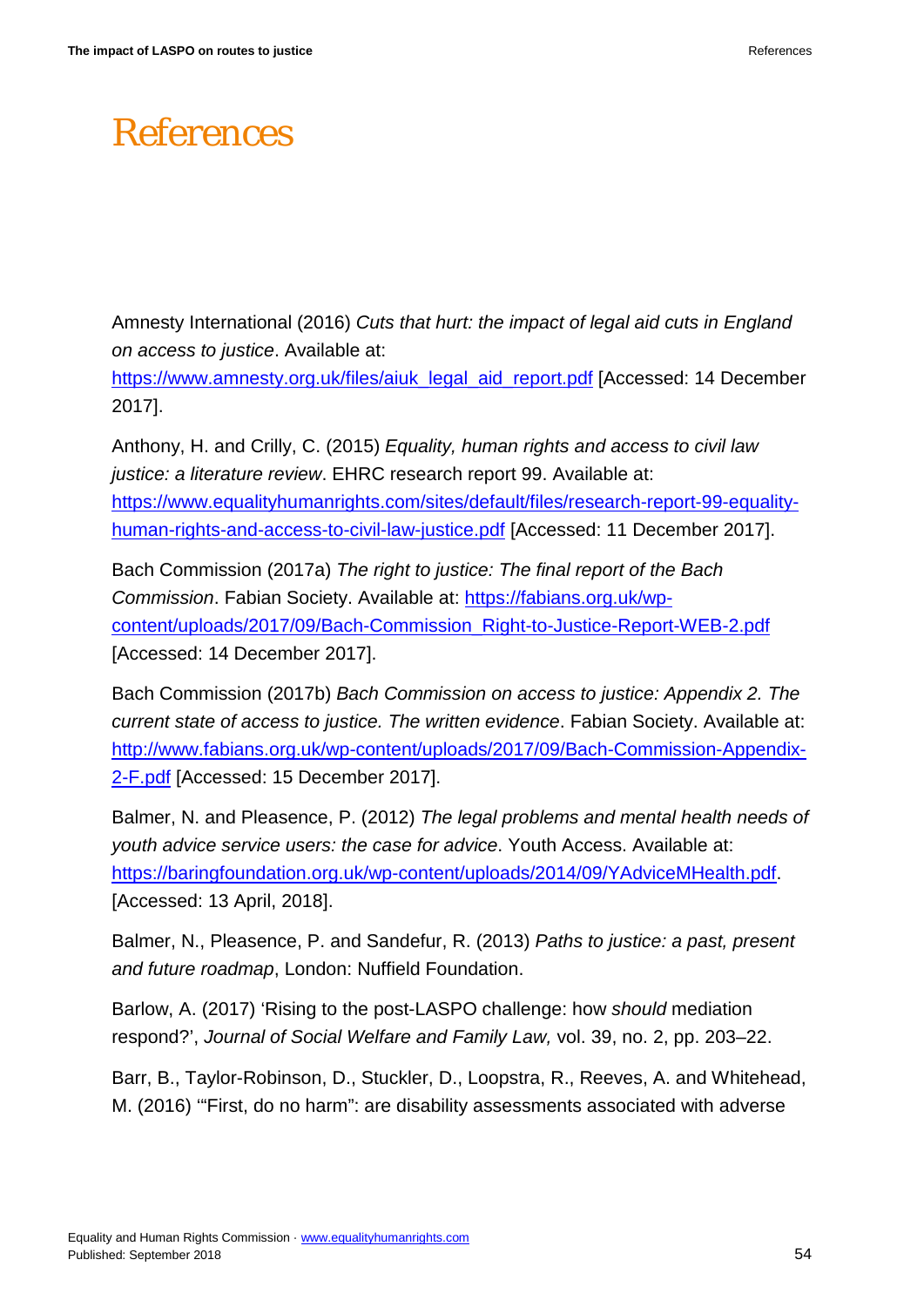# References

Amnesty International (2016) *Cuts that hurt: the impact of legal aid cuts in England on access to justice*. Available at: https://www.amnesty.org.uk/files/aiuk_legal_aid_report.pdf [Accessed: 14 December 2017].

Anthony, H. and Crilly, C. (2015) *Equality, human rights and access to civil law justice: a literature review*. EHRC research report 99. Available at: https://www.equalityhumanrights.com/sites/default/files/research-report-99-equality-human-rights-and-access-to-civil-law-justice.pdf [Accessed: 11 December 2017].

Bach Commission (2017a) *The right to justice: The final report of the Bach Commission*. Fabian Society. Available at: https://fabians.org.uk/wp-content/uploads/2017/09/Bach-Commission_Right-to-Justice-Report-WEB-2.pdf [Accessed: 14 December 2017].

Bach Commission (2017b) *Bach Commission on access to justice: Appendix 2. The current state of access to justice. The written evidence*. Fabian Society. Available at: http://www.fabians.org.uk/wp-content/uploads/2017/09/Bach-Commission-Appendix-2-F.pdf [Accessed: 15 December 2017].

Balmer, N. and Pleasence, P. (2012) *The legal problems and mental health needs of youth advice service users: the case for advice*. Youth Access. Available at: https://baringfoundation.org.uk/wp-content/uploads/2014/09/YAdviceMHealth.pdf. [Accessed: 13 April, 2018].

Balmer, N., Pleasence, P. and Sandefur, R. (2013) *Paths to justice: a past, present and future roadmap*, London: Nuffield Foundation.

Barlow, A. (2017) 'Rising to the post-LASPO challenge: how *should* mediation respond?', *Journal of Social Welfare and Family Law,* vol. 39, no. 2, pp. 203–22.

Barr, B., Taylor-Robinson, D., Stuckler, D., Loopstra, R., Reeves, A. and Whitehead, M. (2016) '"First, do no harm": are disability assessments associated with adverse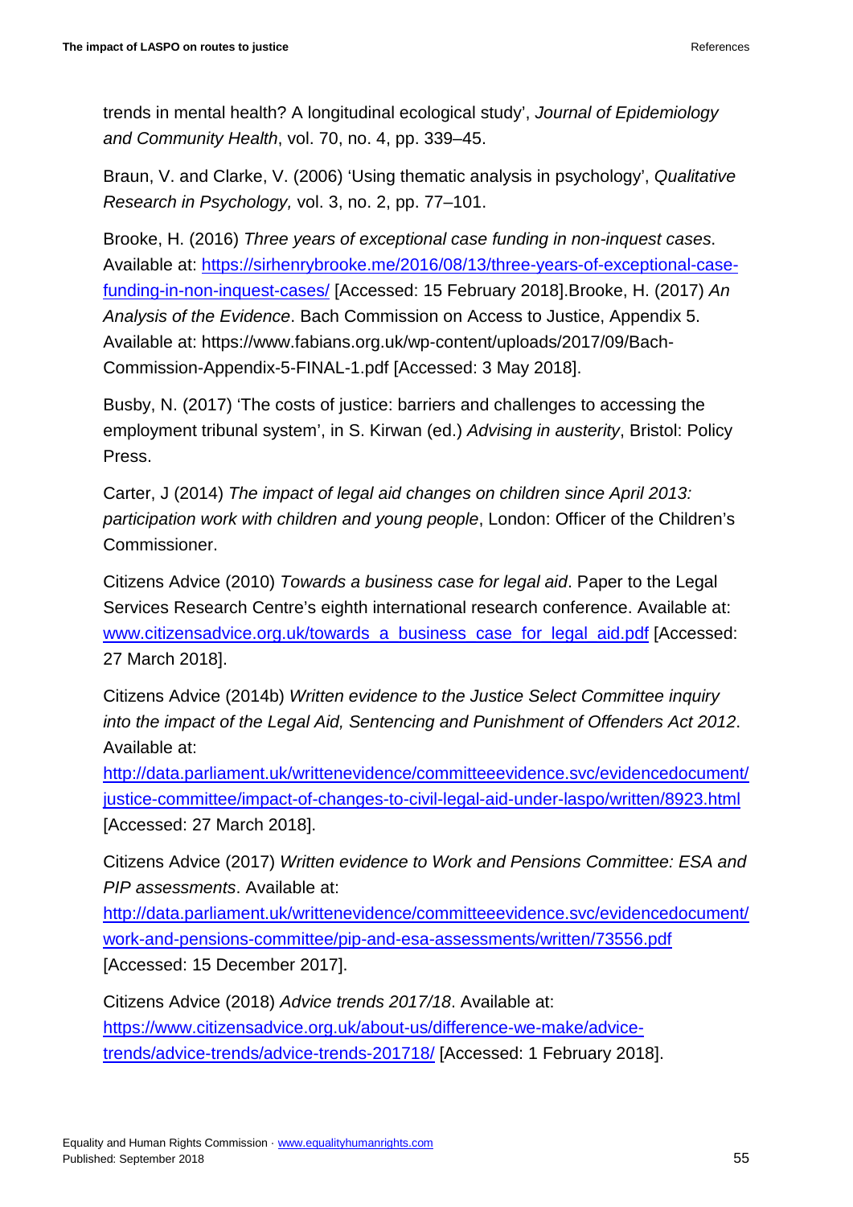trends in mental health? A longitudinal ecological study', *Journal of Epidemiology and Community Health*, vol. 70, no. 4, pp. 339–45.

Braun, V. and Clarke, V. (2006) 'Using thematic analysis in psychology', *Qualitative Research in Psychology,* vol. 3, no. 2, pp. 77–101.

Brooke, H. (2016) *Three years of exceptional case funding in non-inquest cases*. Available at: [https://sirhenrybrooke.me/2016/08/13/three-years-of-exceptional-case-funding-in-non-inquest-cases/](https://sirhenrybrooke.me/2016/08/13/three-years-of-exceptional-case-funding-in-non-inquest-cases/) [Accessed: 15 February 2018].Brooke, H. (2017) *An Analysis of the Evidence*. Bach Commission on Access to Justice, Appendix 5. Available at: https://www.fabians.org.uk/wp-content/uploads/2017/09/Bach-Commission-Appendix-5-FINAL-1.pdf [Accessed: 3 May 2018].

Busby, N. (2017) 'The costs of justice: barriers and challenges to accessing the employment tribunal system', in S. Kirwan (ed.) *Advising in austerity*, Bristol: Policy Press.

Carter, J (2014) *The impact of legal aid changes on children since April 2013: participation work with children and young people*, London: Officer of the Children's Commissioner.

Citizens Advice (2010) *Towards a business case for legal aid*. Paper to the Legal Services Research Centre's eighth international research conference. Available at: [www.citizensadvice.org.uk/towards_a_business_case_for_legal_aid.pdf](www.citizensadvice.org.uk/towards_a_business_case_for_legal_aid.pdf) [Accessed: 27 March 2018].

Citizens Advice (2014b) *Written evidence to the Justice Select Committee inquiry into the impact of the Legal Aid, Sentencing and Punishment of Offenders Act 2012*. Available at: [http://data.parliament.uk/writtenevidence/committeeevidence.svc/evidencedocument/justice-committee/impact-of-changes-to-civil-legal-aid-under-laspo/written/8923.html](http://data.parliament.uk/writtenevidence/committeeevidence.svc/evidencedocument/justice-committee/impact-of-changes-to-civil-legal-aid-under-laspo/written/8923.html) [Accessed: 27 March 2018].

Citizens Advice (2017) *Written evidence to Work and Pensions Committee: ESA and PIP assessments*. Available at: [http://data.parliament.uk/writtenevidence/committeeevidence.svc/evidencedocument/work-and-pensions-committee/pip-and-esa-assessments/written/73556.pdf](http://data.parliament.uk/writtenevidence/committeeevidence.svc/evidencedocument/work-and-pensions-committee/pip-and-esa-assessments/written/73556.pdf) [Accessed: 15 December 2017].

Citizens Advice (2018) *Advice trends 2017/18*. Available at: [https://www.citizensadvice.org.uk/about-us/difference-we-make/advice-trends/advice-trends/advice-trends-201718/](https://www.citizensadvice.org.uk/about-us/difference-we-make/advice-trends/advice-trends/advice-trends-201718/) [Accessed: 1 February 2018].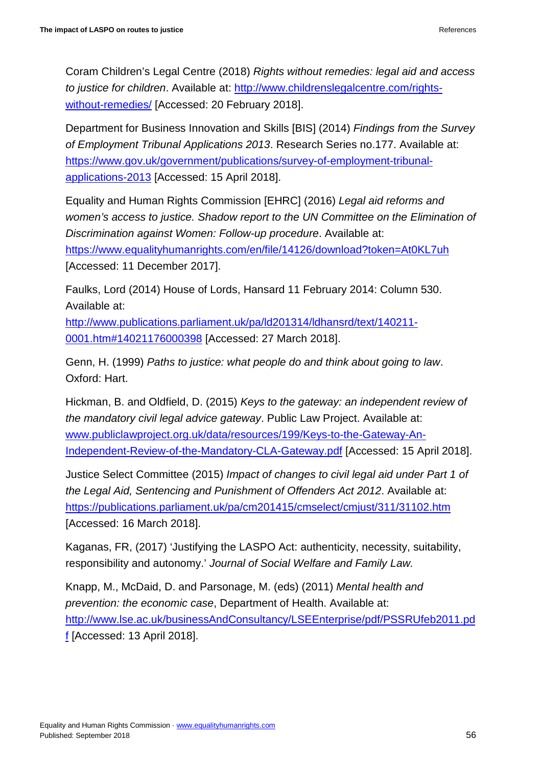Coram Children's Legal Centre (2018) *Rights without remedies: legal aid and access to justice for children*. Available at: http://www.childrenslegalcentre.com/rights-without-remedies/ [Accessed: 20 February 2018].

Department for Business Innovation and Skills [BIS] (2014) *Findings from the Survey of Employment Tribunal Applications 2013*. Research Series no.177. Available at: https://www.gov.uk/government/publications/survey-of-employment-tribunal-applications-2013 [Accessed: 15 April 2018].

Equality and Human Rights Commission [EHRC] (2016) *Legal aid reforms and women's access to justice. Shadow report to the UN Committee on the Elimination of Discrimination against Women: Follow-up procedure*. Available at: https://www.equalityhumanrights.com/en/file/14126/download?token=At0KL7uh [Accessed: 11 December 2017].

Faulks, Lord (2014) House of Lords, Hansard 11 February 2014: Column 530. Available at: http://www.publications.parliament.uk/pa/ld201314/ldhansrd/text/140211-0001.htm#14021176000398 [Accessed: 27 March 2018].

Genn, H. (1999) *Paths to justice: what people do and think about going to law*. Oxford: Hart.

Hickman, B. and Oldfield, D. (2015) *Keys to the gateway: an independent review of the mandatory civil legal advice gateway*. Public Law Project. Available at: www.publiclawproject.org.uk/data/resources/199/Keys-to-the-Gateway-An-Independent-Review-of-the-Mandatory-CLA-Gateway.pdf [Accessed: 15 April 2018].

Justice Select Committee (2015) *Impact of changes to civil legal aid under Part 1 of the Legal Aid, Sentencing and Punishment of Offenders Act 2012*. Available at: https://publications.parliament.uk/pa/cm201415/cmselect/cmjust/311/31102.htm [Accessed: 16 March 2018].

Kaganas, FR, (2017) 'Justifying the LASPO Act: authenticity, necessity, suitability, responsibility and autonomy.' *Journal of Social Welfare and Family Law.*

Knapp, M., McDaid, D. and Parsonage, M. (eds) (2011) *Mental health and prevention: the economic case*, Department of Health. Available at: http://www.lse.ac.uk/businessAndConsultancy/LSEEnterprise/pdf/PSSRUfeb2011.pdf [Accessed: 13 April 2018].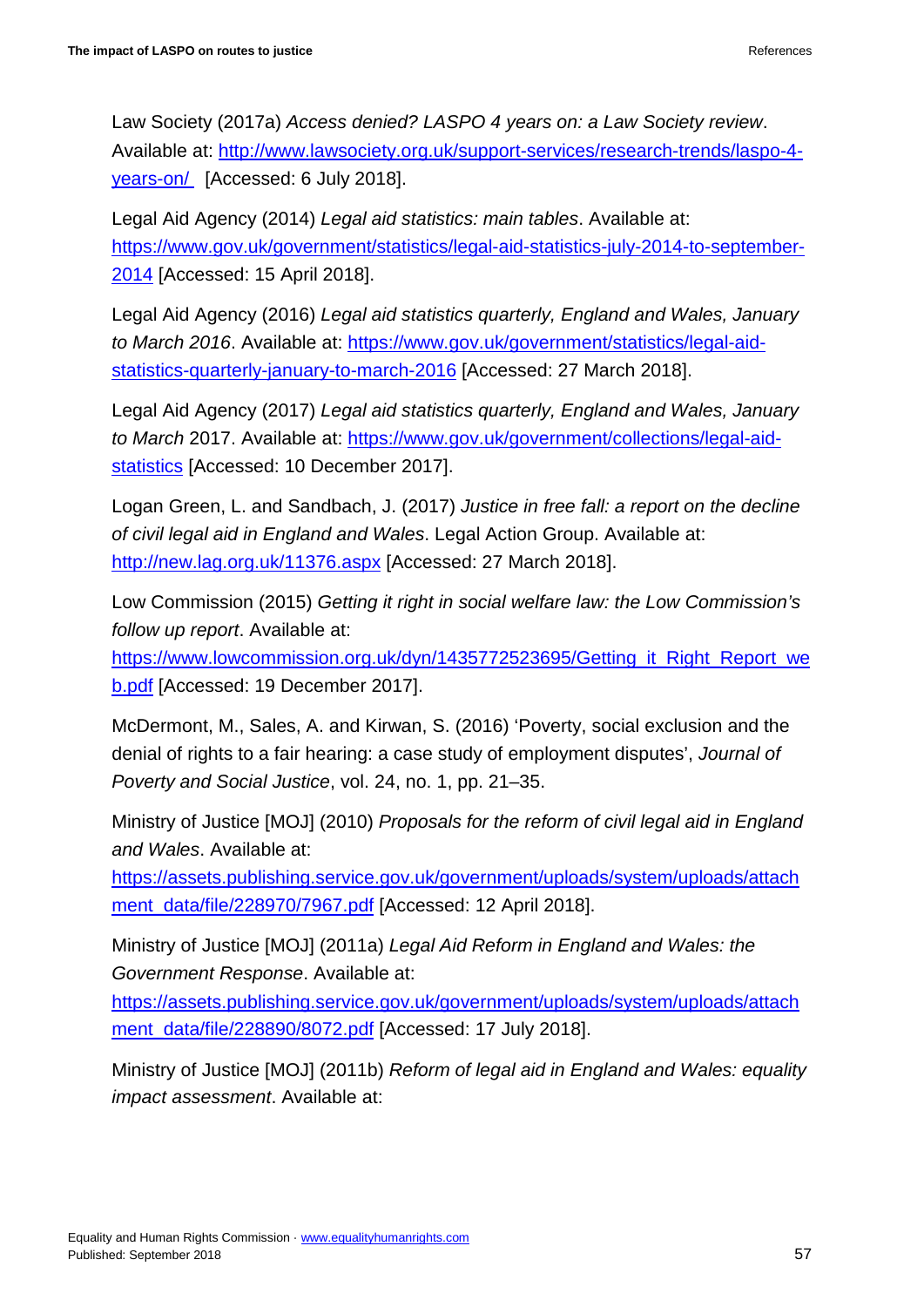Law Society (2017a) *Access denied? LASPO 4 years on: a Law Society review*. Available at: http://www.lawsociety.org.uk/support-services/research-trends/laspo-4-years-on/ [Accessed: 6 July 2018].

Legal Aid Agency (2014) *Legal aid statistics: main tables*. Available at: https://www.gov.uk/government/statistics/legal-aid-statistics-july-2014-to-september-2014 [Accessed: 15 April 2018].

Legal Aid Agency (2016) *Legal aid statistics quarterly, England and Wales, January to March 2016*. Available at: https://www.gov.uk/government/statistics/legal-aid-statistics-quarterly-january-to-march-2016 [Accessed: 27 March 2018].

Legal Aid Agency (2017) *Legal aid statistics quarterly, England and Wales, January to March* 2017. Available at: https://www.gov.uk/government/collections/legal-aid-statistics [Accessed: 10 December 2017].

Logan Green, L. and Sandbach, J. (2017) *Justice in free fall: a report on the decline of civil legal aid in England and Wales*. Legal Action Group. Available at: http://new.lag.org.uk/11376.aspx [Accessed: 27 March 2018].

Low Commission (2015) *Getting it right in social welfare law: the Low Commission's follow up report*. Available at: https://www.lowcommission.org.uk/dyn/1435772523695/Getting_it_Right_Report_web.pdf [Accessed: 19 December 2017].

McDermont, M., Sales, A. and Kirwan, S. (2016) 'Poverty, social exclusion and the denial of rights to a fair hearing: a case study of employment disputes', *Journal of Poverty and Social Justice*, vol. 24, no. 1, pp. 21–35.

Ministry of Justice [MOJ] (2010) *Proposals for the reform of civil legal aid in England and Wales*. Available at: https://assets.publishing.service.gov.uk/government/uploads/system/uploads/attachment_data/file/228970/7967.pdf [Accessed: 12 April 2018].

Ministry of Justice [MOJ] (2011a) *Legal Aid Reform in England and Wales: the Government Response*. Available at: https://assets.publishing.service.gov.uk/government/uploads/system/uploads/attachment_data/file/228890/8072.pdf [Accessed: 17 July 2018].

Ministry of Justice [MOJ] (2011b) *Reform of legal aid in England and Wales: equality impact assessment*. Available at: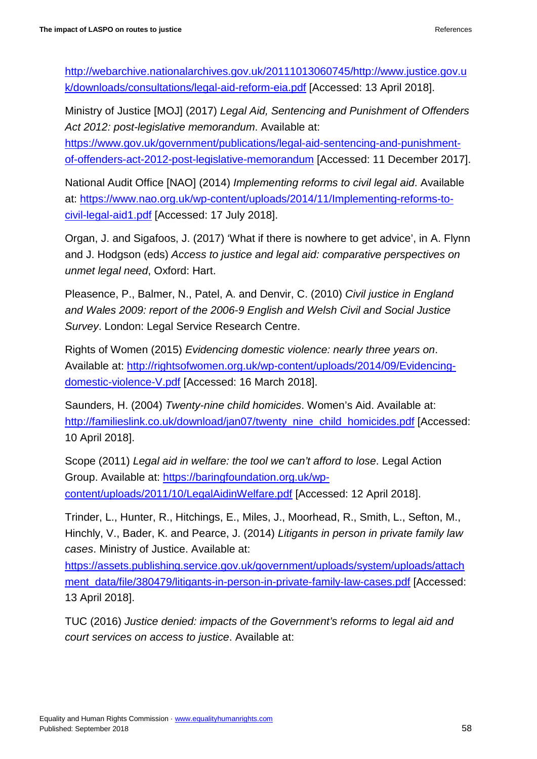http://webarchive.nationalarchives.gov.uk/20111013060745/http://www.justice.gov.uk/downloads/consultations/legal-aid-reform-eia.pdf [Accessed: 13 April 2018].

Ministry of Justice [MOJ] (2017) *Legal Aid, Sentencing and Punishment of Offenders Act 2012: post-legislative memorandum*. Available at: https://www.gov.uk/government/publications/legal-aid-sentencing-and-punishment-of-offenders-act-2012-post-legislative-memorandum [Accessed: 11 December 2017].

National Audit Office [NAO] (2014) *Implementing reforms to civil legal aid*. Available at: https://www.nao.org.uk/wp-content/uploads/2014/11/Implementing-reforms-to-civil-legal-aid1.pdf [Accessed: 17 July 2018].

Organ, J. and Sigafoos, J. (2017) 'What if there is nowhere to get advice', in A. Flynn and J. Hodgson (eds) *Access to justice and legal aid: comparative perspectives on unmet legal need*, Oxford: Hart.

Pleasence, P., Balmer, N., Patel, A. and Denvir, C. (2010) *Civil justice in England and Wales 2009: report of the 2006-9 English and Welsh Civil and Social Justice Survey*. London: Legal Service Research Centre.

Rights of Women (2015) *Evidencing domestic violence: nearly three years on*. Available at: http://rightsofwomen.org.uk/wp-content/uploads/2014/09/Evidencing-domestic-violence-V.pdf [Accessed: 16 March 2018].

Saunders, H. (2004) *Twenty-nine child homicides*. Women's Aid. Available at: http://familieslink.co.uk/download/jan07/twenty_nine_child_homicides.pdf [Accessed: 10 April 2018].

Scope (2011) *Legal aid in welfare: the tool we can't afford to lose*. Legal Action Group. Available at: https://baringfoundation.org.uk/wp-content/uploads/2011/10/LegalAidinWelfare.pdf [Accessed: 12 April 2018].

Trinder, L., Hunter, R., Hitchings, E., Miles, J., Moorhead, R., Smith, L., Sefton, M., Hinchly, V., Bader, K. and Pearce, J. (2014) *Litigants in person in private family law cases*. Ministry of Justice. Available at: https://assets.publishing.service.gov.uk/government/uploads/system/uploads/attachment_data/file/380479/litigants-in-person-in-private-family-law-cases.pdf [Accessed: 13 April 2018].

TUC (2016) *Justice denied: impacts of the Government's reforms to legal aid and court services on access to justice*. Available at: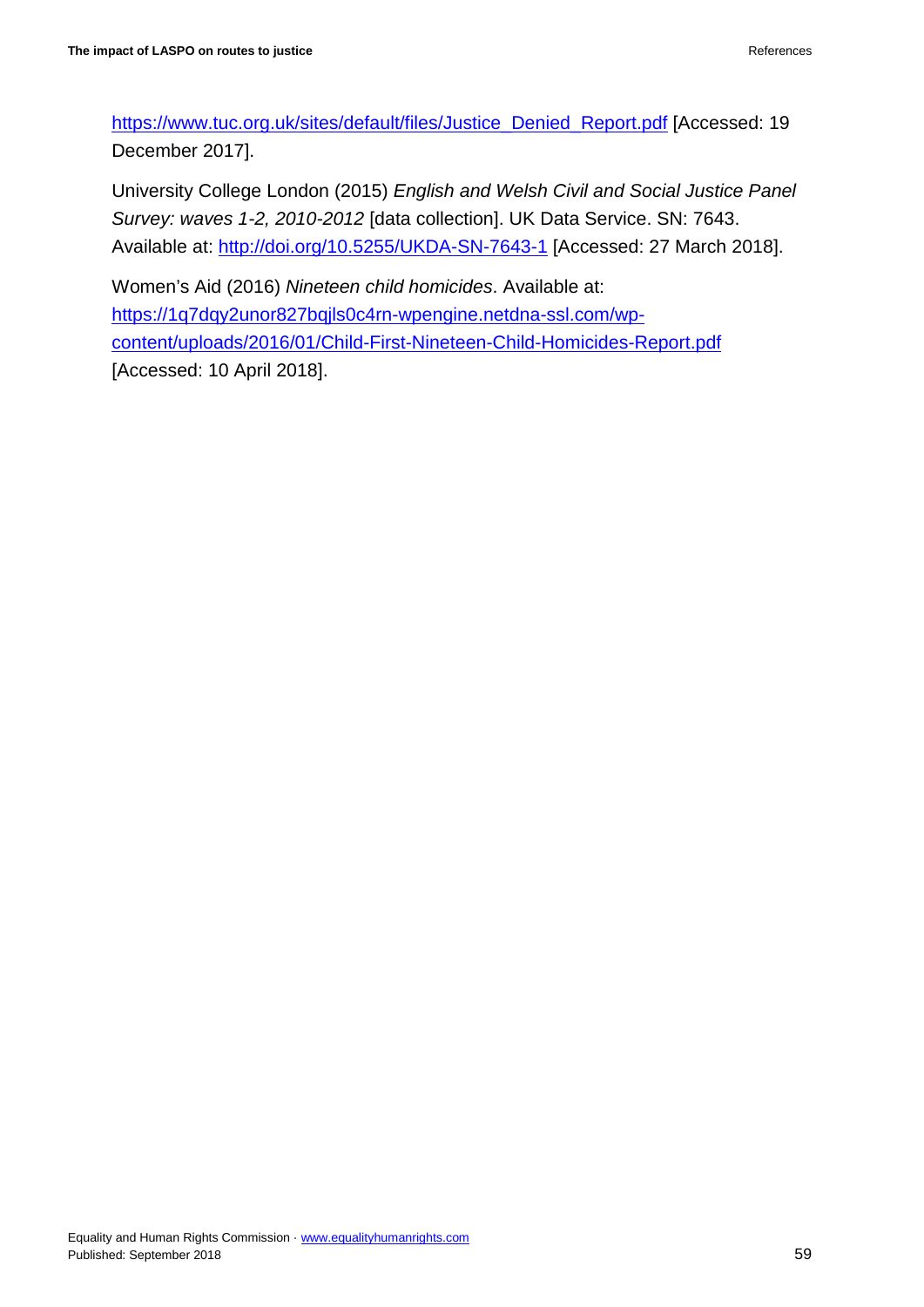https://www.tuc.org.uk/sites/default/files/Justice_Denied_Report.pdf [Accessed: 19 December 2017].

University College London (2015) *English and Welsh Civil and Social Justice Panel Survey: waves 1-2, 2010-2012* [data collection]. UK Data Service. SN: 7643. Available at: http://doi.org/10.5255/UKDA-SN-7643-1 [Accessed: 27 March 2018].

Women's Aid (2016) *Nineteen child homicides*. Available at: https://1q7dqy2unor827bqjls0c4rn-wpengine.netdna-ssl.com/wp-content/uploads/2016/01/Child-First-Nineteen-Child-Homicides-Report.pdf [Accessed: 10 April 2018].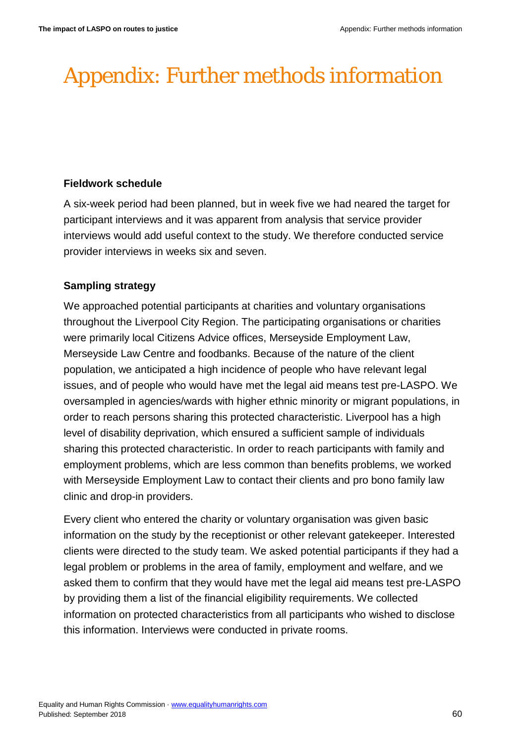# Appendix: Further methods information

**Fieldwork schedule**

A six-week period had been planned, but in week five we had neared the target for participant interviews and it was apparent from analysis that service provider interviews would add useful context to the study. We therefore conducted service provider interviews in weeks six and seven.

**Sampling strategy**

We approached potential participants at charities and voluntary organisations throughout the Liverpool City Region. The participating organisations or charities were primarily local Citizens Advice offices, Merseyside Employment Law, Merseyside Law Centre and foodbanks. Because of the nature of the client population, we anticipated a high incidence of people who have relevant legal issues, and of people who would have met the legal aid means test pre-LASPO. We oversampled in agencies/wards with higher ethnic minority or migrant populations, in order to reach persons sharing this protected characteristic. Liverpool has a high level of disability deprivation, which ensured a sufficient sample of individuals sharing this protected characteristic. In order to reach participants with family and employment problems, which are less common than benefits problems, we worked with Merseyside Employment Law to contact their clients and pro bono family law clinic and drop-in providers.

Every client who entered the charity or voluntary organisation was given basic information on the study by the receptionist or other relevant gatekeeper. Interested clients were directed to the study team. We asked potential participants if they had a legal problem or problems in the area of family, employment and welfare, and we asked them to confirm that they would have met the legal aid means test pre-LASPO by providing them a list of the financial eligibility requirements. We collected information on protected characteristics from all participants who wished to disclose this information. Interviews were conducted in private rooms.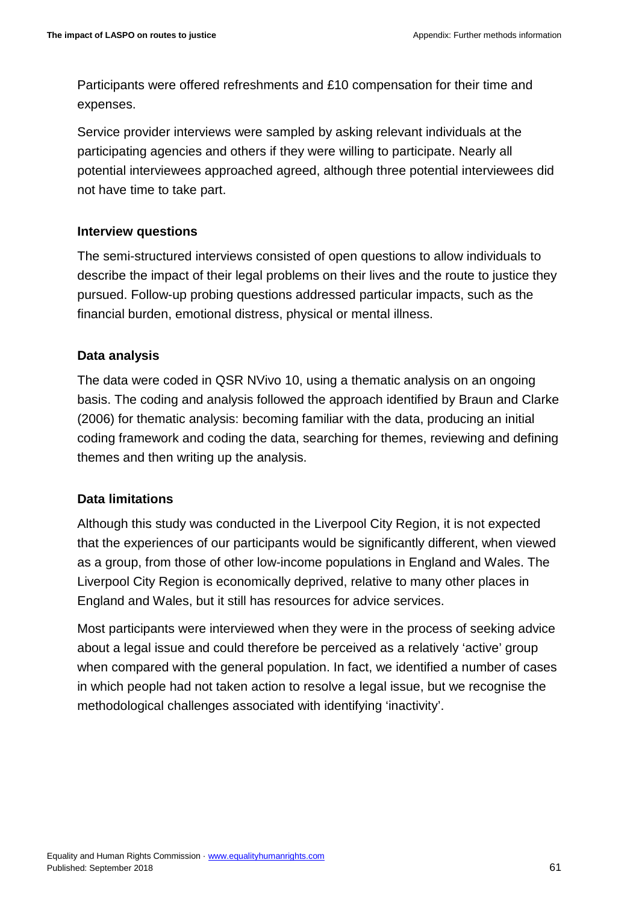Participants were offered refreshments and £10 compensation for their time and expenses.

Service provider interviews were sampled by asking relevant individuals at the participating agencies and others if they were willing to participate. Nearly all potential interviewees approached agreed, although three potential interviewees did not have time to take part.

### Interview questions

The semi-structured interviews consisted of open questions to allow individuals to describe the impact of their legal problems on their lives and the route to justice they pursued. Follow-up probing questions addressed particular impacts, such as the financial burden, emotional distress, physical or mental illness.

### Data analysis

The data were coded in QSR NVivo 10, using a thematic analysis on an ongoing basis. The coding and analysis followed the approach identified by Braun and Clarke (2006) for thematic analysis: becoming familiar with the data, producing an initial coding framework and coding the data, searching for themes, reviewing and defining themes and then writing up the analysis.

### Data limitations

Although this study was conducted in the Liverpool City Region, it is not expected that the experiences of our participants would be significantly different, when viewed as a group, from those of other low-income populations in England and Wales. The Liverpool City Region is economically deprived, relative to many other places in England and Wales, but it still has resources for advice services.

Most participants were interviewed when they were in the process of seeking advice about a legal issue and could therefore be perceived as a relatively 'active' group when compared with the general population. In fact, we identified a number of cases in which people had not taken action to resolve a legal issue, but we recognise the methodological challenges associated with identifying 'inactivity'.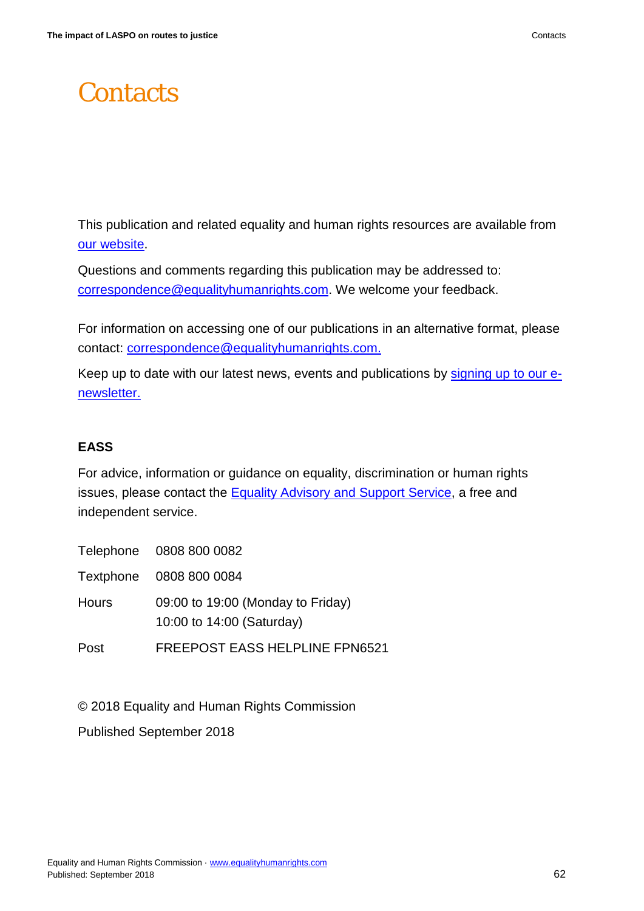# Contacts

This publication and related equality and human rights resources are available from our website.

Questions and comments regarding this publication may be addressed to: correspondence@equalityhumanrights.com. We welcome your feedback.

For information on accessing one of our publications in an alternative format, please contact: correspondence@equalityhumanrights.com.

Keep up to date with our latest news, events and publications by signing up to our e-newsletter.

**EASS**

For advice, information or guidance on equality, discrimination or human rights issues, please contact the Equality Advisory and Support Service, a free and independent service.

| | |
|---|---|
| Telephone | 0808 800 0082 |
| Textphone | 0808 800 0084 |
| Hours | 09:00 to 19:00 (Monday to Friday)<br>10:00 to 14:00 (Saturday) |
| Post | FREEPOST EASS HELPLINE FPN6521 |

© 2018 Equality and Human Rights Commission

Published September 2018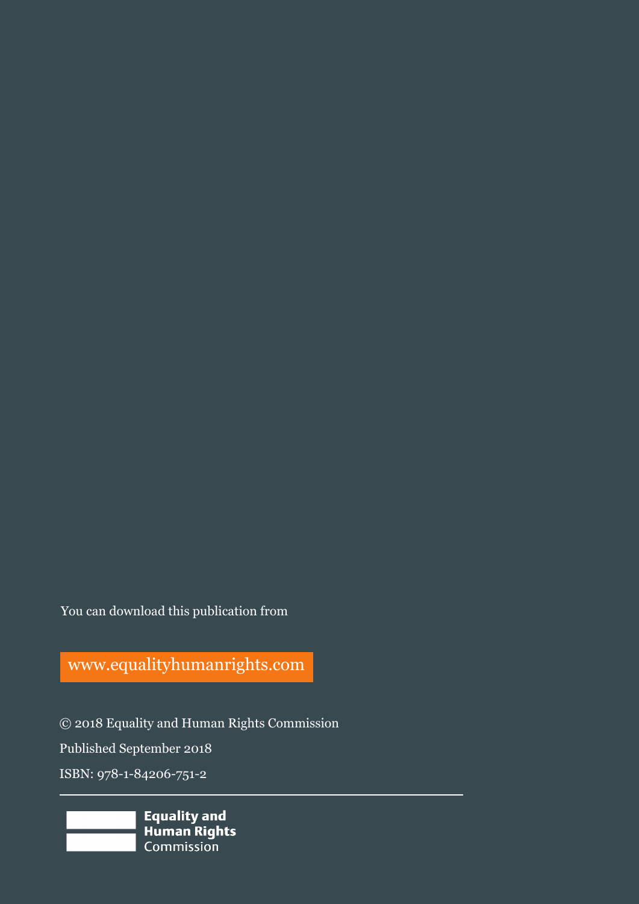You can download this publication from

www.equalityhumanrights.com

© 2018 Equality and Human Rights Commission

Published September 2018

ISBN: 978-1-84206-751-2

**Equality and Human Rights** Commission